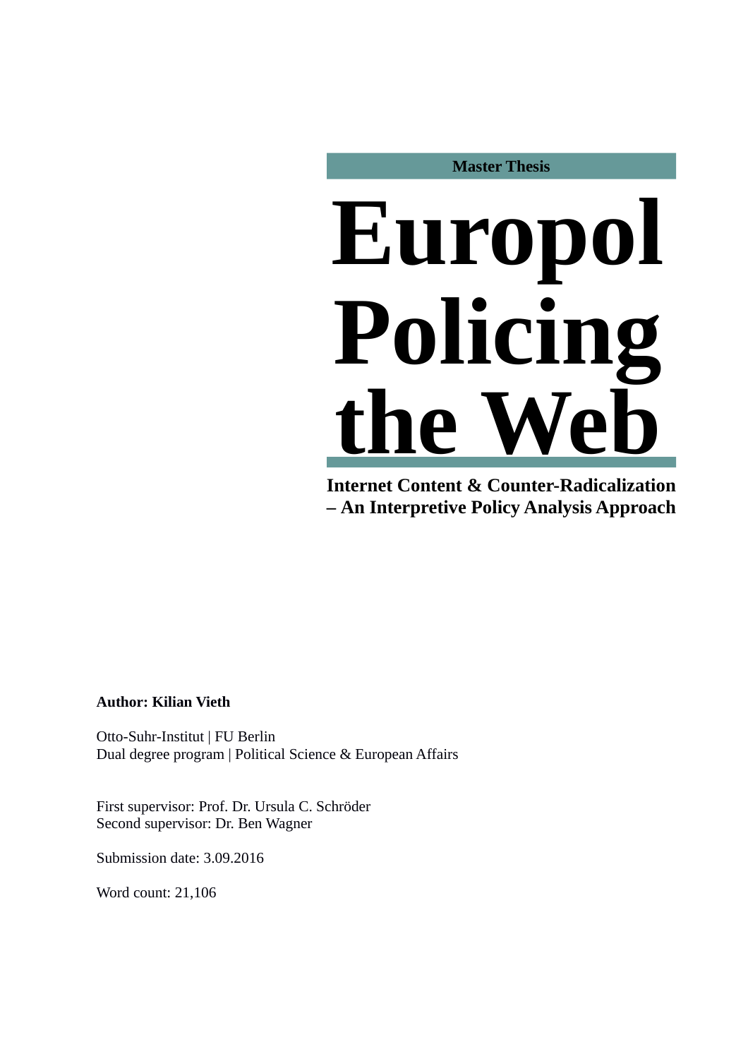**Master Thesis**

# Europol Policing the Web

**Internet Content & Counter-Radicalization – An Interpretive Policy Analysis Approach**

**Author: Kilian Vieth**

Otto-Suhr-Institut | FU Berlin
Dual degree program | Political Science & European Affairs

First supervisor: Prof. Dr. Ursula C. Schröder
Second supervisor: Dr. Ben Wagner

Submission date: 3.09.2016

Word count: 21,106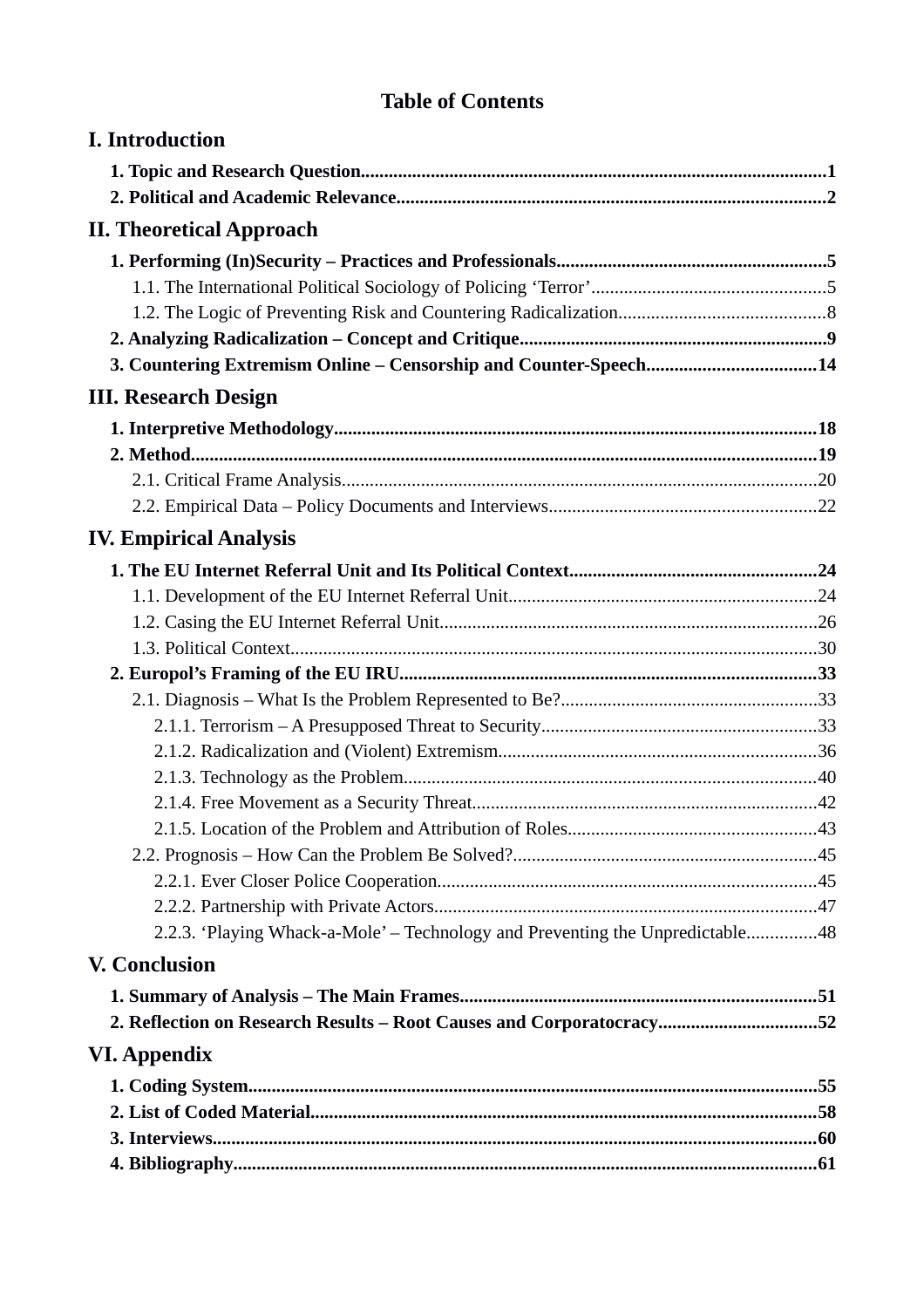# Table of Contents

## I. Introduction

**1. Topic and Research Question** ..... **1**
**2. Political and Academic Relevance** ..... **2**

## II. Theoretical Approach

**1. Performing (In)Security – Practices and Professionals** ..... **5**
- 1.1. The International Political Sociology of Policing 'Terror' ..... 5
- 1.2. The Logic of Preventing Risk and Countering Radicalization ..... 8

**2. Analyzing Radicalization – Concept and Critique** ..... **9**
**3. Countering Extremism Online – Censorship and Counter-Speech** ..... **14**

## III. Research Design

**1. Interpretive Methodology** ..... **18**
**2. Method** ..... **19**
- 2.1. Critical Frame Analysis ..... 20
- 2.2. Empirical Data – Policy Documents and Interviews ..... 22

## IV. Empirical Analysis

**1. The EU Internet Referral Unit and Its Political Context** ..... **24**
- 1.1. Development of the EU Internet Referral Unit ..... 24
- 1.2. Casing the EU Internet Referral Unit ..... 26
- 1.3. Political Context ..... 30

**2. Europol's Framing of the EU IRU** ..... **33**
- 2.1. Diagnosis – What Is the Problem Represented to Be? ..... 33
  - 2.1.1. Terrorism – A Presupposed Threat to Security ..... 33
  - 2.1.2. Radicalization and (Violent) Extremism ..... 36
  - 2.1.3. Technology as the Problem ..... 40
  - 2.1.4. Free Movement as a Security Threat ..... 42
  - 2.1.5. Location of the Problem and Attribution of Roles ..... 43
- 2.2. Prognosis – How Can the Problem Be Solved? ..... 45
  - 2.2.1. Ever Closer Police Cooperation ..... 45
  - 2.2.2. Partnership with Private Actors ..... 47
  - 2.2.3. 'Playing Whack-a-Mole' – Technology and Preventing the Unpredictable ..... 48

## V. Conclusion

**1. Summary of Analysis – The Main Frames** ..... **51**
**2. Reflection on Research Results – Root Causes and Corporatocracy** ..... **52**

## VI. Appendix

**1. Coding System** ..... **55**
**2. List of Coded Material** ..... **58**
**3. Interviews** ..... **60**
**4. Bibliography** ..... **61**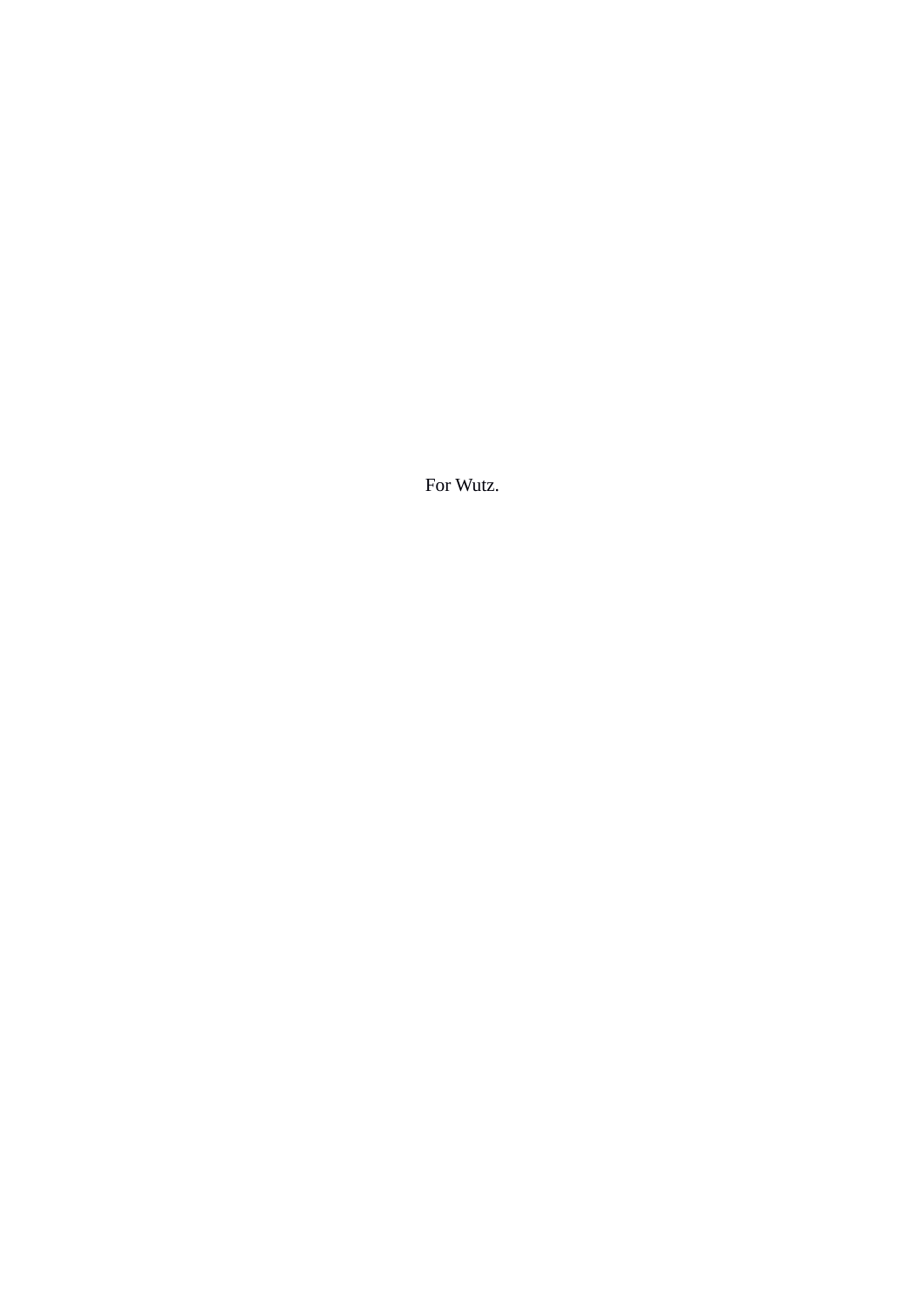For Wutz.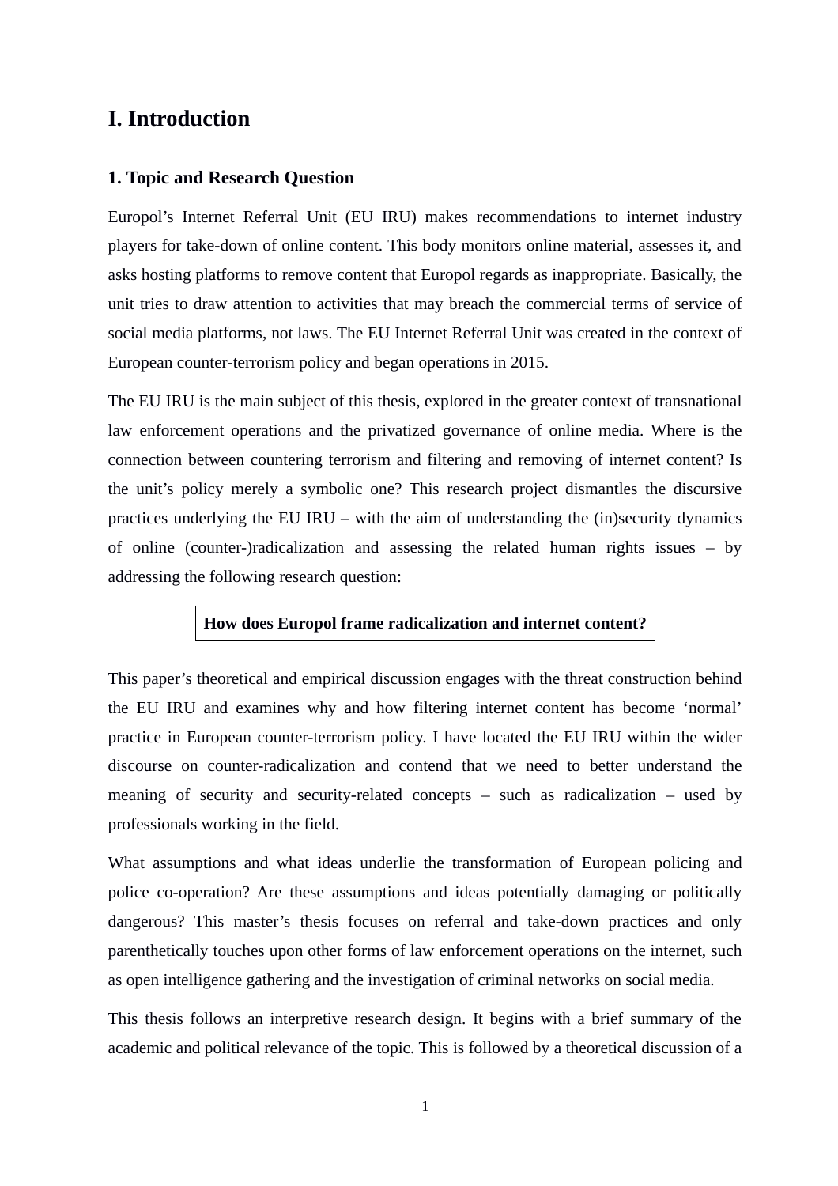# I. Introduction

## 1. Topic and Research Question

Europol's Internet Referral Unit (EU IRU) makes recommendations to internet industry players for take-down of online content. This body monitors online material, assesses it, and asks hosting platforms to remove content that Europol regards as inappropriate. Basically, the unit tries to draw attention to activities that may breach the commercial terms of service of social media platforms, not laws. The EU Internet Referral Unit was created in the context of European counter-terrorism policy and began operations in 2015.

The EU IRU is the main subject of this thesis, explored in the greater context of transnational law enforcement operations and the privatized governance of online media. Where is the connection between countering terrorism and filtering and removing of internet content? Is the unit's policy merely a symbolic one? This research project dismantles the discursive practices underlying the EU IRU – with the aim of understanding the (in)security dynamics of online (counter-)radicalization and assessing the related human rights issues – by addressing the following research question:

**How does Europol frame radicalization and internet content?**

This paper's theoretical and empirical discussion engages with the threat construction behind the EU IRU and examines why and how filtering internet content has become 'normal' practice in European counter-terrorism policy. I have located the EU IRU within the wider discourse on counter-radicalization and contend that we need to better understand the meaning of security and security-related concepts – such as radicalization – used by professionals working in the field.

What assumptions and what ideas underlie the transformation of European policing and police co-operation? Are these assumptions and ideas potentially damaging or politically dangerous? This master's thesis focuses on referral and take-down practices and only parenthetically touches upon other forms of law enforcement operations on the internet, such as open intelligence gathering and the investigation of criminal networks on social media.

This thesis follows an interpretive research design. It begins with a brief summary of the academic and political relevance of the topic. This is followed by a theoretical discussion of a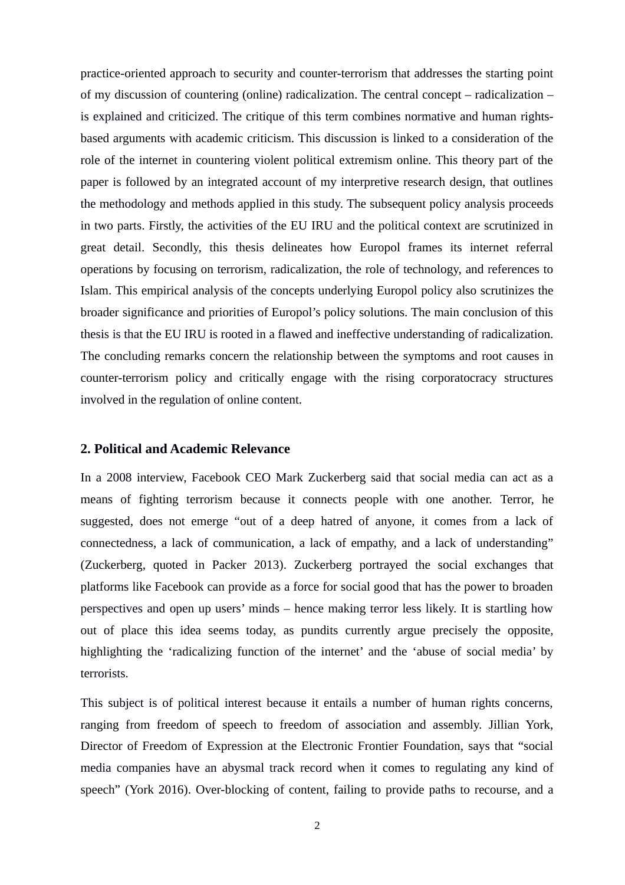practice-oriented approach to security and counter-terrorism that addresses the starting point of my discussion of countering (online) radicalization. The central concept – radicalization – is explained and criticized. The critique of this term combines normative and human rights-based arguments with academic criticism. This discussion is linked to a consideration of the role of the internet in countering violent political extremism online. This theory part of the paper is followed by an integrated account of my interpretive research design, that outlines the methodology and methods applied in this study. The subsequent policy analysis proceeds in two parts. Firstly, the activities of the EU IRU and the political context are scrutinized in great detail. Secondly, this thesis delineates how Europol frames its internet referral operations by focusing on terrorism, radicalization, the role of technology, and references to Islam. This empirical analysis of the concepts underlying Europol policy also scrutinizes the broader significance and priorities of Europol's policy solutions. The main conclusion of this thesis is that the EU IRU is rooted in a flawed and ineffective understanding of radicalization. The concluding remarks concern the relationship between the symptoms and root causes in counter-terrorism policy and critically engage with the rising corporatocracy structures involved in the regulation of online content.

## 2. Political and Academic Relevance

In a 2008 interview, Facebook CEO Mark Zuckerberg said that social media can act as a means of fighting terrorism because it connects people with one another. Terror, he suggested, does not emerge "out of a deep hatred of anyone, it comes from a lack of connectedness, a lack of communication, a lack of empathy, and a lack of understanding" (Zuckerberg, quoted in Packer 2013). Zuckerberg portrayed the social exchanges that platforms like Facebook can provide as a force for social good that has the power to broaden perspectives and open up users' minds – hence making terror less likely. It is startling how out of place this idea seems today, as pundits currently argue precisely the opposite, highlighting the 'radicalizing function of the internet' and the 'abuse of social media' by terrorists.

This subject is of political interest because it entails a number of human rights concerns, ranging from freedom of speech to freedom of association and assembly. Jillian York, Director of Freedom of Expression at the Electronic Frontier Foundation, says that "social media companies have an abysmal track record when it comes to regulating any kind of speech" (York 2016). Over-blocking of content, failing to provide paths to recourse, and a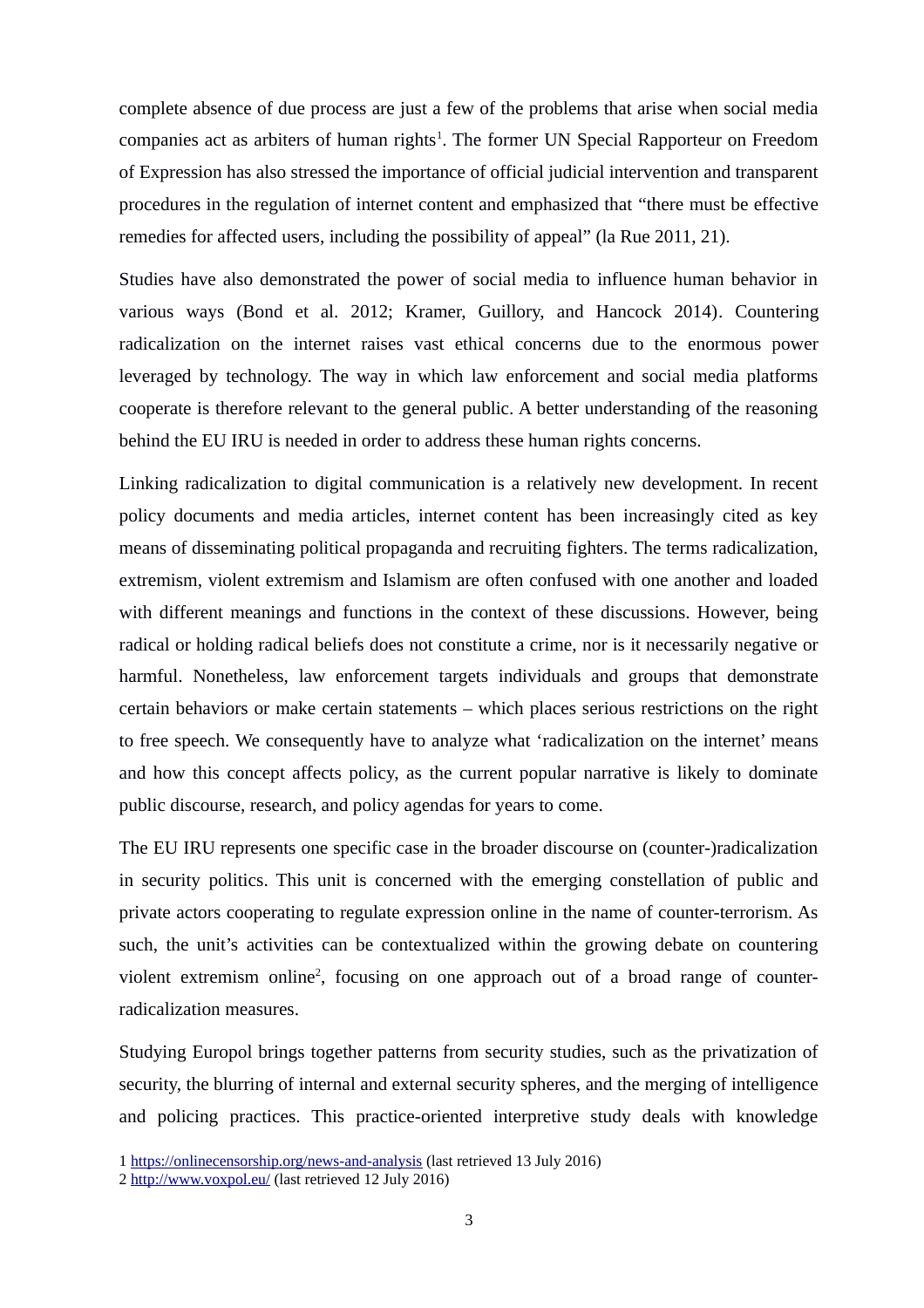complete absence of due process are just a few of the problems that arise when social media companies act as arbiters of human rights[1]. The former UN Special Rapporteur on Freedom of Expression has also stressed the importance of official judicial intervention and transparent procedures in the regulation of internet content and emphasized that "there must be effective remedies for affected users, including the possibility of appeal" (la Rue 2011, 21).

Studies have also demonstrated the power of social media to influence human behavior in various ways (Bond et al. 2012; Kramer, Guillory, and Hancock 2014). Countering radicalization on the internet raises vast ethical concerns due to the enormous power leveraged by technology. The way in which law enforcement and social media platforms cooperate is therefore relevant to the general public. A better understanding of the reasoning behind the EU IRU is needed in order to address these human rights concerns.

Linking radicalization to digital communication is a relatively new development. In recent policy documents and media articles, internet content has been increasingly cited as key means of disseminating political propaganda and recruiting fighters. The terms radicalization, extremism, violent extremism and Islamism are often confused with one another and loaded with different meanings and functions in the context of these discussions. However, being radical or holding radical beliefs does not constitute a crime, nor is it necessarily negative or harmful. Nonetheless, law enforcement targets individuals and groups that demonstrate certain behaviors or make certain statements – which places serious restrictions on the right to free speech. We consequently have to analyze what 'radicalization on the internet' means and how this concept affects policy, as the current popular narrative is likely to dominate public discourse, research, and policy agendas for years to come.

The EU IRU represents one specific case in the broader discourse on (counter-)radicalization in security politics. This unit is concerned with the emerging constellation of public and private actors cooperating to regulate expression online in the name of counter-terrorism. As such, the unit's activities can be contextualized within the growing debate on countering violent extremism online[2], focusing on one approach out of a broad range of counter-radicalization measures.

Studying Europol brings together patterns from security studies, such as the privatization of security, the blurring of internal and external security spheres, and the merging of intelligence and policing practices. This practice-oriented interpretive study deals with knowledge

1 https://onlinecensorship.org/news-and-analysis (last retrieved 13 July 2016)

2 http://www.voxpol.eu/ (last retrieved 12 July 2016)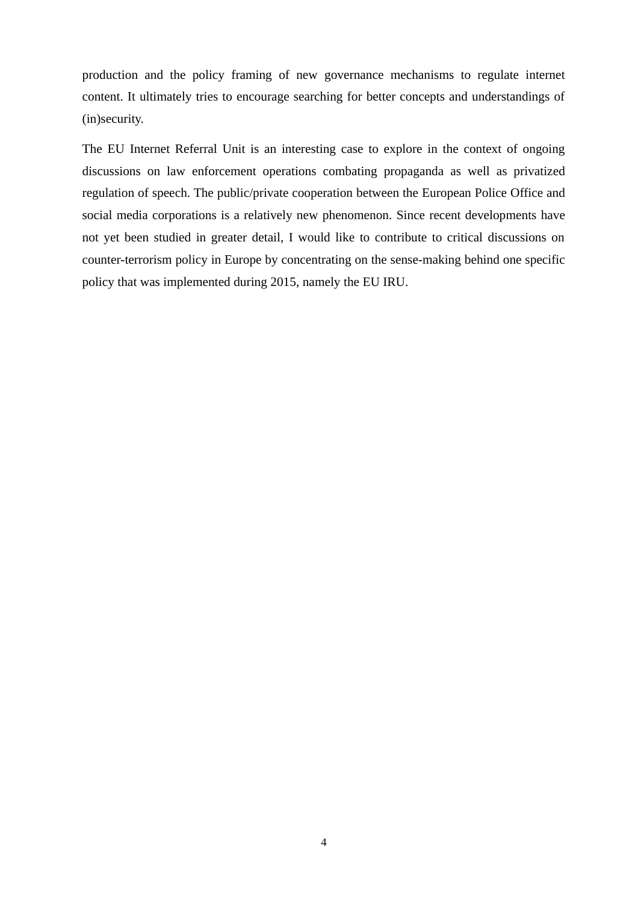production and the policy framing of new governance mechanisms to regulate internet content. It ultimately tries to encourage searching for better concepts and understandings of (in)security.

The EU Internet Referral Unit is an interesting case to explore in the context of ongoing discussions on law enforcement operations combating propaganda as well as privatized regulation of speech. The public/private cooperation between the European Police Office and social media corporations is a relatively new phenomenon. Since recent developments have not yet been studied in greater detail, I would like to contribute to critical discussions on counter-terrorism policy in Europe by concentrating on the sense-making behind one specific policy that was implemented during 2015, namely the EU IRU.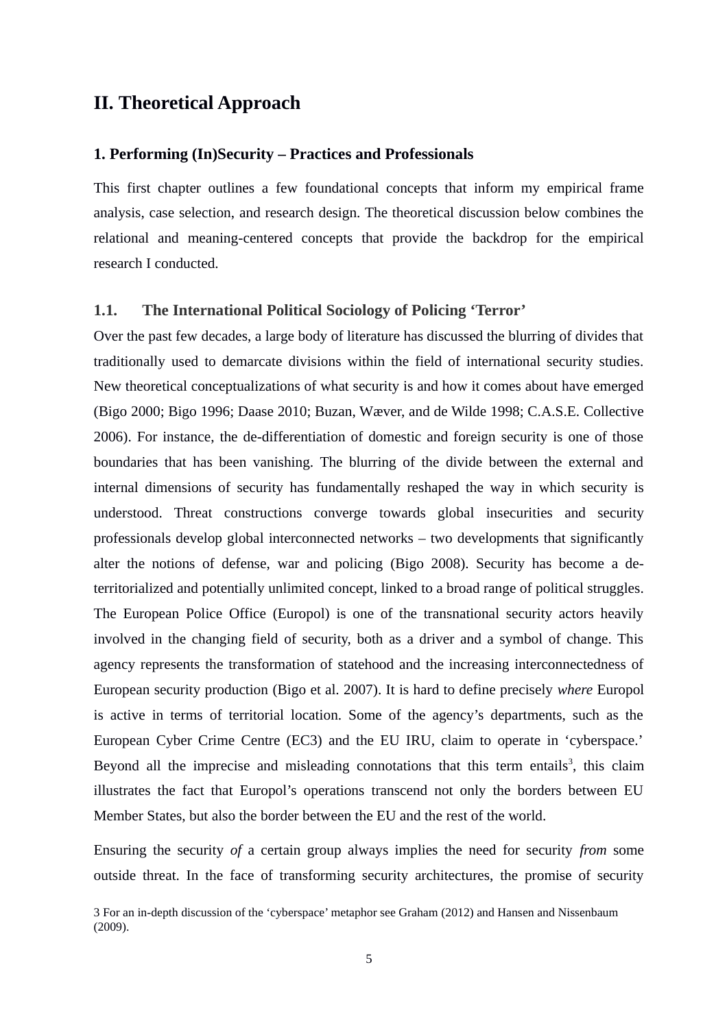# II. Theoretical Approach

## 1. Performing (In)Security – Practices and Professionals

This first chapter outlines a few foundational concepts that inform my empirical frame analysis, case selection, and research design. The theoretical discussion below combines the relational and meaning-centered concepts that provide the backdrop for the empirical research I conducted.

### 1.1. The International Political Sociology of Policing 'Terror'

Over the past few decades, a large body of literature has discussed the blurring of divides that traditionally used to demarcate divisions within the field of international security studies. New theoretical conceptualizations of what security is and how it comes about have emerged (Bigo 2000; Bigo 1996; Daase 2010; Buzan, Wæver, and de Wilde 1998; C.A.S.E. Collective 2006). For instance, the de-differentiation of domestic and foreign security is one of those boundaries that has been vanishing. The blurring of the divide between the external and internal dimensions of security has fundamentally reshaped the way in which security is understood. Threat constructions converge towards global insecurities and security professionals develop global interconnected networks – two developments that significantly alter the notions of defense, war and policing (Bigo 2008). Security has become a de-territorialized and potentially unlimited concept, linked to a broad range of political struggles. The European Police Office (Europol) is one of the transnational security actors heavily involved in the changing field of security, both as a driver and a symbol of change. This agency represents the transformation of statehood and the increasing interconnectedness of European security production (Bigo et al. 2007). It is hard to define precisely *where* Europol is active in terms of territorial location. Some of the agency's departments, such as the European Cyber Crime Centre (EC3) and the EU IRU, claim to operate in 'cyberspace.' Beyond all the imprecise and misleading connotations that this term entails[3], this claim illustrates the fact that Europol's operations transcend not only the borders between EU Member States, but also the border between the EU and the rest of the world.

Ensuring the security *of* a certain group always implies the need for security *from* some outside threat. In the face of transforming security architectures, the promise of security

3 For an in-depth discussion of the 'cyberspace' metaphor see Graham (2012) and Hansen and Nissenbaum (2009).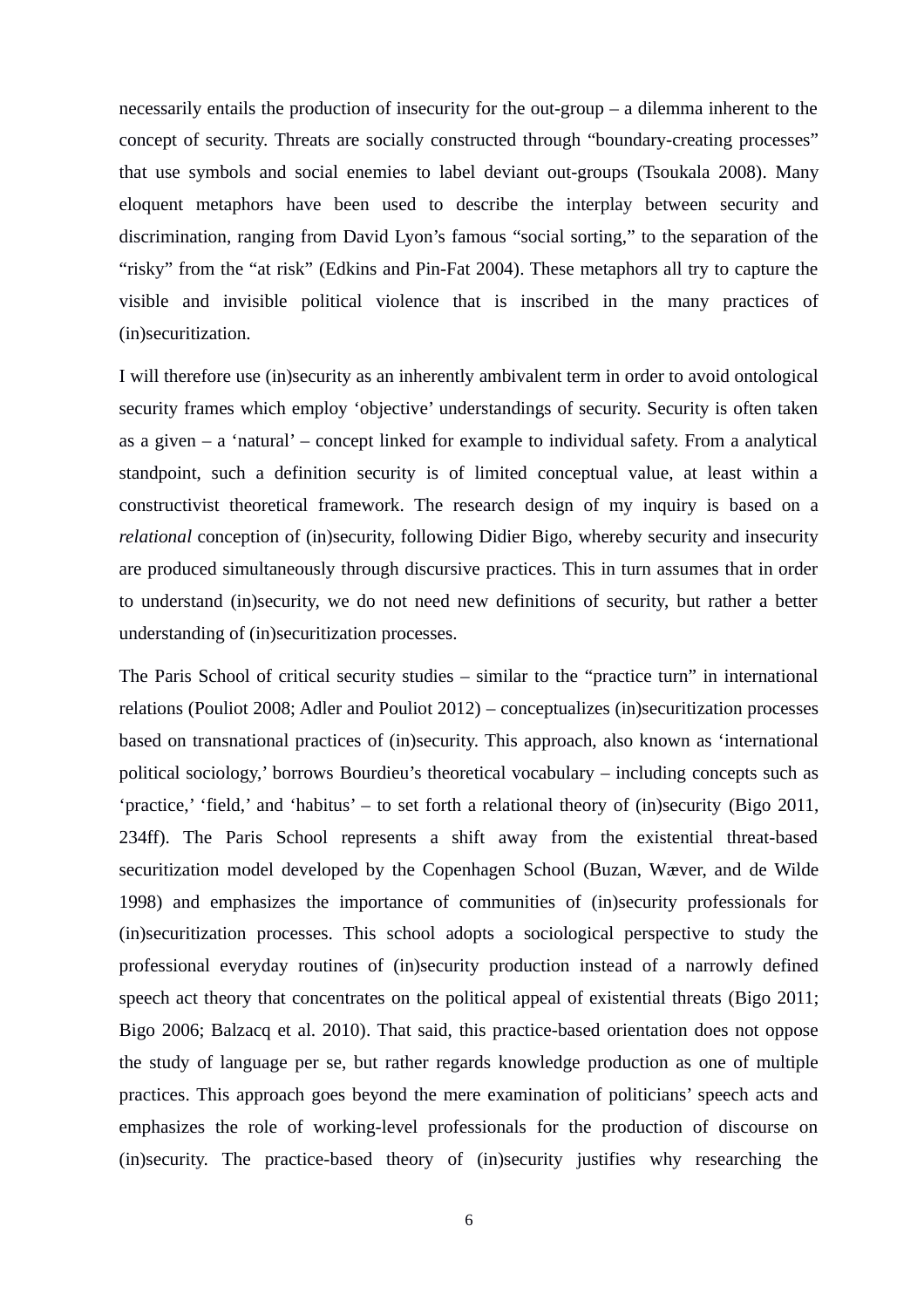necessarily entails the production of insecurity for the out-group – a dilemma inherent to the concept of security. Threats are socially constructed through "boundary-creating processes" that use symbols and social enemies to label deviant out-groups (Tsoukala 2008). Many eloquent metaphors have been used to describe the interplay between security and discrimination, ranging from David Lyon's famous "social sorting," to the separation of the "risky" from the "at risk" (Edkins and Pin-Fat 2004). These metaphors all try to capture the visible and invisible political violence that is inscribed in the many practices of (in)securitization.

I will therefore use (in)security as an inherently ambivalent term in order to avoid ontological security frames which employ 'objective' understandings of security. Security is often taken as a given – a 'natural' – concept linked for example to individual safety. From a analytical standpoint, such a definition security is of limited conceptual value, at least within a constructivist theoretical framework. The research design of my inquiry is based on a *relational* conception of (in)security, following Didier Bigo, whereby security and insecurity are produced simultaneously through discursive practices. This in turn assumes that in order to understand (in)security, we do not need new definitions of security, but rather a better understanding of (in)securitization processes.

The Paris School of critical security studies – similar to the "practice turn" in international relations (Pouliot 2008; Adler and Pouliot 2012) – conceptualizes (in)securitization processes based on transnational practices of (in)security. This approach, also known as 'international political sociology,' borrows Bourdieu's theoretical vocabulary – including concepts such as 'practice,' 'field,' and 'habitus' – to set forth a relational theory of (in)security (Bigo 2011, 234ff). The Paris School represents a shift away from the existential threat-based securitization model developed by the Copenhagen School (Buzan, Wæver, and de Wilde 1998) and emphasizes the importance of communities of (in)security professionals for (in)securitization processes. This school adopts a sociological perspective to study the professional everyday routines of (in)security production instead of a narrowly defined speech act theory that concentrates on the political appeal of existential threats (Bigo 2011; Bigo 2006; Balzacq et al. 2010). That said, this practice-based orientation does not oppose the study of language per se, but rather regards knowledge production as one of multiple practices. This approach goes beyond the mere examination of politicians' speech acts and emphasizes the role of working-level professionals for the production of discourse on (in)security. The practice-based theory of (in)security justifies why researching the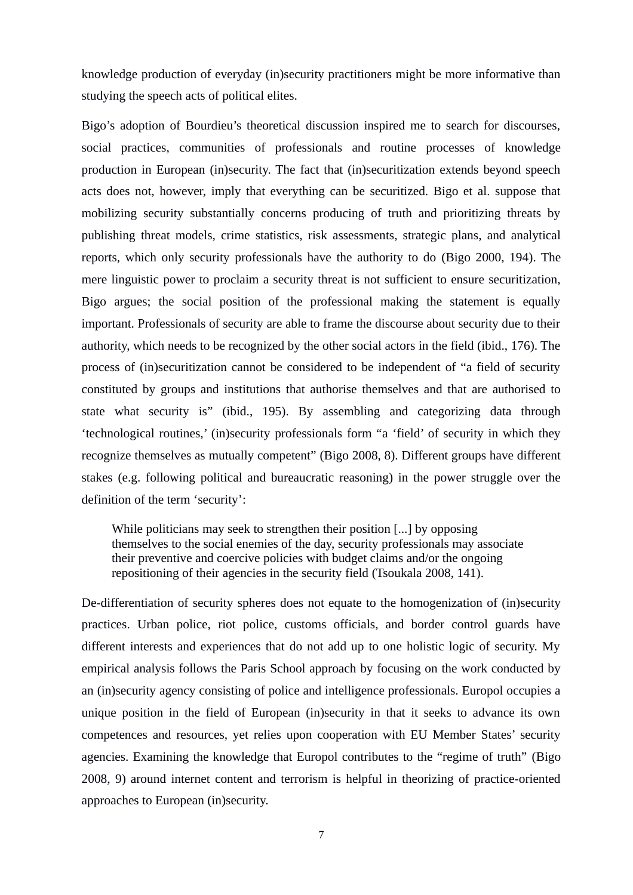knowledge production of everyday (in)security practitioners might be more informative than studying the speech acts of political elites.

Bigo's adoption of Bourdieu's theoretical discussion inspired me to search for discourses, social practices, communities of professionals and routine processes of knowledge production in European (in)security. The fact that (in)securitization extends beyond speech acts does not, however, imply that everything can be securitized. Bigo et al. suppose that mobilizing security substantially concerns producing of truth and prioritizing threats by publishing threat models, crime statistics, risk assessments, strategic plans, and analytical reports, which only security professionals have the authority to do (Bigo 2000, 194). The mere linguistic power to proclaim a security threat is not sufficient to ensure securitization, Bigo argues; the social position of the professional making the statement is equally important. Professionals of security are able to frame the discourse about security due to their authority, which needs to be recognized by the other social actors in the field (ibid., 176). The process of (in)securitization cannot be considered to be independent of "a field of security constituted by groups and institutions that authorise themselves and that are authorised to state what security is" (ibid., 195). By assembling and categorizing data through 'technological routines,' (in)security professionals form "a 'field' of security in which they recognize themselves as mutually competent" (Bigo 2008, 8). Different groups have different stakes (e.g. following political and bureaucratic reasoning) in the power struggle over the definition of the term 'security':

> While politicians may seek to strengthen their position [...] by opposing themselves to the social enemies of the day, security professionals may associate their preventive and coercive policies with budget claims and/or the ongoing repositioning of their agencies in the security field (Tsoukala 2008, 141).

De-differentiation of security spheres does not equate to the homogenization of (in)security practices. Urban police, riot police, customs officials, and border control guards have different interests and experiences that do not add up to one holistic logic of security. My empirical analysis follows the Paris School approach by focusing on the work conducted by an (in)security agency consisting of police and intelligence professionals. Europol occupies a unique position in the field of European (in)security in that it seeks to advance its own competences and resources, yet relies upon cooperation with EU Member States' security agencies. Examining the knowledge that Europol contributes to the "regime of truth" (Bigo 2008, 9) around internet content and terrorism is helpful in theorizing of practice-oriented approaches to European (in)security.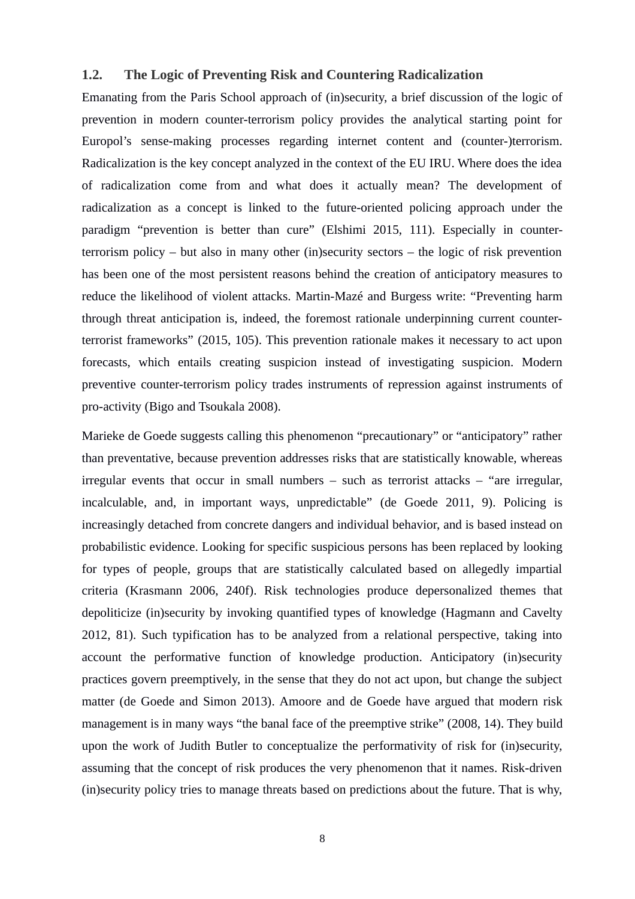## 1.2. The Logic of Preventing Risk and Countering Radicalization

Emanating from the Paris School approach of (in)security, a brief discussion of the logic of prevention in modern counter-terrorism policy provides the analytical starting point for Europol's sense-making processes regarding internet content and (counter-)terrorism. Radicalization is the key concept analyzed in the context of the EU IRU. Where does the idea of radicalization come from and what does it actually mean? The development of radicalization as a concept is linked to the future-oriented policing approach under the paradigm "prevention is better than cure" (Elshimi 2015, 111). Especially in counter-terrorism policy – but also in many other (in)security sectors – the logic of risk prevention has been one of the most persistent reasons behind the creation of anticipatory measures to reduce the likelihood of violent attacks. Martin-Mazé and Burgess write: "Preventing harm through threat anticipation is, indeed, the foremost rationale underpinning current counter-terrorist frameworks" (2015, 105). This prevention rationale makes it necessary to act upon forecasts, which entails creating suspicion instead of investigating suspicion. Modern preventive counter-terrorism policy trades instruments of repression against instruments of pro-activity (Bigo and Tsoukala 2008).

Marieke de Goede suggests calling this phenomenon "precautionary" or "anticipatory" rather than preventative, because prevention addresses risks that are statistically knowable, whereas irregular events that occur in small numbers – such as terrorist attacks – "are irregular, incalculable, and, in important ways, unpredictable" (de Goede 2011, 9). Policing is increasingly detached from concrete dangers and individual behavior, and is based instead on probabilistic evidence. Looking for specific suspicious persons has been replaced by looking for types of people, groups that are statistically calculated based on allegedly impartial criteria (Krasmann 2006, 240f). Risk technologies produce depersonalized themes that depoliticize (in)security by invoking quantified types of knowledge (Hagmann and Cavelty 2012, 81). Such typification has to be analyzed from a relational perspective, taking into account the performative function of knowledge production. Anticipatory (in)security practices govern preemptively, in the sense that they do not act upon, but change the subject matter (de Goede and Simon 2013). Amoore and de Goede have argued that modern risk management is in many ways "the banal face of the preemptive strike" (2008, 14). They build upon the work of Judith Butler to conceptualize the performativity of risk for (in)security, assuming that the concept of risk produces the very phenomenon that it names. Risk-driven (in)security policy tries to manage threats based on predictions about the future. That is why,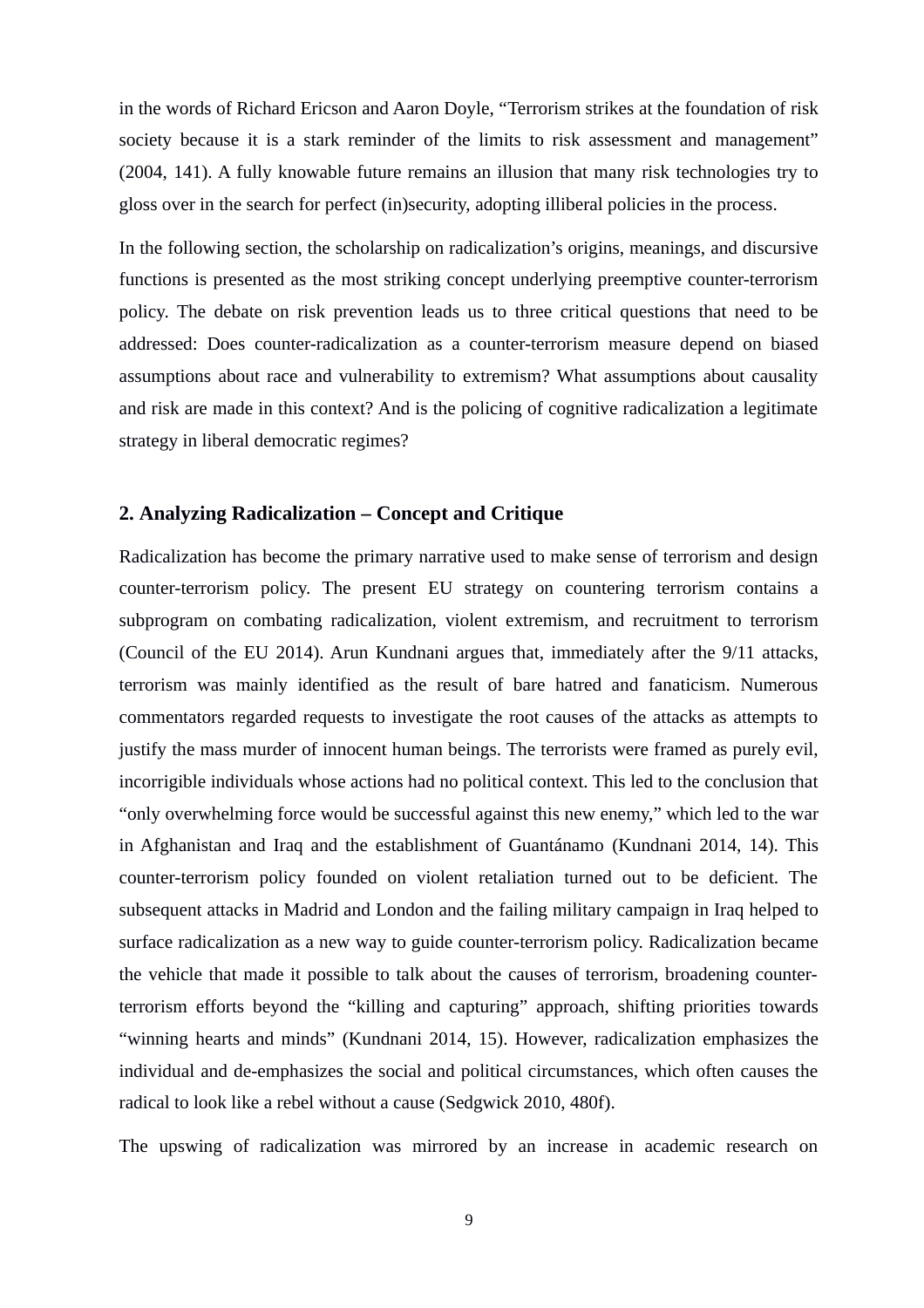in the words of Richard Ericson and Aaron Doyle, “Terrorism strikes at the foundation of risk society because it is a stark reminder of the limits to risk assessment and management” (2004, 141). A fully knowable future remains an illusion that many risk technologies try to gloss over in the search for perfect (in)security, adopting illiberal policies in the process.

In the following section, the scholarship on radicalization’s origins, meanings, and discursive functions is presented as the most striking concept underlying preemptive counter-terrorism policy. The debate on risk prevention leads us to three critical questions that need to be addressed: Does counter-radicalization as a counter-terrorism measure depend on biased assumptions about race and vulnerability to extremism? What assumptions about causality and risk are made in this context? And is the policing of cognitive radicalization a legitimate strategy in liberal democratic regimes?

## 2. Analyzing Radicalization – Concept and Critique

Radicalization has become the primary narrative used to make sense of terrorism and design counter-terrorism policy. The present EU strategy on countering terrorism contains a subprogram on combating radicalization, violent extremism, and recruitment to terrorism (Council of the EU 2014). Arun Kundnani argues that, immediately after the 9/11 attacks, terrorism was mainly identified as the result of bare hatred and fanaticism. Numerous commentators regarded requests to investigate the root causes of the attacks as attempts to justify the mass murder of innocent human beings. The terrorists were framed as purely evil, incorrigible individuals whose actions had no political context. This led to the conclusion that “only overwhelming force would be successful against this new enemy,” which led to the war in Afghanistan and Iraq and the establishment of Guantánamo (Kundnani 2014, 14). This counter-terrorism policy founded on violent retaliation turned out to be deficient. The subsequent attacks in Madrid and London and the failing military campaign in Iraq helped to surface radicalization as a new way to guide counter-terrorism policy. Radicalization became the vehicle that made it possible to talk about the causes of terrorism, broadening counter-terrorism efforts beyond the “killing and capturing” approach, shifting priorities towards “winning hearts and minds” (Kundnani 2014, 15). However, radicalization emphasizes the individual and de-emphasizes the social and political circumstances, which often causes the radical to look like a rebel without a cause (Sedgwick 2010, 480f).

The upswing of radicalization was mirrored by an increase in academic research on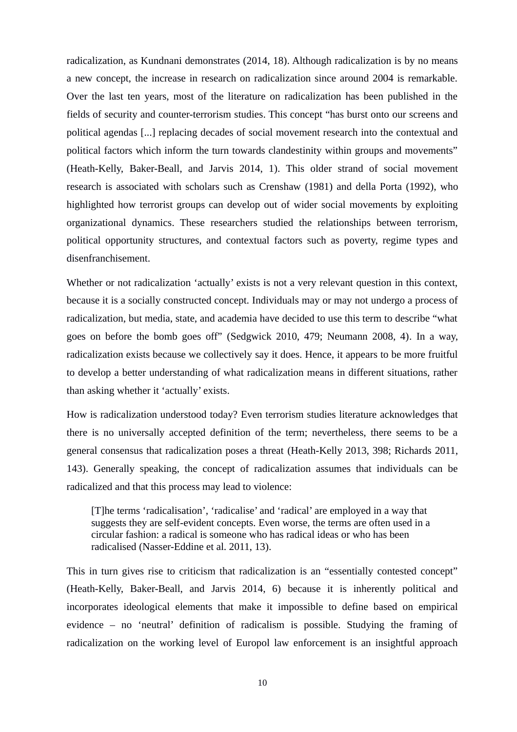radicalization, as Kundnani demonstrates (2014, 18). Although radicalization is by no means a new concept, the increase in research on radicalization since around 2004 is remarkable. Over the last ten years, most of the literature on radicalization has been published in the fields of security and counter-terrorism studies. This concept "has burst onto our screens and political agendas [...] replacing decades of social movement research into the contextual and political factors which inform the turn towards clandestinity within groups and movements" (Heath-Kelly, Baker-Beall, and Jarvis 2014, 1). This older strand of social movement research is associated with scholars such as Crenshaw (1981) and della Porta (1992), who highlighted how terrorist groups can develop out of wider social movements by exploiting organizational dynamics. These researchers studied the relationships between terrorism, political opportunity structures, and contextual factors such as poverty, regime types and disenfranchisement.

Whether or not radicalization 'actually' exists is not a very relevant question in this context, because it is a socially constructed concept. Individuals may or may not undergo a process of radicalization, but media, state, and academia have decided to use this term to describe "what goes on before the bomb goes off" (Sedgwick 2010, 479; Neumann 2008, 4). In a way, radicalization exists because we collectively say it does. Hence, it appears to be more fruitful to develop a better understanding of what radicalization means in different situations, rather than asking whether it 'actually' exists.

How is radicalization understood today? Even terrorism studies literature acknowledges that there is no universally accepted definition of the term; nevertheless, there seems to be a general consensus that radicalization poses a threat (Heath-Kelly 2013, 398; Richards 2011, 143). Generally speaking, the concept of radicalization assumes that individuals can be radicalized and that this process may lead to violence:

> [T]he terms 'radicalisation', 'radicalise' and 'radical' are employed in a way that suggests they are self-evident concepts. Even worse, the terms are often used in a circular fashion: a radical is someone who has radical ideas or who has been radicalised (Nasser-Eddine et al. 2011, 13).

This in turn gives rise to criticism that radicalization is an "essentially contested concept" (Heath-Kelly, Baker-Beall, and Jarvis 2014, 6) because it is inherently political and incorporates ideological elements that make it impossible to define based on empirical evidence – no 'neutral' definition of radicalism is possible. Studying the framing of radicalization on the working level of Europol law enforcement is an insightful approach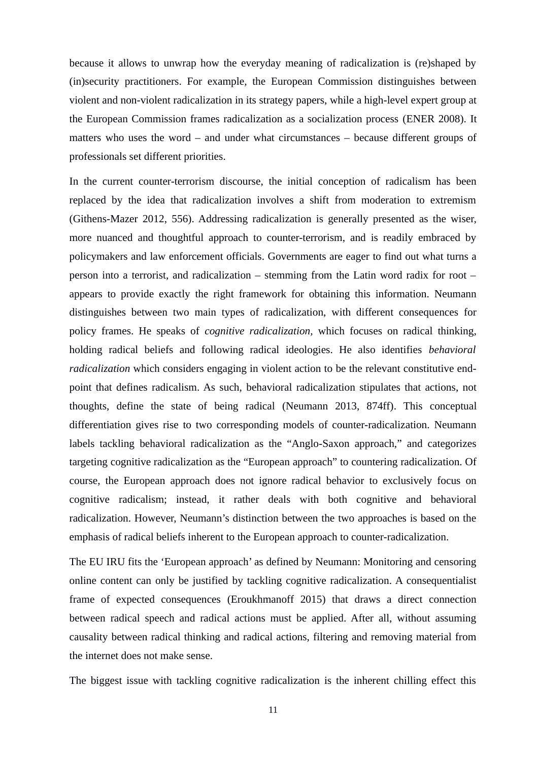because it allows to unwrap how the everyday meaning of radicalization is (re)shaped by (in)security practitioners. For example, the European Commission distinguishes between violent and non-violent radicalization in its strategy papers, while a high-level expert group at the European Commission frames radicalization as a socialization process (ENER 2008). It matters who uses the word – and under what circumstances – because different groups of professionals set different priorities.

In the current counter-terrorism discourse, the initial conception of radicalism has been replaced by the idea that radicalization involves a shift from moderation to extremism (Githens-Mazer 2012, 556). Addressing radicalization is generally presented as the wiser, more nuanced and thoughtful approach to counter-terrorism, and is readily embraced by policymakers and law enforcement officials. Governments are eager to find out what turns a person into a terrorist, and radicalization – stemming from the Latin word radix for root – appears to provide exactly the right framework for obtaining this information. Neumann distinguishes between two main types of radicalization, with different consequences for policy frames. He speaks of *cognitive radicalization*, which focuses on radical thinking, holding radical beliefs and following radical ideologies. He also identifies *behavioral radicalization* which considers engaging in violent action to be the relevant constitutive end-point that defines radicalism. As such, behavioral radicalization stipulates that actions, not thoughts, define the state of being radical (Neumann 2013, 874ff). This conceptual differentiation gives rise to two corresponding models of counter-radicalization. Neumann labels tackling behavioral radicalization as the "Anglo-Saxon approach," and categorizes targeting cognitive radicalization as the "European approach" to countering radicalization. Of course, the European approach does not ignore radical behavior to exclusively focus on cognitive radicalism; instead, it rather deals with both cognitive and behavioral radicalization. However, Neumann's distinction between the two approaches is based on the emphasis of radical beliefs inherent to the European approach to counter-radicalization.

The EU IRU fits the 'European approach' as defined by Neumann: Monitoring and censoring online content can only be justified by tackling cognitive radicalization. A consequentialist frame of expected consequences (Eroukhmanoff 2015) that draws a direct connection between radical speech and radical actions must be applied. After all, without assuming causality between radical thinking and radical actions, filtering and removing material from the internet does not make sense.

The biggest issue with tackling cognitive radicalization is the inherent chilling effect this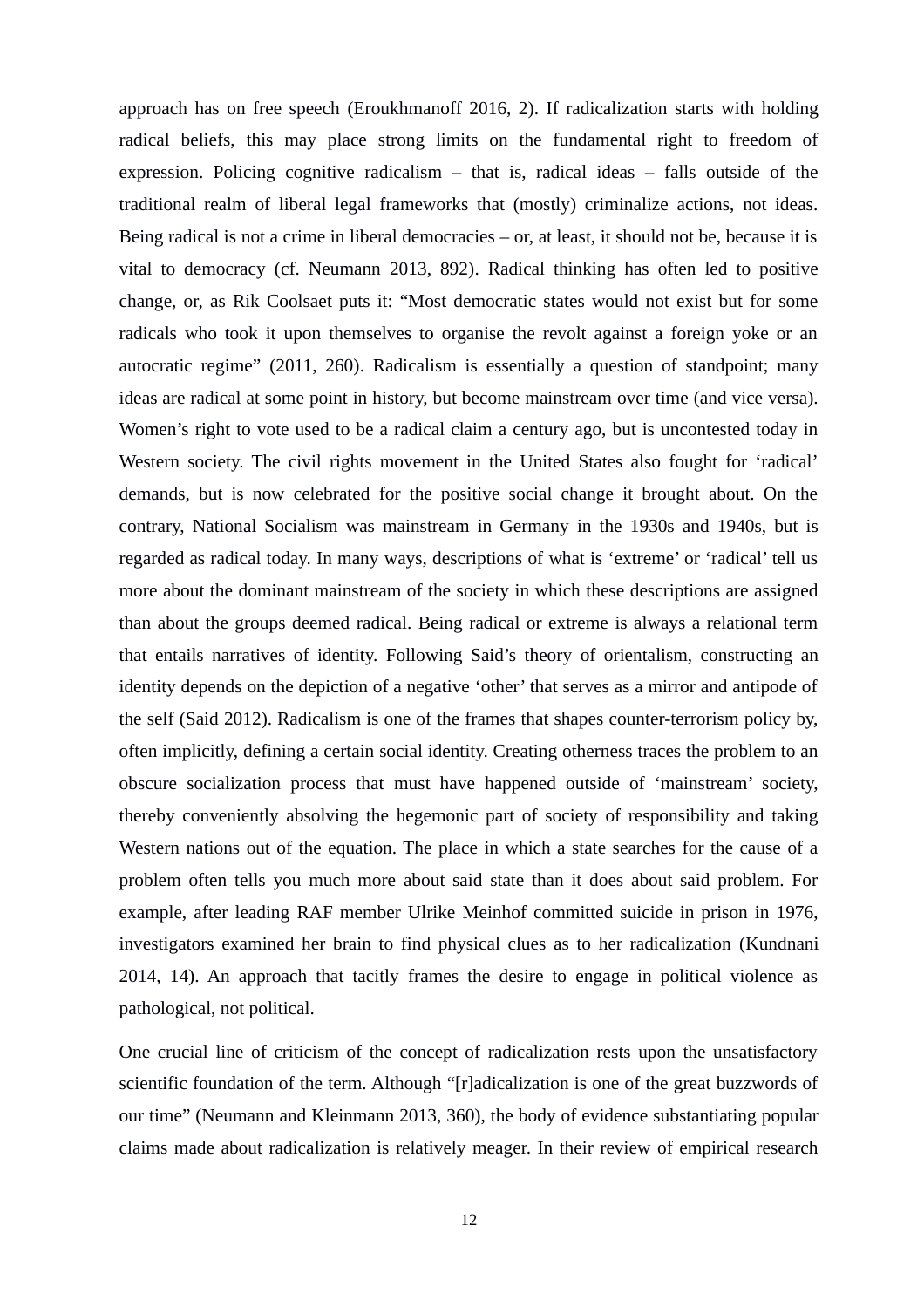approach has on free speech (Eroukhmanoff 2016, 2). If radicalization starts with holding radical beliefs, this may place strong limits on the fundamental right to freedom of expression. Policing cognitive radicalism – that is, radical ideas – falls outside of the traditional realm of liberal legal frameworks that (mostly) criminalize actions, not ideas. Being radical is not a crime in liberal democracies – or, at least, it should not be, because it is vital to democracy (cf. Neumann 2013, 892). Radical thinking has often led to positive change, or, as Rik Coolsaet puts it: "Most democratic states would not exist but for some radicals who took it upon themselves to organise the revolt against a foreign yoke or an autocratic regime" (2011, 260). Radicalism is essentially a question of standpoint; many ideas are radical at some point in history, but become mainstream over time (and vice versa). Women's right to vote used to be a radical claim a century ago, but is uncontested today in Western society. The civil rights movement in the United States also fought for 'radical' demands, but is now celebrated for the positive social change it brought about. On the contrary, National Socialism was mainstream in Germany in the 1930s and 1940s, but is regarded as radical today. In many ways, descriptions of what is 'extreme' or 'radical' tell us more about the dominant mainstream of the society in which these descriptions are assigned than about the groups deemed radical. Being radical or extreme is always a relational term that entails narratives of identity. Following Said's theory of orientalism, constructing an identity depends on the depiction of a negative 'other' that serves as a mirror and antipode of the self (Said 2012). Radicalism is one of the frames that shapes counter-terrorism policy by, often implicitly, defining a certain social identity. Creating otherness traces the problem to an obscure socialization process that must have happened outside of 'mainstream' society, thereby conveniently absolving the hegemonic part of society of responsibility and taking Western nations out of the equation. The place in which a state searches for the cause of a problem often tells you much more about said state than it does about said problem. For example, after leading RAF member Ulrike Meinhof committed suicide in prison in 1976, investigators examined her brain to find physical clues as to her radicalization (Kundnani 2014, 14). An approach that tacitly frames the desire to engage in political violence as pathological, not political.

One crucial line of criticism of the concept of radicalization rests upon the unsatisfactory scientific foundation of the term. Although "[r]adicalization is one of the great buzzwords of our time" (Neumann and Kleinmann 2013, 360), the body of evidence substantiating popular claims made about radicalization is relatively meager. In their review of empirical research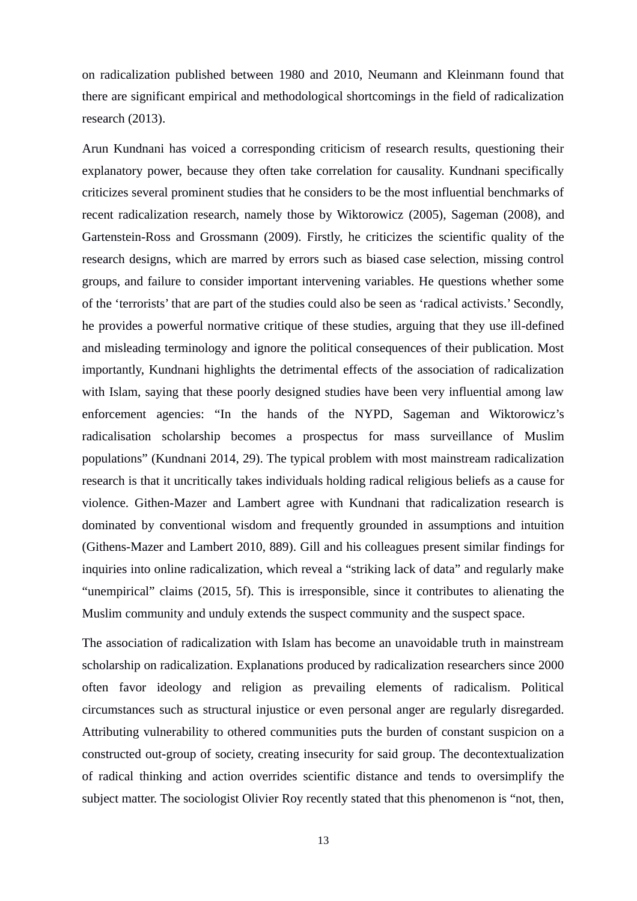on radicalization published between 1980 and 2010, Neumann and Kleinmann found that there are significant empirical and methodological shortcomings in the field of radicalization research (2013).

Arun Kundnani has voiced a corresponding criticism of research results, questioning their explanatory power, because they often take correlation for causality. Kundnani specifically criticizes several prominent studies that he considers to be the most influential benchmarks of recent radicalization research, namely those by Wiktorowicz (2005), Sageman (2008), and Gartenstein-Ross and Grossmann (2009). Firstly, he criticizes the scientific quality of the research designs, which are marred by errors such as biased case selection, missing control groups, and failure to consider important intervening variables. He questions whether some of the 'terrorists' that are part of the studies could also be seen as 'radical activists.' Secondly, he provides a powerful normative critique of these studies, arguing that they use ill-defined and misleading terminology and ignore the political consequences of their publication. Most importantly, Kundnani highlights the detrimental effects of the association of radicalization with Islam, saying that these poorly designed studies have been very influential among law enforcement agencies: "In the hands of the NYPD, Sageman and Wiktorowicz's radicalisation scholarship becomes a prospectus for mass surveillance of Muslim populations" (Kundnani 2014, 29). The typical problem with most mainstream radicalization research is that it uncritically takes individuals holding radical religious beliefs as a cause for violence. Githen-Mazer and Lambert agree with Kundnani that radicalization research is dominated by conventional wisdom and frequently grounded in assumptions and intuition (Githens-Mazer and Lambert 2010, 889). Gill and his colleagues present similar findings for inquiries into online radicalization, which reveal a "striking lack of data" and regularly make "unempirical" claims (2015, 5f). This is irresponsible, since it contributes to alienating the Muslim community and unduly extends the suspect community and the suspect space.

The association of radicalization with Islam has become an unavoidable truth in mainstream scholarship on radicalization. Explanations produced by radicalization researchers since 2000 often favor ideology and religion as prevailing elements of radicalism. Political circumstances such as structural injustice or even personal anger are regularly disregarded. Attributing vulnerability to othered communities puts the burden of constant suspicion on a constructed out-group of society, creating insecurity for said group. The decontextualization of radical thinking and action overrides scientific distance and tends to oversimplify the subject matter. The sociologist Olivier Roy recently stated that this phenomenon is "not, then,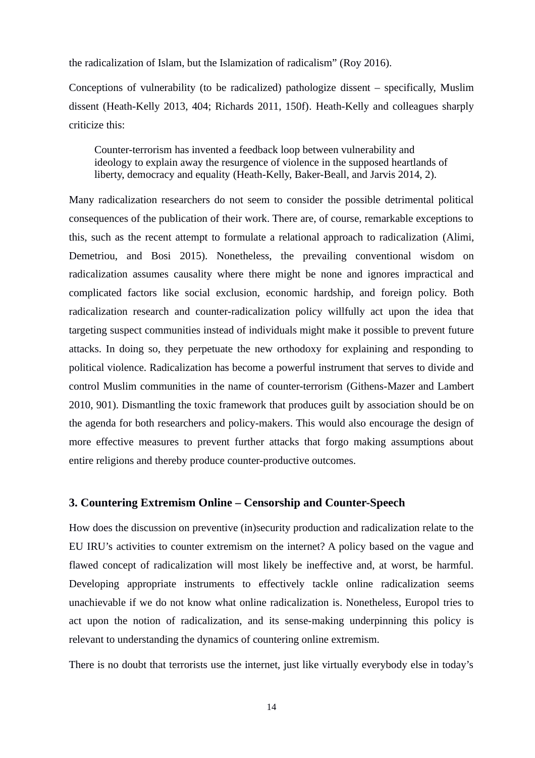the radicalization of Islam, but the Islamization of radicalism" (Roy 2016).

Conceptions of vulnerability (to be radicalized) pathologize dissent – specifically, Muslim dissent (Heath-Kelly 2013, 404; Richards 2011, 150f). Heath-Kelly and colleagues sharply criticize this:

> Counter-terrorism has invented a feedback loop between vulnerability and ideology to explain away the resurgence of violence in the supposed heartlands of liberty, democracy and equality (Heath-Kelly, Baker-Beall, and Jarvis 2014, 2).

Many radicalization researchers do not seem to consider the possible detrimental political consequences of the publication of their work. There are, of course, remarkable exceptions to this, such as the recent attempt to formulate a relational approach to radicalization (Alimi, Demetriou, and Bosi 2015). Nonetheless, the prevailing conventional wisdom on radicalization assumes causality where there might be none and ignores impractical and complicated factors like social exclusion, economic hardship, and foreign policy. Both radicalization research and counter-radicalization policy willfully act upon the idea that targeting suspect communities instead of individuals might make it possible to prevent future attacks. In doing so, they perpetuate the new orthodoxy for explaining and responding to political violence. Radicalization has become a powerful instrument that serves to divide and control Muslim communities in the name of counter-terrorism (Githens-Mazer and Lambert 2010, 901). Dismantling the toxic framework that produces guilt by association should be on the agenda for both researchers and policy-makers. This would also encourage the design of more effective measures to prevent further attacks that forgo making assumptions about entire religions and thereby produce counter-productive outcomes.

## 3. Countering Extremism Online – Censorship and Counter-Speech

How does the discussion on preventive (in)security production and radicalization relate to the EU IRU's activities to counter extremism on the internet? A policy based on the vague and flawed concept of radicalization will most likely be ineffective and, at worst, be harmful. Developing appropriate instruments to effectively tackle online radicalization seems unachievable if we do not know what online radicalization is. Nonetheless, Europol tries to act upon the notion of radicalization, and its sense-making underpinning this policy is relevant to understanding the dynamics of countering online extremism.

There is no doubt that terrorists use the internet, just like virtually everybody else in today's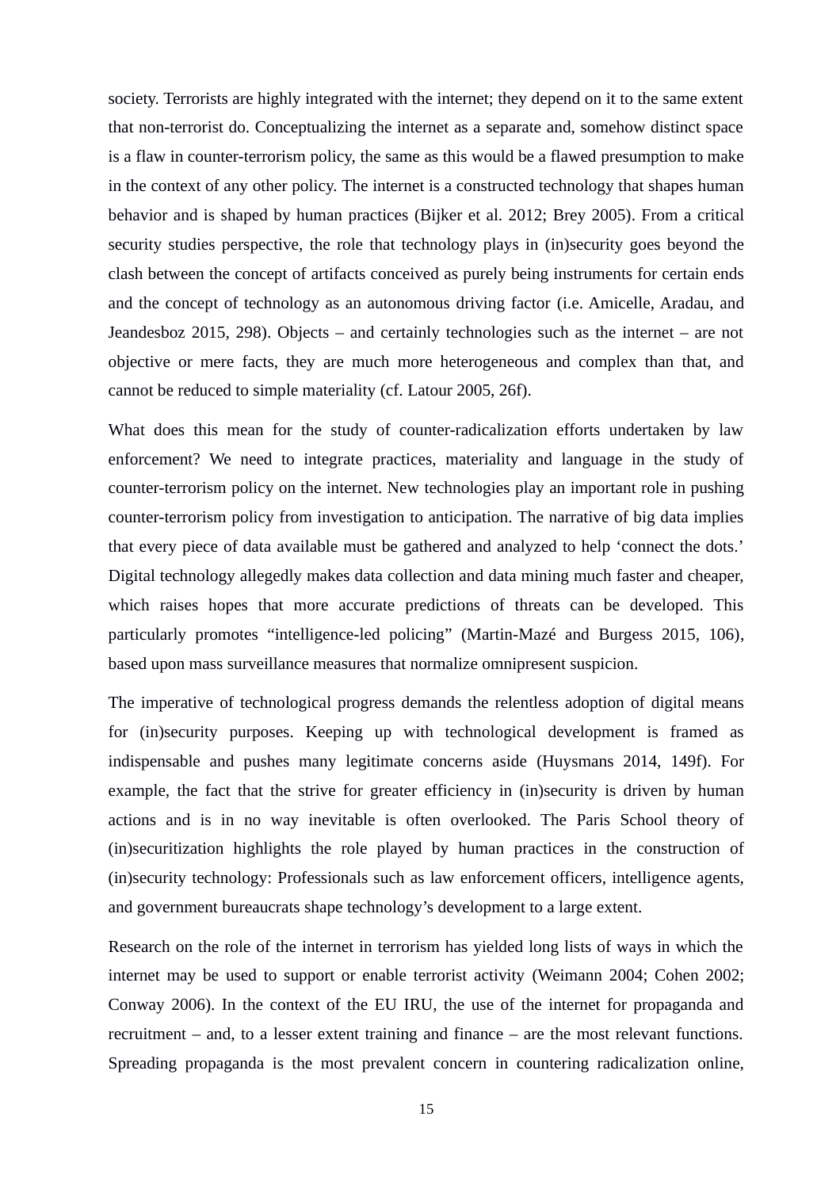society. Terrorists are highly integrated with the internet; they depend on it to the same extent that non-terrorist do. Conceptualizing the internet as a separate and, somehow distinct space is a flaw in counter-terrorism policy, the same as this would be a flawed presumption to make in the context of any other policy. The internet is a constructed technology that shapes human behavior and is shaped by human practices (Bijker et al. 2012; Brey 2005). From a critical security studies perspective, the role that technology plays in (in)security goes beyond the clash between the concept of artifacts conceived as purely being instruments for certain ends and the concept of technology as an autonomous driving factor (i.e. Amicelle, Aradau, and Jeandesboz 2015, 298). Objects – and certainly technologies such as the internet – are not objective or mere facts, they are much more heterogeneous and complex than that, and cannot be reduced to simple materiality (cf. Latour 2005, 26f).

What does this mean for the study of counter-radicalization efforts undertaken by law enforcement? We need to integrate practices, materiality and language in the study of counter-terrorism policy on the internet. New technologies play an important role in pushing counter-terrorism policy from investigation to anticipation. The narrative of big data implies that every piece of data available must be gathered and analyzed to help 'connect the dots.' Digital technology allegedly makes data collection and data mining much faster and cheaper, which raises hopes that more accurate predictions of threats can be developed. This particularly promotes "intelligence-led policing" (Martin-Mazé and Burgess 2015, 106), based upon mass surveillance measures that normalize omnipresent suspicion.

The imperative of technological progress demands the relentless adoption of digital means for (in)security purposes. Keeping up with technological development is framed as indispensable and pushes many legitimate concerns aside (Huysmans 2014, 149f). For example, the fact that the strive for greater efficiency in (in)security is driven by human actions and is in no way inevitable is often overlooked. The Paris School theory of (in)securitization highlights the role played by human practices in the construction of (in)security technology: Professionals such as law enforcement officers, intelligence agents, and government bureaucrats shape technology's development to a large extent.

Research on the role of the internet in terrorism has yielded long lists of ways in which the internet may be used to support or enable terrorist activity (Weimann 2004; Cohen 2002; Conway 2006). In the context of the EU IRU, the use of the internet for propaganda and recruitment – and, to a lesser extent training and finance – are the most relevant functions. Spreading propaganda is the most prevalent concern in countering radicalization online,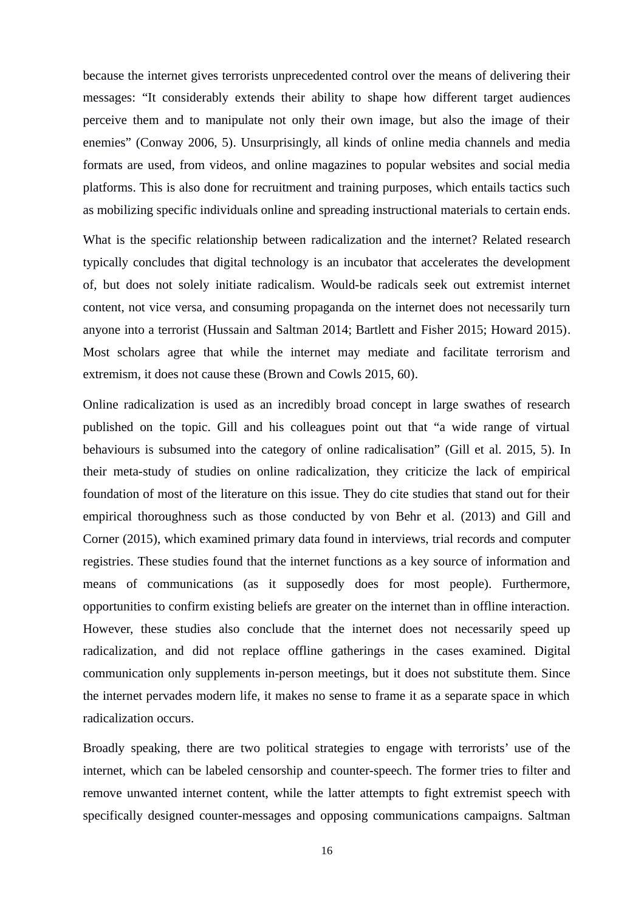because the internet gives terrorists unprecedented control over the means of delivering their messages: "It considerably extends their ability to shape how different target audiences perceive them and to manipulate not only their own image, but also the image of their enemies" (Conway 2006, 5). Unsurprisingly, all kinds of online media channels and media formats are used, from videos, and online magazines to popular websites and social media platforms. This is also done for recruitment and training purposes, which entails tactics such as mobilizing specific individuals online and spreading instructional materials to certain ends.

What is the specific relationship between radicalization and the internet? Related research typically concludes that digital technology is an incubator that accelerates the development of, but does not solely initiate radicalism. Would-be radicals seek out extremist internet content, not vice versa, and consuming propaganda on the internet does not necessarily turn anyone into a terrorist (Hussain and Saltman 2014; Bartlett and Fisher 2015; Howard 2015). Most scholars agree that while the internet may mediate and facilitate terrorism and extremism, it does not cause these (Brown and Cowls 2015, 60).

Online radicalization is used as an incredibly broad concept in large swathes of research published on the topic. Gill and his colleagues point out that "a wide range of virtual behaviours is subsumed into the category of online radicalisation" (Gill et al. 2015, 5). In their meta-study of studies on online radicalization, they criticize the lack of empirical foundation of most of the literature on this issue. They do cite studies that stand out for their empirical thoroughness such as those conducted by von Behr et al. (2013) and Gill and Corner (2015), which examined primary data found in interviews, trial records and computer registries. These studies found that the internet functions as a key source of information and means of communications (as it supposedly does for most people). Furthermore, opportunities to confirm existing beliefs are greater on the internet than in offline interaction. However, these studies also conclude that the internet does not necessarily speed up radicalization, and did not replace offline gatherings in the cases examined. Digital communication only supplements in-person meetings, but it does not substitute them. Since the internet pervades modern life, it makes no sense to frame it as a separate space in which radicalization occurs.

Broadly speaking, there are two political strategies to engage with terrorists' use of the internet, which can be labeled censorship and counter-speech. The former tries to filter and remove unwanted internet content, while the latter attempts to fight extremist speech with specifically designed counter-messages and opposing communications campaigns. Saltman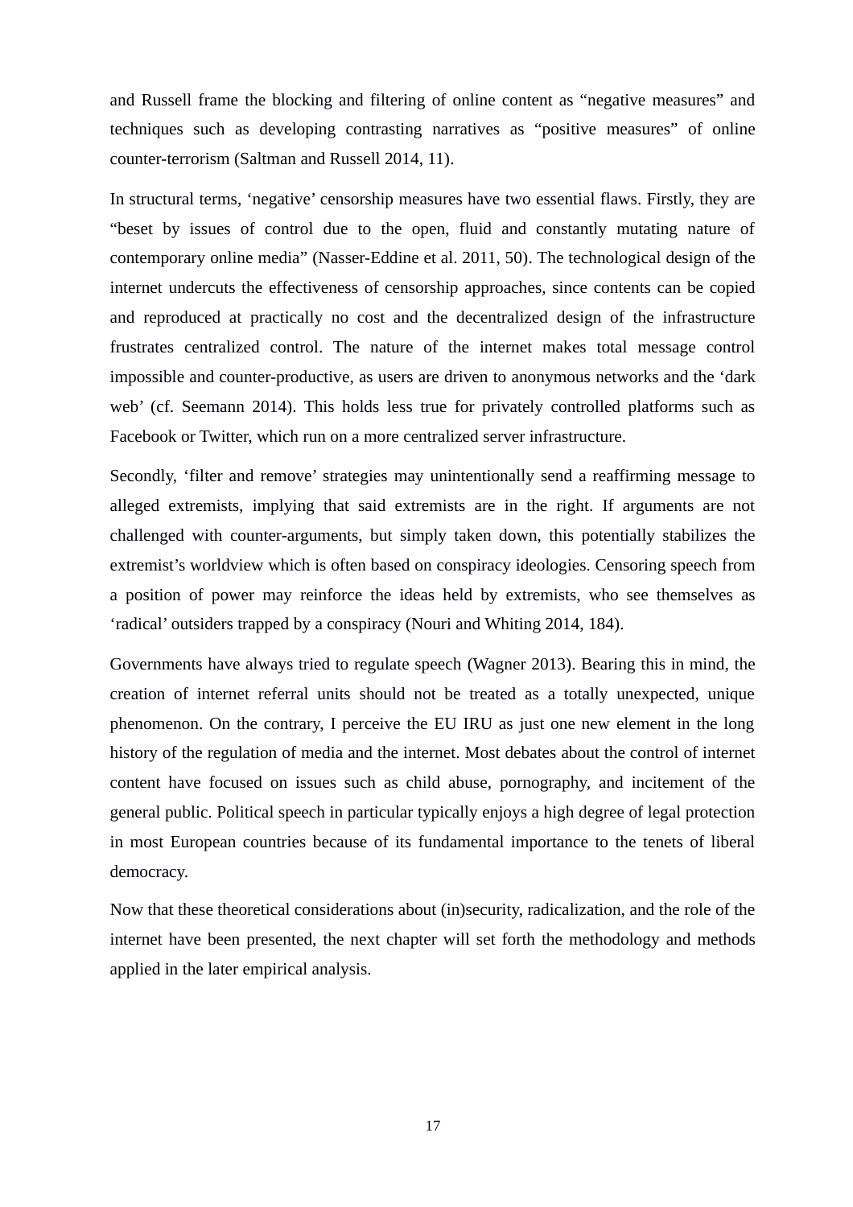and Russell frame the blocking and filtering of online content as “negative measures” and techniques such as developing contrasting narratives as “positive measures” of online counter-terrorism (Saltman and Russell 2014, 11).

In structural terms, ‘negative’ censorship measures have two essential flaws. Firstly, they are “beset by issues of control due to the open, fluid and constantly mutating nature of contemporary online media” (Nasser-Eddine et al. 2011, 50). The technological design of the internet undercuts the effectiveness of censorship approaches, since contents can be copied and reproduced at practically no cost and the decentralized design of the infrastructure frustrates centralized control. The nature of the internet makes total message control impossible and counter-productive, as users are driven to anonymous networks and the ‘dark web’ (cf. Seemann 2014). This holds less true for privately controlled platforms such as Facebook or Twitter, which run on a more centralized server infrastructure.

Secondly, ‘filter and remove’ strategies may unintentionally send a reaffirming message to alleged extremists, implying that said extremists are in the right. If arguments are not challenged with counter-arguments, but simply taken down, this potentially stabilizes the extremist’s worldview which is often based on conspiracy ideologies. Censoring speech from a position of power may reinforce the ideas held by extremists, who see themselves as ‘radical’ outsiders trapped by a conspiracy (Nouri and Whiting 2014, 184).

Governments have always tried to regulate speech (Wagner 2013). Bearing this in mind, the creation of internet referral units should not be treated as a totally unexpected, unique phenomenon. On the contrary, I perceive the EU IRU as just one new element in the long history of the regulation of media and the internet. Most debates about the control of internet content have focused on issues such as child abuse, pornography, and incitement of the general public. Political speech in particular typically enjoys a high degree of legal protection in most European countries because of its fundamental importance to the tenets of liberal democracy.

Now that these theoretical considerations about (in)security, radicalization, and the role of the internet have been presented, the next chapter will set forth the methodology and methods applied in the later empirical analysis.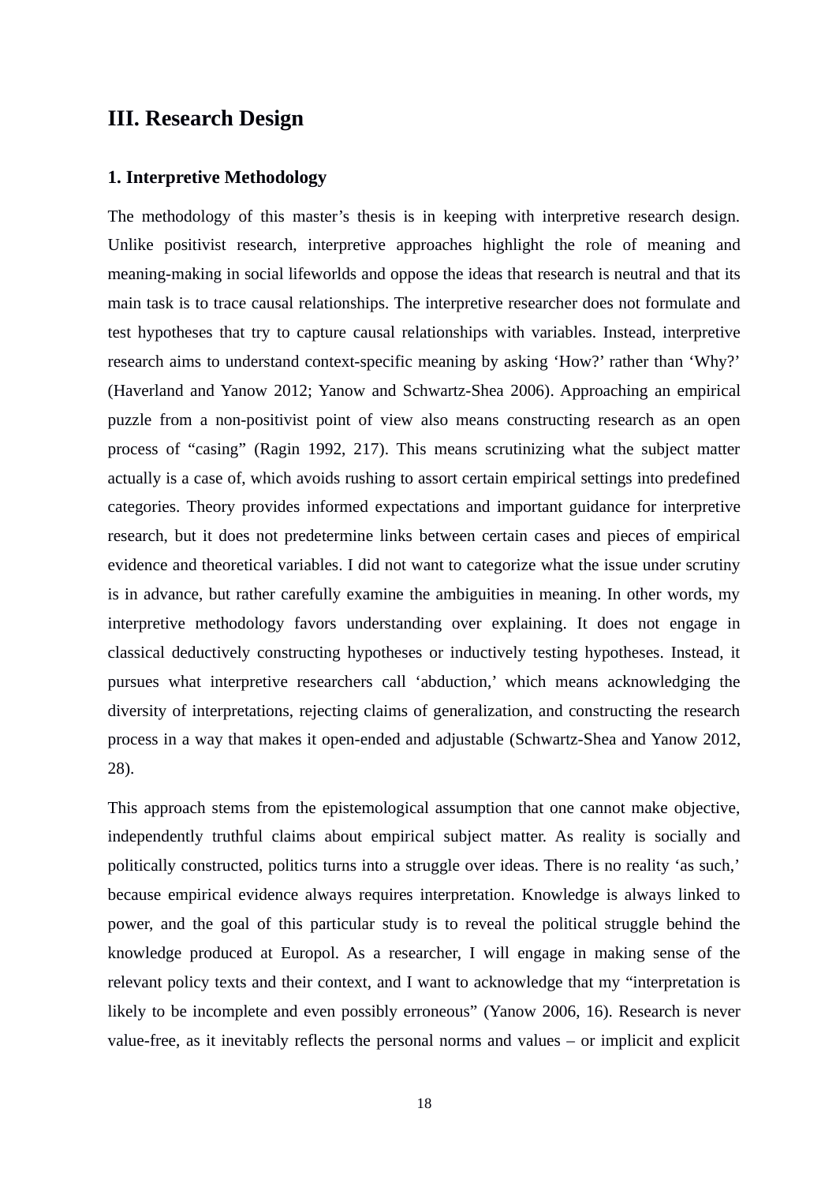## III. Research Design

### 1. Interpretive Methodology

The methodology of this master's thesis is in keeping with interpretive research design. Unlike positivist research, interpretive approaches highlight the role of meaning and meaning-making in social lifeworlds and oppose the ideas that research is neutral and that its main task is to trace causal relationships. The interpretive researcher does not formulate and test hypotheses that try to capture causal relationships with variables. Instead, interpretive research aims to understand context-specific meaning by asking 'How?' rather than 'Why?' (Haverland and Yanow 2012; Yanow and Schwartz-Shea 2006). Approaching an empirical puzzle from a non-positivist point of view also means constructing research as an open process of "casing" (Ragin 1992, 217). This means scrutinizing what the subject matter actually is a case of, which avoids rushing to assort certain empirical settings into predefined categories. Theory provides informed expectations and important guidance for interpretive research, but it does not predetermine links between certain cases and pieces of empirical evidence and theoretical variables. I did not want to categorize what the issue under scrutiny is in advance, but rather carefully examine the ambiguities in meaning. In other words, my interpretive methodology favors understanding over explaining. It does not engage in classical deductively constructing hypotheses or inductively testing hypotheses. Instead, it pursues what interpretive researchers call 'abduction,' which means acknowledging the diversity of interpretations, rejecting claims of generalization, and constructing the research process in a way that makes it open-ended and adjustable (Schwartz-Shea and Yanow 2012, 28).

This approach stems from the epistemological assumption that one cannot make objective, independently truthful claims about empirical subject matter. As reality is socially and politically constructed, politics turns into a struggle over ideas. There is no reality 'as such,' because empirical evidence always requires interpretation. Knowledge is always linked to power, and the goal of this particular study is to reveal the political struggle behind the knowledge produced at Europol. As a researcher, I will engage in making sense of the relevant policy texts and their context, and I want to acknowledge that my "interpretation is likely to be incomplete and even possibly erroneous" (Yanow 2006, 16). Research is never value-free, as it inevitably reflects the personal norms and values – or implicit and explicit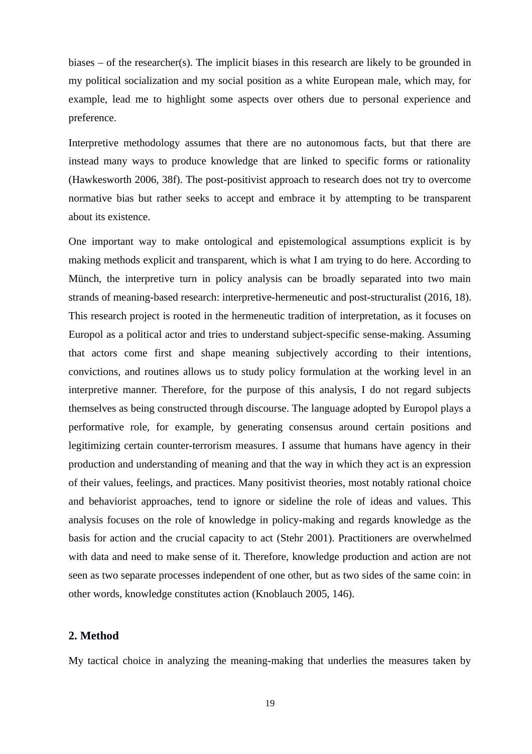biases – of the researcher(s). The implicit biases in this research are likely to be grounded in my political socialization and my social position as a white European male, which may, for example, lead me to highlight some aspects over others due to personal experience and preference.

Interpretive methodology assumes that there are no autonomous facts, but that there are instead many ways to produce knowledge that are linked to specific forms or rationality (Hawkesworth 2006, 38f). The post-positivist approach to research does not try to overcome normative bias but rather seeks to accept and embrace it by attempting to be transparent about its existence.

One important way to make ontological and epistemological assumptions explicit is by making methods explicit and transparent, which is what I am trying to do here. According to Münch, the interpretive turn in policy analysis can be broadly separated into two main strands of meaning-based research: interpretive-hermeneutic and post-structuralist (2016, 18). This research project is rooted in the hermeneutic tradition of interpretation, as it focuses on Europol as a political actor and tries to understand subject-specific sense-making. Assuming that actors come first and shape meaning subjectively according to their intentions, convictions, and routines allows us to study policy formulation at the working level in an interpretive manner. Therefore, for the purpose of this analysis, I do not regard subjects themselves as being constructed through discourse. The language adopted by Europol plays a performative role, for example, by generating consensus around certain positions and legitimizing certain counter-terrorism measures. I assume that humans have agency in their production and understanding of meaning and that the way in which they act is an expression of their values, feelings, and practices. Many positivist theories, most notably rational choice and behaviorist approaches, tend to ignore or sideline the role of ideas and values. This analysis focuses on the role of knowledge in policy-making and regards knowledge as the basis for action and the crucial capacity to act (Stehr 2001). Practitioners are overwhelmed with data and need to make sense of it. Therefore, knowledge production and action are not seen as two separate processes independent of one other, but as two sides of the same coin: in other words, knowledge constitutes action (Knoblauch 2005, 146).

## 2. Method

My tactical choice in analyzing the meaning-making that underlies the measures taken by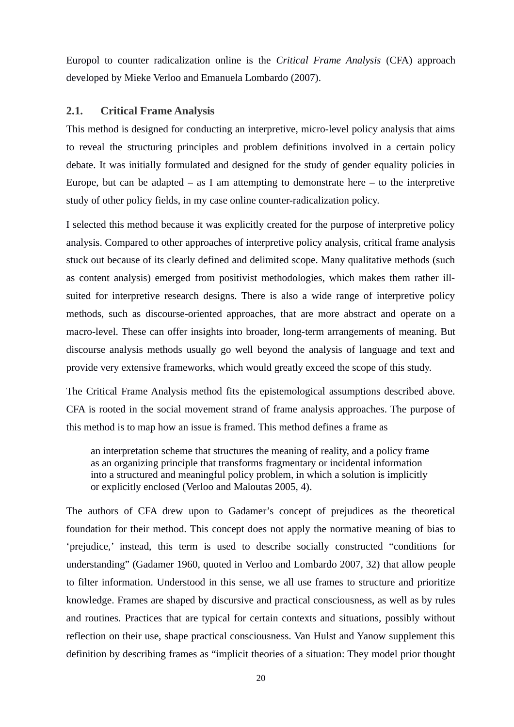Europol to counter radicalization online is the *Critical Frame Analysis* (CFA) approach developed by Mieke Verloo and Emanuela Lombardo (2007).

## 2.1. Critical Frame Analysis

This method is designed for conducting an interpretive, micro-level policy analysis that aims to reveal the structuring principles and problem definitions involved in a certain policy debate. It was initially formulated and designed for the study of gender equality policies in Europe, but can be adapted – as I am attempting to demonstrate here – to the interpretive study of other policy fields, in my case online counter-radicalization policy.

I selected this method because it was explicitly created for the purpose of interpretive policy analysis. Compared to other approaches of interpretive policy analysis, critical frame analysis stuck out because of its clearly defined and delimited scope. Many qualitative methods (such as content analysis) emerged from positivist methodologies, which makes them rather ill-suited for interpretive research designs. There is also a wide range of interpretive policy methods, such as discourse-oriented approaches, that are more abstract and operate on a macro-level. These can offer insights into broader, long-term arrangements of meaning. But discourse analysis methods usually go well beyond the analysis of language and text and provide very extensive frameworks, which would greatly exceed the scope of this study.

The Critical Frame Analysis method fits the epistemological assumptions described above. CFA is rooted in the social movement strand of frame analysis approaches. The purpose of this method is to map how an issue is framed. This method defines a frame as

> an interpretation scheme that structures the meaning of reality, and a policy frame as an organizing principle that transforms fragmentary or incidental information into a structured and meaningful policy problem, in which a solution is implicitly or explicitly enclosed (Verloo and Maloutas 2005, 4).

The authors of CFA drew upon to Gadamer's concept of prejudices as the theoretical foundation for their method. This concept does not apply the normative meaning of bias to 'prejudice,' instead, this term is used to describe socially constructed "conditions for understanding" (Gadamer 1960, quoted in Verloo and Lombardo 2007, 32) that allow people to filter information. Understood in this sense, we all use frames to structure and prioritize knowledge. Frames are shaped by discursive and practical consciousness, as well as by rules and routines. Practices that are typical for certain contexts and situations, possibly without reflection on their use, shape practical consciousness. Van Hulst and Yanow supplement this definition by describing frames as "implicit theories of a situation: They model prior thought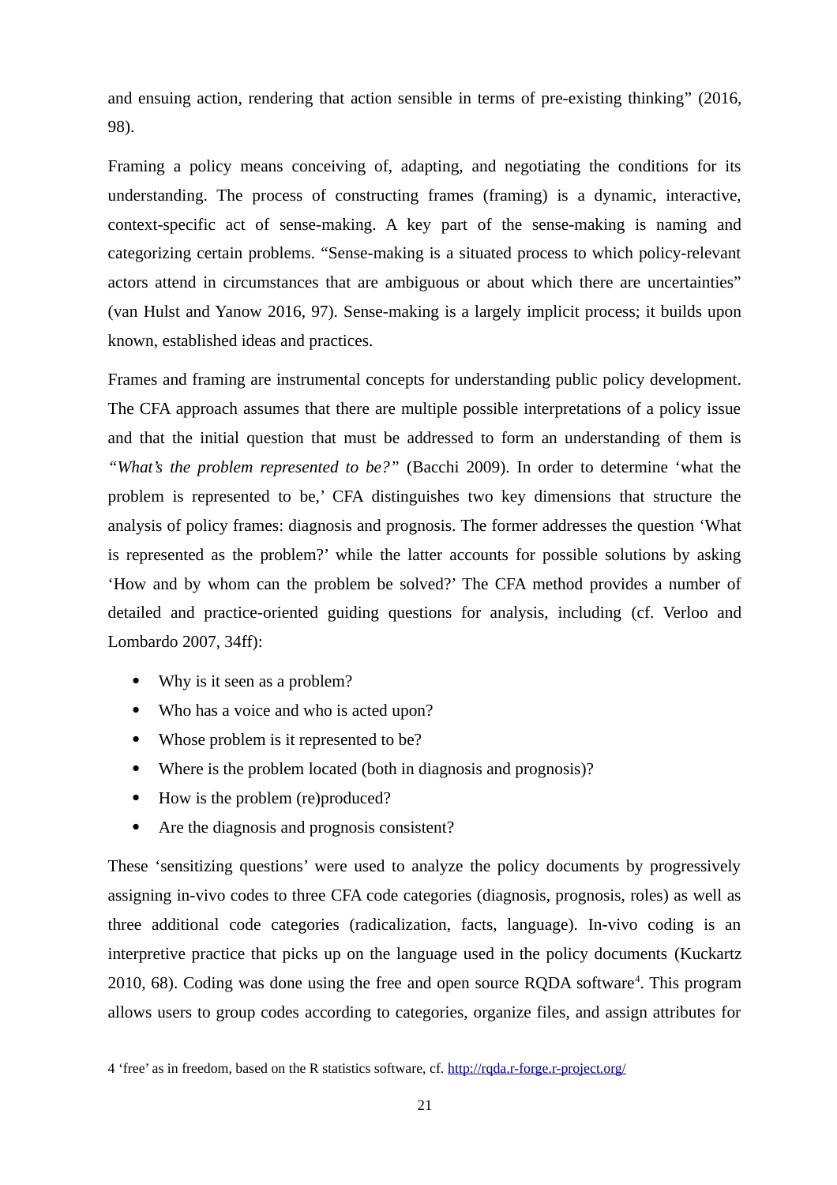and ensuing action, rendering that action sensible in terms of pre-existing thinking” (2016, 98).

Framing a policy means conceiving of, adapting, and negotiating the conditions for its understanding. The process of constructing frames (framing) is a dynamic, interactive, context-specific act of sense-making. A key part of the sense-making is naming and categorizing certain problems. “Sense-making is a situated process to which policy-relevant actors attend in circumstances that are ambiguous or about which there are uncertainties” (van Hulst and Yanow 2016, 97). Sense-making is a largely implicit process; it builds upon known, established ideas and practices.

Frames and framing are instrumental concepts for understanding public policy development. The CFA approach assumes that there are multiple possible interpretations of a policy issue and that the initial question that must be addressed to form an understanding of them is *“What’s the problem represented to be?”* (Bacchi 2009). In order to determine ‘what the problem is represented to be,’ CFA distinguishes two key dimensions that structure the analysis of policy frames: diagnosis and prognosis. The former addresses the question ‘What is represented as the problem?’ while the latter accounts for possible solutions by asking ‘How and by whom can the problem be solved?’ The CFA method provides a number of detailed and practice-oriented guiding questions for analysis, including (cf. Verloo and Lombardo 2007, 34ff):

- Why is it seen as a problem?
- Who has a voice and who is acted upon?
- Whose problem is it represented to be?
- Where is the problem located (both in diagnosis and prognosis)?
- How is the problem (re)produced?
- Are the diagnosis and prognosis consistent?

These ‘sensitizing questions’ were used to analyze the policy documents by progressively assigning in-vivo codes to three CFA code categories (diagnosis, prognosis, roles) as well as three additional code categories (radicalization, facts, language). In-vivo coding is an interpretive practice that picks up on the language used in the policy documents (Kuckartz 2010, 68). Coding was done using the free and open source RQDA software[4]. This program allows users to group codes according to categories, organize files, and assign attributes for

4 ‘free’ as in freedom, based on the R statistics software, cf. http://rqda.r-forge.r-project.org/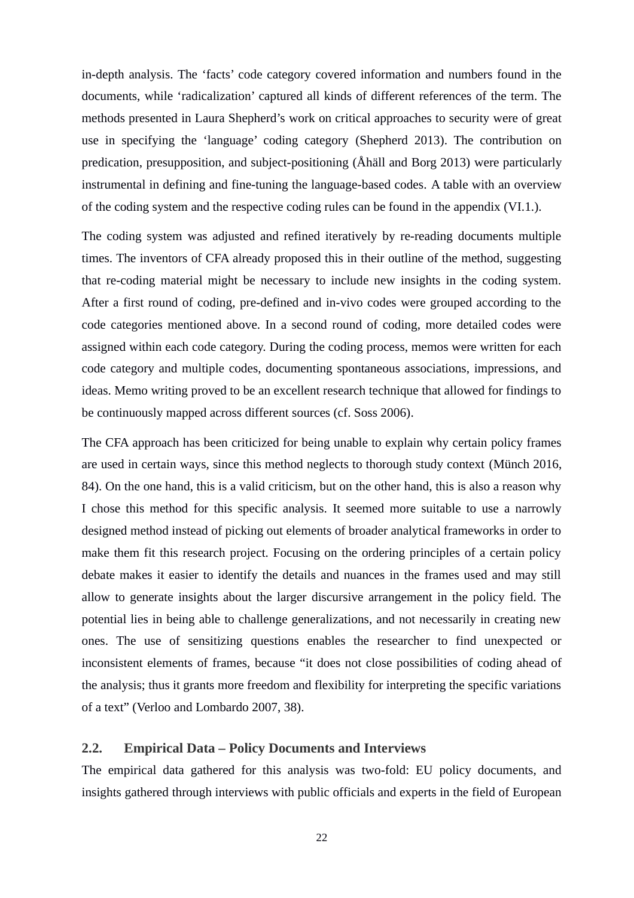in-depth analysis. The 'facts' code category covered information and numbers found in the documents, while 'radicalization' captured all kinds of different references of the term. The methods presented in Laura Shepherd's work on critical approaches to security were of great use in specifying the 'language' coding category (Shepherd 2013). The contribution on predication, presupposition, and subject-positioning (Åhäll and Borg 2013) were particularly instrumental in defining and fine-tuning the language-based codes. A table with an overview of the coding system and the respective coding rules can be found in the appendix (VI.1.).

The coding system was adjusted and refined iteratively by re-reading documents multiple times. The inventors of CFA already proposed this in their outline of the method, suggesting that re-coding material might be necessary to include new insights in the coding system. After a first round of coding, pre-defined and in-vivo codes were grouped according to the code categories mentioned above. In a second round of coding, more detailed codes were assigned within each code category. During the coding process, memos were written for each code category and multiple codes, documenting spontaneous associations, impressions, and ideas. Memo writing proved to be an excellent research technique that allowed for findings to be continuously mapped across different sources (cf. Soss 2006).

The CFA approach has been criticized for being unable to explain why certain policy frames are used in certain ways, since this method neglects to thorough study context (Münch 2016, 84). On the one hand, this is a valid criticism, but on the other hand, this is also a reason why I chose this method for this specific analysis. It seemed more suitable to use a narrowly designed method instead of picking out elements of broader analytical frameworks in order to make them fit this research project. Focusing on the ordering principles of a certain policy debate makes it easier to identify the details and nuances in the frames used and may still allow to generate insights about the larger discursive arrangement in the policy field. The potential lies in being able to challenge generalizations, and not necessarily in creating new ones. The use of sensitizing questions enables the researcher to find unexpected or inconsistent elements of frames, because "it does not close possibilities of coding ahead of the analysis; thus it grants more freedom and flexibility for interpreting the specific variations of a text" (Verloo and Lombardo 2007, 38).

## 2.2. Empirical Data – Policy Documents and Interviews

The empirical data gathered for this analysis was two-fold: EU policy documents, and insights gathered through interviews with public officials and experts in the field of European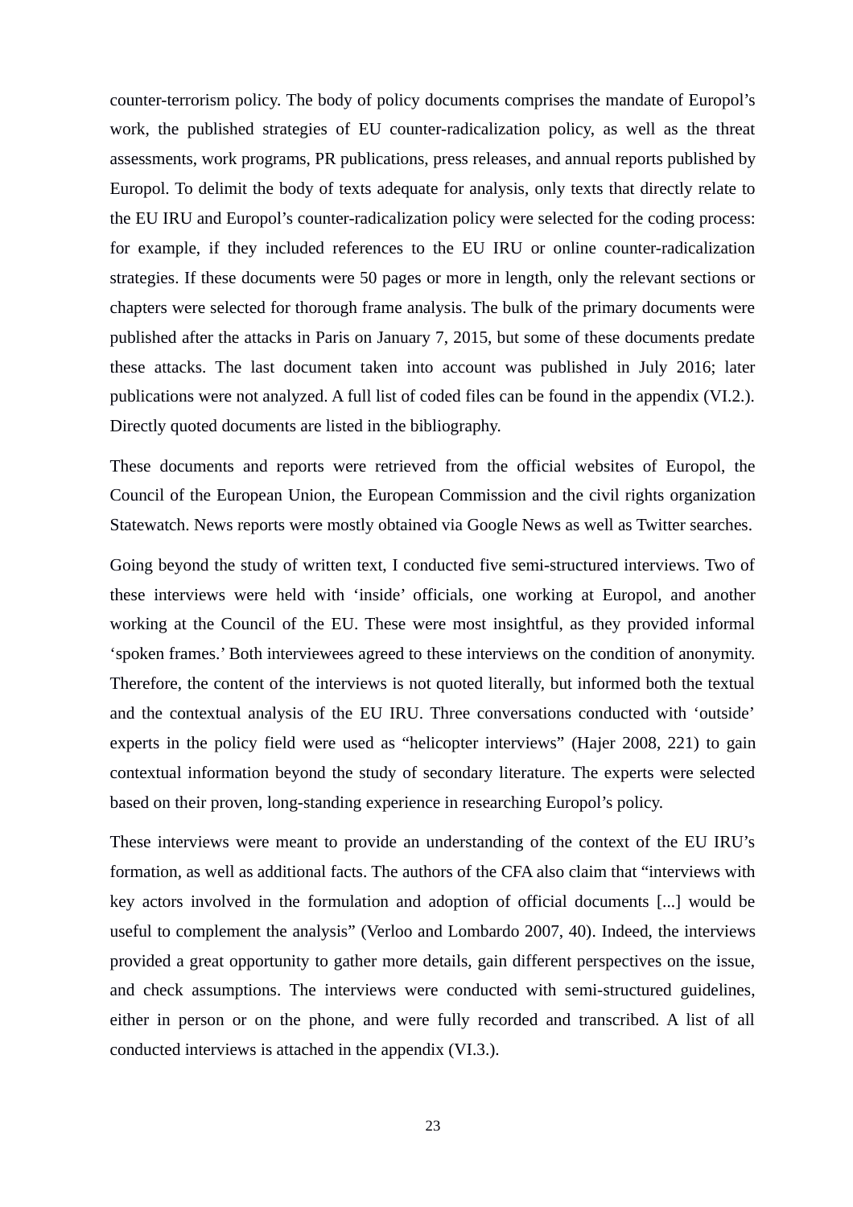counter-terrorism policy. The body of policy documents comprises the mandate of Europol's work, the published strategies of EU counter-radicalization policy, as well as the threat assessments, work programs, PR publications, press releases, and annual reports published by Europol. To delimit the body of texts adequate for analysis, only texts that directly relate to the EU IRU and Europol's counter-radicalization policy were selected for the coding process: for example, if they included references to the EU IRU or online counter-radicalization strategies. If these documents were 50 pages or more in length, only the relevant sections or chapters were selected for thorough frame analysis. The bulk of the primary documents were published after the attacks in Paris on January 7, 2015, but some of these documents predate these attacks. The last document taken into account was published in July 2016; later publications were not analyzed. A full list of coded files can be found in the appendix (VI.2.). Directly quoted documents are listed in the bibliography.

These documents and reports were retrieved from the official websites of Europol, the Council of the European Union, the European Commission and the civil rights organization Statewatch. News reports were mostly obtained via Google News as well as Twitter searches.

Going beyond the study of written text, I conducted five semi-structured interviews. Two of these interviews were held with 'inside' officials, one working at Europol, and another working at the Council of the EU. These were most insightful, as they provided informal 'spoken frames.' Both interviewees agreed to these interviews on the condition of anonymity. Therefore, the content of the interviews is not quoted literally, but informed both the textual and the contextual analysis of the EU IRU. Three conversations conducted with 'outside' experts in the policy field were used as "helicopter interviews" (Hajer 2008, 221) to gain contextual information beyond the study of secondary literature. The experts were selected based on their proven, long-standing experience in researching Europol's policy.

These interviews were meant to provide an understanding of the context of the EU IRU's formation, as well as additional facts. The authors of the CFA also claim that "interviews with key actors involved in the formulation and adoption of official documents [...] would be useful to complement the analysis" (Verloo and Lombardo 2007, 40). Indeed, the interviews provided a great opportunity to gather more details, gain different perspectives on the issue, and check assumptions. The interviews were conducted with semi-structured guidelines, either in person or on the phone, and were fully recorded and transcribed. A list of all conducted interviews is attached in the appendix (VI.3.).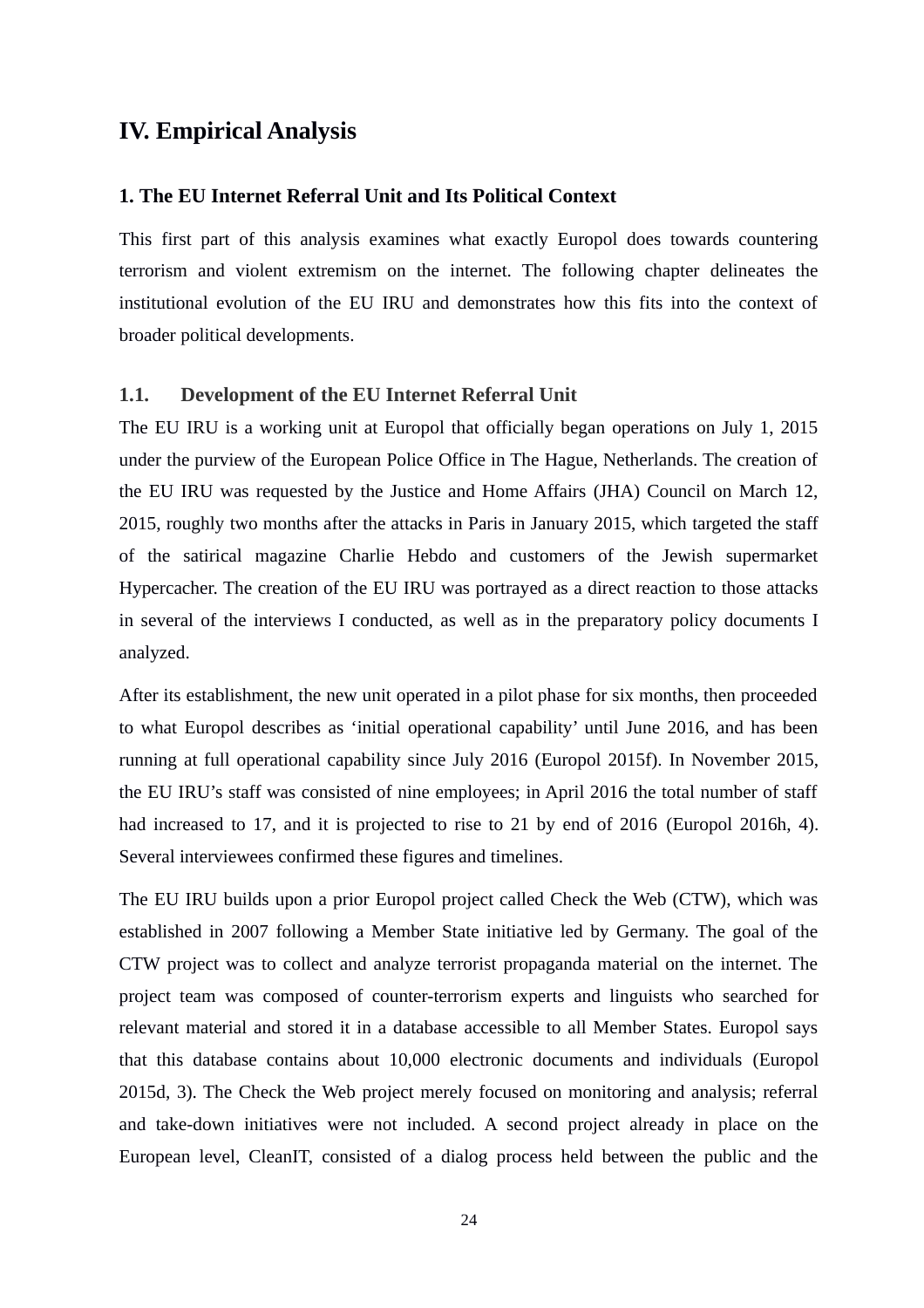# IV. Empirical Analysis

## 1. The EU Internet Referral Unit and Its Political Context

This first part of this analysis examines what exactly Europol does towards countering terrorism and violent extremism on the internet. The following chapter delineates the institutional evolution of the EU IRU and demonstrates how this fits into the context of broader political developments.

### 1.1. Development of the EU Internet Referral Unit

The EU IRU is a working unit at Europol that officially began operations on July 1, 2015 under the purview of the European Police Office in The Hague, Netherlands. The creation of the EU IRU was requested by the Justice and Home Affairs (JHA) Council on March 12, 2015, roughly two months after the attacks in Paris in January 2015, which targeted the staff of the satirical magazine Charlie Hebdo and customers of the Jewish supermarket Hypercacher. The creation of the EU IRU was portrayed as a direct reaction to those attacks in several of the interviews I conducted, as well as in the preparatory policy documents I analyzed.

After its establishment, the new unit operated in a pilot phase for six months, then proceeded to what Europol describes as 'initial operational capability' until June 2016, and has been running at full operational capability since July 2016 (Europol 2015f). In November 2015, the EU IRU's staff was consisted of nine employees; in April 2016 the total number of staff had increased to 17, and it is projected to rise to 21 by end of 2016 (Europol 2016h, 4). Several interviewees confirmed these figures and timelines.

The EU IRU builds upon a prior Europol project called Check the Web (CTW), which was established in 2007 following a Member State initiative led by Germany. The goal of the CTW project was to collect and analyze terrorist propaganda material on the internet. The project team was composed of counter-terrorism experts and linguists who searched for relevant material and stored it in a database accessible to all Member States. Europol says that this database contains about 10,000 electronic documents and individuals (Europol 2015d, 3). The Check the Web project merely focused on monitoring and analysis; referral and take-down initiatives were not included. A second project already in place on the European level, CleanIT, consisted of a dialog process held between the public and the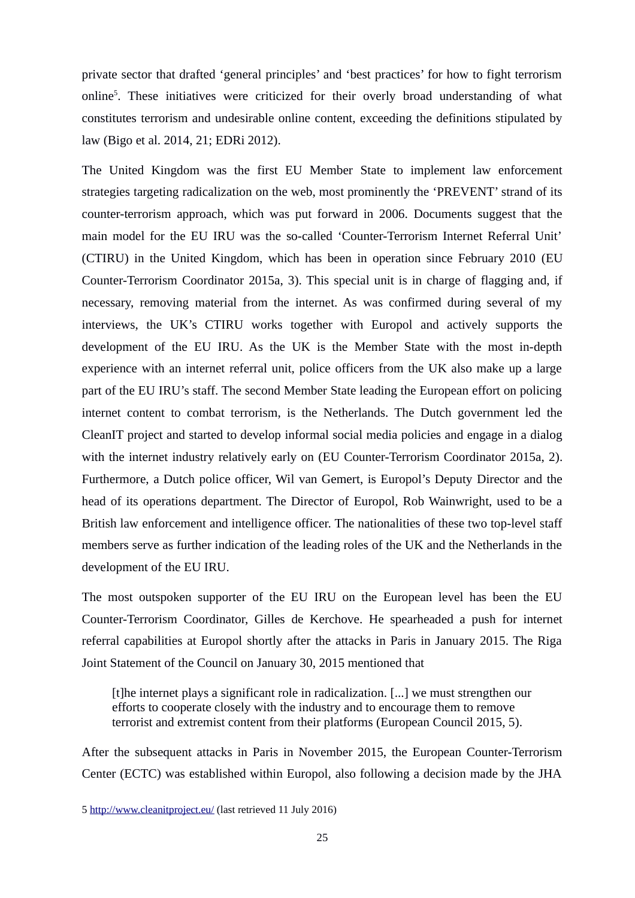private sector that drafted ‘general principles’ and ‘best practices’ for how to fight terrorism online[5]. These initiatives were criticized for their overly broad understanding of what constitutes terrorism and undesirable online content, exceeding the definitions stipulated by law (Bigo et al. 2014, 21; EDRi 2012).

The United Kingdom was the first EU Member State to implement law enforcement strategies targeting radicalization on the web, most prominently the ‘PREVENT’ strand of its counter-terrorism approach, which was put forward in 2006. Documents suggest that the main model for the EU IRU was the so-called ‘Counter-Terrorism Internet Referral Unit’ (CTIRU) in the United Kingdom, which has been in operation since February 2010 (EU Counter-Terrorism Coordinator 2015a, 3). This special unit is in charge of flagging and, if necessary, removing material from the internet. As was confirmed during several of my interviews, the UK’s CTIRU works together with Europol and actively supports the development of the EU IRU. As the UK is the Member State with the most in-depth experience with an internet referral unit, police officers from the UK also make up a large part of the EU IRU’s staff. The second Member State leading the European effort on policing internet content to combat terrorism, is the Netherlands. The Dutch government led the CleanIT project and started to develop informal social media policies and engage in a dialog with the internet industry relatively early on (EU Counter-Terrorism Coordinator 2015a, 2). Furthermore, a Dutch police officer, Wil van Gemert, is Europol’s Deputy Director and the head of its operations department. The Director of Europol, Rob Wainwright, used to be a British law enforcement and intelligence officer. The nationalities of these two top-level staff members serve as further indication of the leading roles of the UK and the Netherlands in the development of the EU IRU.

The most outspoken supporter of the EU IRU on the European level has been the EU Counter-Terrorism Coordinator, Gilles de Kerchove. He spearheaded a push for internet referral capabilities at Europol shortly after the attacks in Paris in January 2015. The Riga Joint Statement of the Council on January 30, 2015 mentioned that

> [t]he internet plays a significant role in radicalization. [...] we must strengthen our efforts to cooperate closely with the industry and to encourage them to remove terrorist and extremist content from their platforms (European Council 2015, 5).

After the subsequent attacks in Paris in November 2015, the European Counter-Terrorism Center (ECTC) was established within Europol, also following a decision made by the JHA

---

5 http://www.cleanitproject.eu/ (last retrieved 11 July 2016)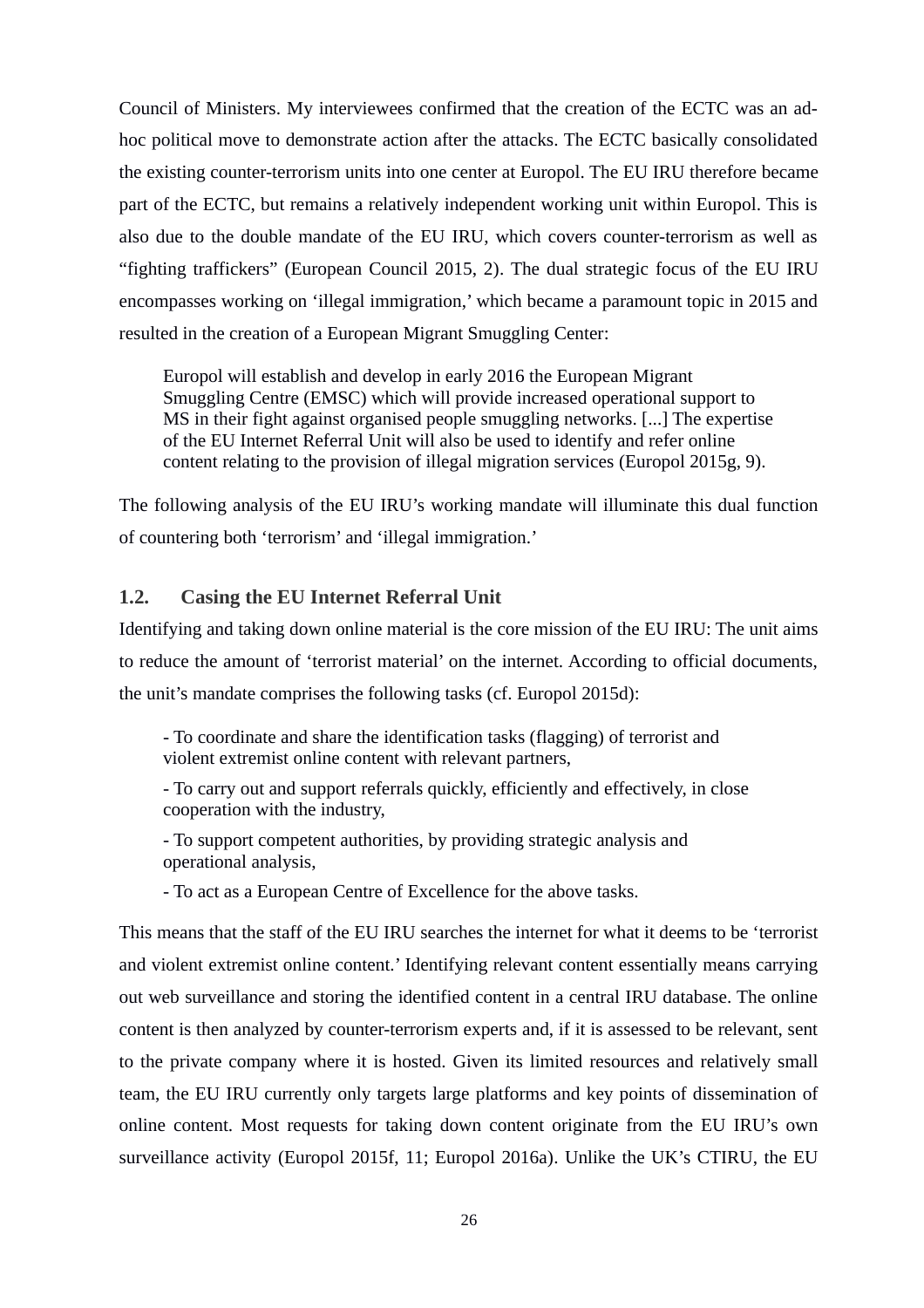Council of Ministers. My interviewees confirmed that the creation of the ECTC was an ad-hoc political move to demonstrate action after the attacks. The ECTC basically consolidated the existing counter-terrorism units into one center at Europol. The EU IRU therefore became part of the ECTC, but remains a relatively independent working unit within Europol. This is also due to the double mandate of the EU IRU, which covers counter-terrorism as well as "fighting traffickers" (European Council 2015, 2). The dual strategic focus of the EU IRU encompasses working on 'illegal immigration,' which became a paramount topic in 2015 and resulted in the creation of a European Migrant Smuggling Center:

> Europol will establish and develop in early 2016 the European Migrant Smuggling Centre (EMSC) which will provide increased operational support to MS in their fight against organised people smuggling networks. [...] The expertise of the EU Internet Referral Unit will also be used to identify and refer online content relating to the provision of illegal migration services (Europol 2015g, 9).

The following analysis of the EU IRU's working mandate will illuminate this dual function of countering both 'terrorism' and 'illegal immigration.'

## 1.2. Casing the EU Internet Referral Unit

Identifying and taking down online material is the core mission of the EU IRU: The unit aims to reduce the amount of 'terrorist material' on the internet. According to official documents, the unit's mandate comprises the following tasks (cf. Europol 2015d):

> - To coordinate and share the identification tasks (flagging) of terrorist and violent extremist online content with relevant partners,
> - To carry out and support referrals quickly, efficiently and effectively, in close cooperation with the industry,
> - To support competent authorities, by providing strategic analysis and operational analysis,
> - To act as a European Centre of Excellence for the above tasks.

This means that the staff of the EU IRU searches the internet for what it deems to be 'terrorist and violent extremist online content.' Identifying relevant content essentially means carrying out web surveillance and storing the identified content in a central IRU database. The online content is then analyzed by counter-terrorism experts and, if it is assessed to be relevant, sent to the private company where it is hosted. Given its limited resources and relatively small team, the EU IRU currently only targets large platforms and key points of dissemination of online content. Most requests for taking down content originate from the EU IRU's own surveillance activity (Europol 2015f, 11; Europol 2016a). Unlike the UK's CTIRU, the EU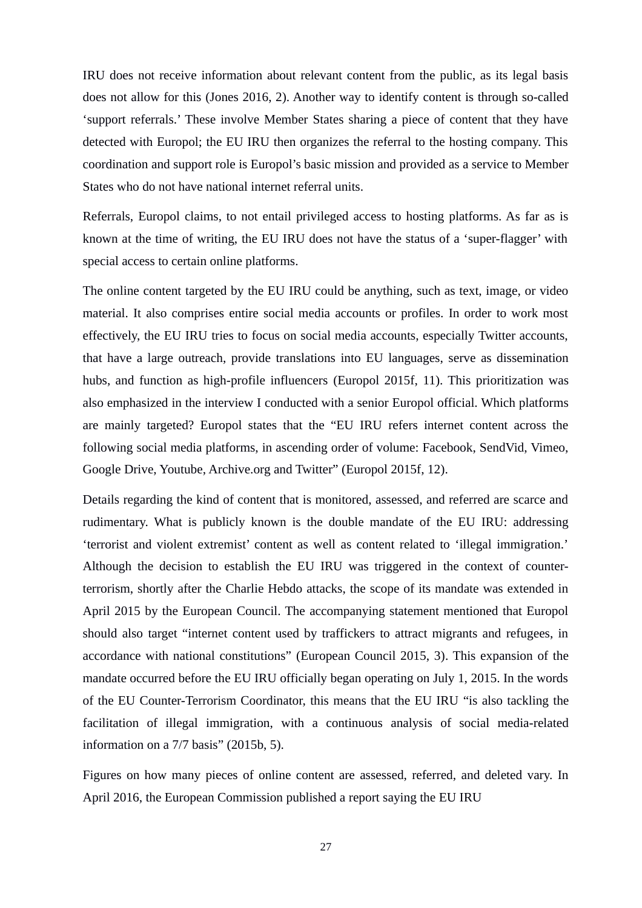IRU does not receive information about relevant content from the public, as its legal basis does not allow for this (Jones 2016, 2). Another way to identify content is through so-called ‘support referrals.’ These involve Member States sharing a piece of content that they have detected with Europol; the EU IRU then organizes the referral to the hosting company. This coordination and support role is Europol’s basic mission and provided as a service to Member States who do not have national internet referral units.

Referrals, Europol claims, to not entail privileged access to hosting platforms. As far as is known at the time of writing, the EU IRU does not have the status of a ‘super-flagger’ with special access to certain online platforms.

The online content targeted by the EU IRU could be anything, such as text, image, or video material. It also comprises entire social media accounts or profiles. In order to work most effectively, the EU IRU tries to focus on social media accounts, especially Twitter accounts, that have a large outreach, provide translations into EU languages, serve as dissemination hubs, and function as high-profile influencers (Europol 2015f, 11). This prioritization was also emphasized in the interview I conducted with a senior Europol official. Which platforms are mainly targeted? Europol states that the “EU IRU refers internet content across the following social media platforms, in ascending order of volume: Facebook, SendVid, Vimeo, Google Drive, Youtube, Archive.org and Twitter” (Europol 2015f, 12).

Details regarding the kind of content that is monitored, assessed, and referred are scarce and rudimentary. What is publicly known is the double mandate of the EU IRU: addressing ‘terrorist and violent extremist’ content as well as content related to ‘illegal immigration.’ Although the decision to establish the EU IRU was triggered in the context of counter-terrorism, shortly after the Charlie Hebdo attacks, the scope of its mandate was extended in April 2015 by the European Council. The accompanying statement mentioned that Europol should also target “internet content used by traffickers to attract migrants and refugees, in accordance with national constitutions” (European Council 2015, 3). This expansion of the mandate occurred before the EU IRU officially began operating on July 1, 2015. In the words of the EU Counter-Terrorism Coordinator, this means that the EU IRU “is also tackling the facilitation of illegal immigration, with a continuous analysis of social media-related information on a 7/7 basis” (2015b, 5).

Figures on how many pieces of online content are assessed, referred, and deleted vary. In April 2016, the European Commission published a report saying the EU IRU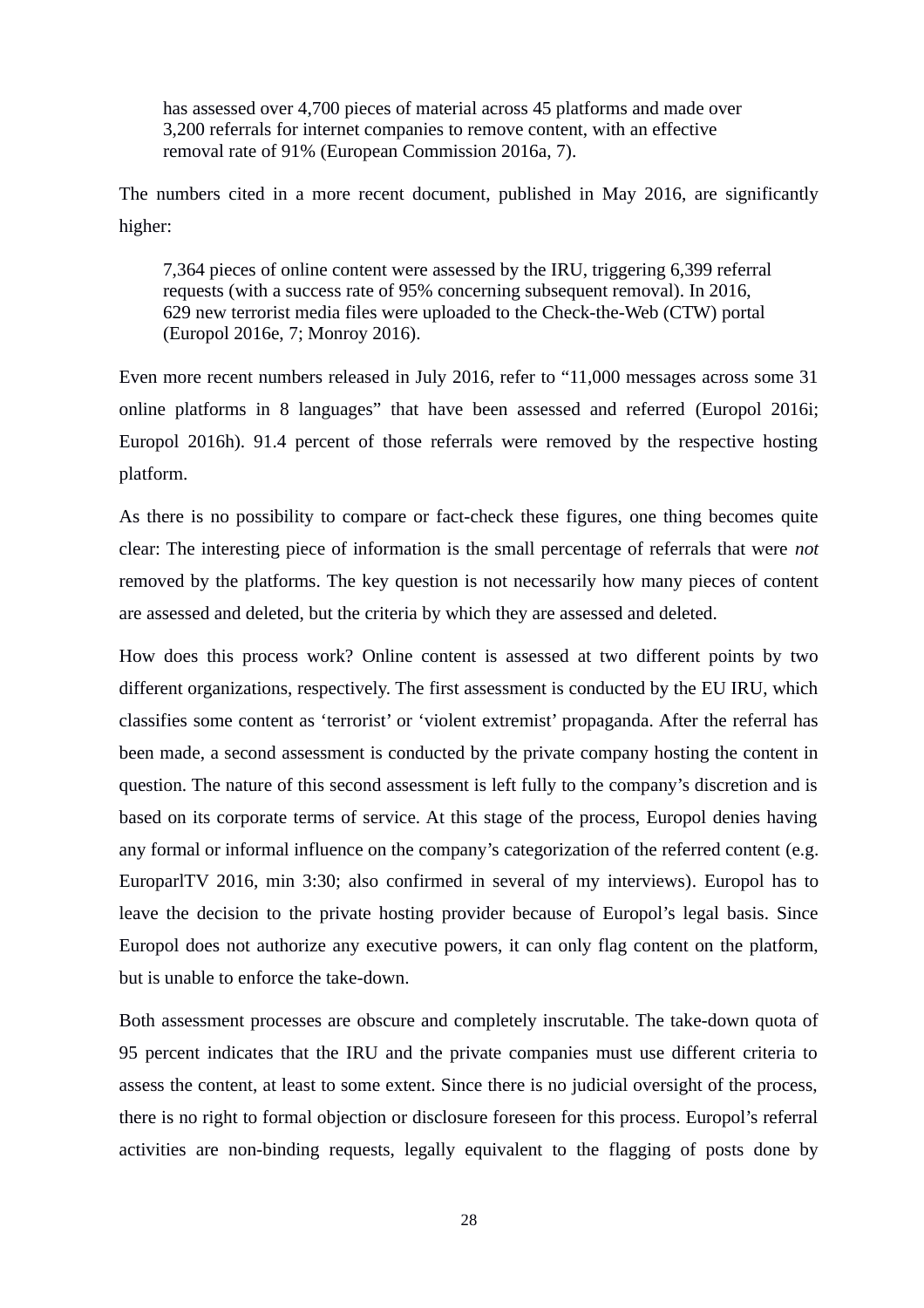> has assessed over 4,700 pieces of material across 45 platforms and made over 3,200 referrals for internet companies to remove content, with an effective removal rate of 91% (European Commission 2016a, 7).

The numbers cited in a more recent document, published in May 2016, are significantly higher:

> 7,364 pieces of online content were assessed by the IRU, triggering 6,399 referral requests (with a success rate of 95% concerning subsequent removal). In 2016, 629 new terrorist media files were uploaded to the Check-the-Web (CTW) portal (Europol 2016e, 7; Monroy 2016).

Even more recent numbers released in July 2016, refer to "11,000 messages across some 31 online platforms in 8 languages" that have been assessed and referred (Europol 2016i; Europol 2016h). 91.4 percent of those referrals were removed by the respective hosting platform.

As there is no possibility to compare or fact-check these figures, one thing becomes quite clear: The interesting piece of information is the small percentage of referrals that were *not* removed by the platforms. The key question is not necessarily how many pieces of content are assessed and deleted, but the criteria by which they are assessed and deleted.

How does this process work? Online content is assessed at two different points by two different organizations, respectively. The first assessment is conducted by the EU IRU, which classifies some content as 'terrorist' or 'violent extremist' propaganda. After the referral has been made, a second assessment is conducted by the private company hosting the content in question. The nature of this second assessment is left fully to the company's discretion and is based on its corporate terms of service. At this stage of the process, Europol denies having any formal or informal influence on the company's categorization of the referred content (e.g. EuroparlTV 2016, min 3:30; also confirmed in several of my interviews). Europol has to leave the decision to the private hosting provider because of Europol's legal basis. Since Europol does not authorize any executive powers, it can only flag content on the platform, but is unable to enforce the take-down.

Both assessment processes are obscure and completely inscrutable. The take-down quota of 95 percent indicates that the IRU and the private companies must use different criteria to assess the content, at least to some extent. Since there is no judicial oversight of the process, there is no right to formal objection or disclosure foreseen for this process. Europol's referral activities are non-binding requests, legally equivalent to the flagging of posts done by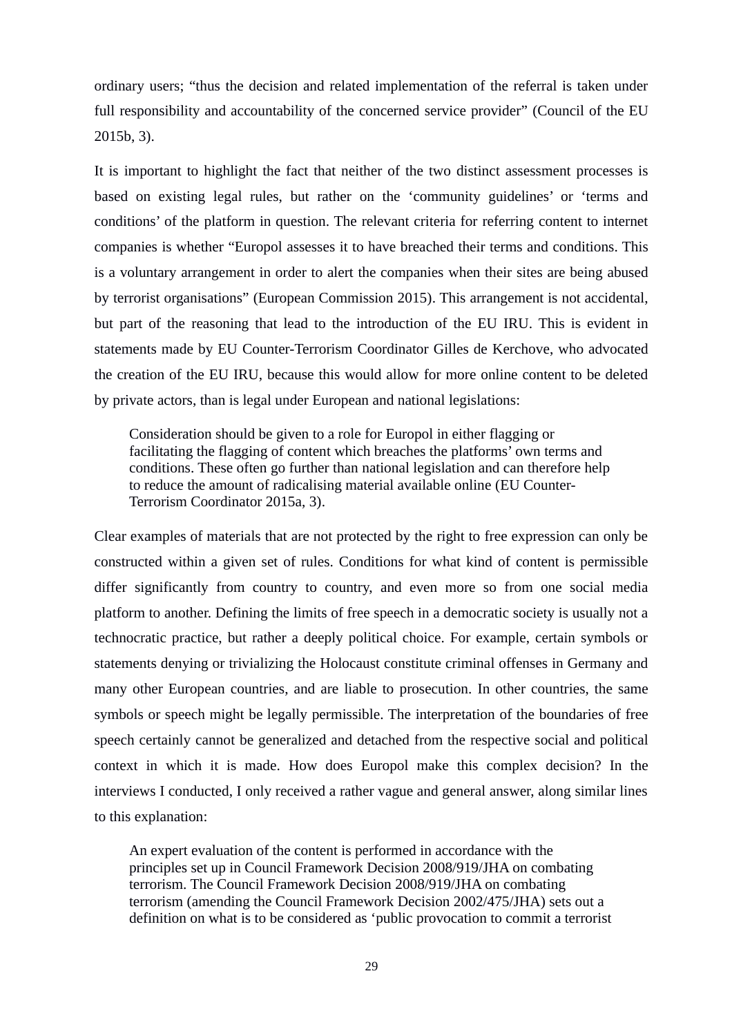ordinary users; "thus the decision and related implementation of the referral is taken under full responsibility and accountability of the concerned service provider" (Council of the EU 2015b, 3).

It is important to highlight the fact that neither of the two distinct assessment processes is based on existing legal rules, but rather on the 'community guidelines' or 'terms and conditions' of the platform in question. The relevant criteria for referring content to internet companies is whether "Europol assesses it to have breached their terms and conditions. This is a voluntary arrangement in order to alert the companies when their sites are being abused by terrorist organisations" (European Commission 2015). This arrangement is not accidental, but part of the reasoning that lead to the introduction of the EU IRU. This is evident in statements made by EU Counter-Terrorism Coordinator Gilles de Kerchove, who advocated the creation of the EU IRU, because this would allow for more online content to be deleted by private actors, than is legal under European and national legislations:

> Consideration should be given to a role for Europol in either flagging or facilitating the flagging of content which breaches the platforms' own terms and conditions. These often go further than national legislation and can therefore help to reduce the amount of radicalising material available online (EU Counter-Terrorism Coordinator 2015a, 3).

Clear examples of materials that are not protected by the right to free expression can only be constructed within a given set of rules. Conditions for what kind of content is permissible differ significantly from country to country, and even more so from one social media platform to another. Defining the limits of free speech in a democratic society is usually not a technocratic practice, but rather a deeply political choice. For example, certain symbols or statements denying or trivializing the Holocaust constitute criminal offenses in Germany and many other European countries, and are liable to prosecution. In other countries, the same symbols or speech might be legally permissible. The interpretation of the boundaries of free speech certainly cannot be generalized and detached from the respective social and political context in which it is made. How does Europol make this complex decision? In the interviews I conducted, I only received a rather vague and general answer, along similar lines to this explanation:

> An expert evaluation of the content is performed in accordance with the principles set up in Council Framework Decision 2008/919/JHA on combating terrorism. The Council Framework Decision 2008/919/JHA on combating terrorism (amending the Council Framework Decision 2002/475/JHA) sets out a definition on what is to be considered as 'public provocation to commit a terrorist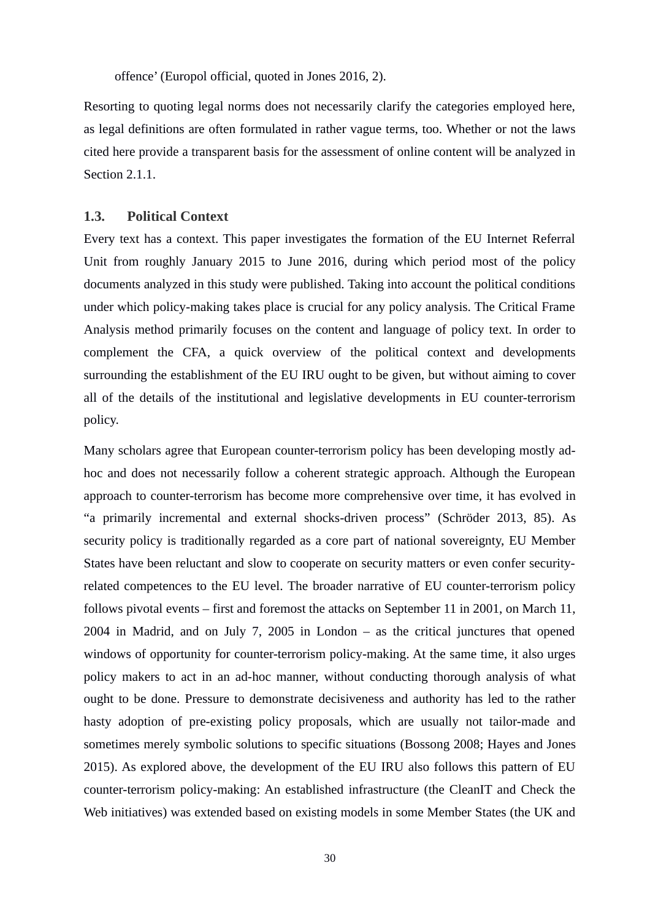offence' (Europol official, quoted in Jones 2016, 2).

Resorting to quoting legal norms does not necessarily clarify the categories employed here, as legal definitions are often formulated in rather vague terms, too. Whether or not the laws cited here provide a transparent basis for the assessment of online content will be analyzed in Section 2.1.1.

### 1.3. Political Context

Every text has a context. This paper investigates the formation of the EU Internet Referral Unit from roughly January 2015 to June 2016, during which period most of the policy documents analyzed in this study were published. Taking into account the political conditions under which policy-making takes place is crucial for any policy analysis. The Critical Frame Analysis method primarily focuses on the content and language of policy text. In order to complement the CFA, a quick overview of the political context and developments surrounding the establishment of the EU IRU ought to be given, but without aiming to cover all of the details of the institutional and legislative developments in EU counter-terrorism policy.

Many scholars agree that European counter-terrorism policy has been developing mostly ad-hoc and does not necessarily follow a coherent strategic approach. Although the European approach to counter-terrorism has become more comprehensive over time, it has evolved in "a primarily incremental and external shocks-driven process" (Schröder 2013, 85). As security policy is traditionally regarded as a core part of national sovereignty, EU Member States have been reluctant and slow to cooperate on security matters or even confer security-related competences to the EU level. The broader narrative of EU counter-terrorism policy follows pivotal events – first and foremost the attacks on September 11 in 2001, on March 11, 2004 in Madrid, and on July 7, 2005 in London – as the critical junctures that opened windows of opportunity for counter-terrorism policy-making. At the same time, it also urges policy makers to act in an ad-hoc manner, without conducting thorough analysis of what ought to be done. Pressure to demonstrate decisiveness and authority has led to the rather hasty adoption of pre-existing policy proposals, which are usually not tailor-made and sometimes merely symbolic solutions to specific situations (Bossong 2008; Hayes and Jones 2015). As explored above, the development of the EU IRU also follows this pattern of EU counter-terrorism policy-making: An established infrastructure (the CleanIT and Check the Web initiatives) was extended based on existing models in some Member States (the UK and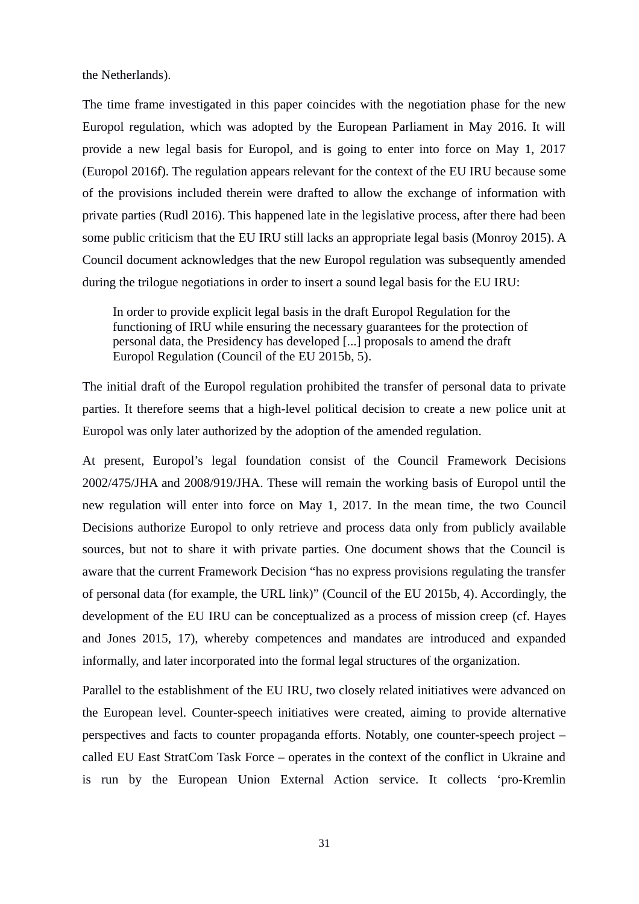the Netherlands).

The time frame investigated in this paper coincides with the negotiation phase for the new Europol regulation, which was adopted by the European Parliament in May 2016. It will provide a new legal basis for Europol, and is going to enter into force on May 1, 2017 (Europol 2016f). The regulation appears relevant for the context of the EU IRU because some of the provisions included therein were drafted to allow the exchange of information with private parties (Rudl 2016). This happened late in the legislative process, after there had been some public criticism that the EU IRU still lacks an appropriate legal basis (Monroy 2015). A Council document acknowledges that the new Europol regulation was subsequently amended during the trilogue negotiations in order to insert a sound legal basis for the EU IRU:

> In order to provide explicit legal basis in the draft Europol Regulation for the functioning of IRU while ensuring the necessary guarantees for the protection of personal data, the Presidency has developed [...] proposals to amend the draft Europol Regulation (Council of the EU 2015b, 5).

The initial draft of the Europol regulation prohibited the transfer of personal data to private parties. It therefore seems that a high-level political decision to create a new police unit at Europol was only later authorized by the adoption of the amended regulation.

At present, Europol's legal foundation consist of the Council Framework Decisions 2002/475/JHA and 2008/919/JHA. These will remain the working basis of Europol until the new regulation will enter into force on May 1, 2017. In the mean time, the two Council Decisions authorize Europol to only retrieve and process data only from publicly available sources, but not to share it with private parties. One document shows that the Council is aware that the current Framework Decision "has no express provisions regulating the transfer of personal data (for example, the URL link)" (Council of the EU 2015b, 4). Accordingly, the development of the EU IRU can be conceptualized as a process of mission creep (cf. Hayes and Jones 2015, 17), whereby competences and mandates are introduced and expanded informally, and later incorporated into the formal legal structures of the organization.

Parallel to the establishment of the EU IRU, two closely related initiatives were advanced on the European level. Counter-speech initiatives were created, aiming to provide alternative perspectives and facts to counter propaganda efforts. Notably, one counter-speech project – called EU East StratCom Task Force – operates in the context of the conflict in Ukraine and is run by the European Union External Action service. It collects 'pro-Kremlin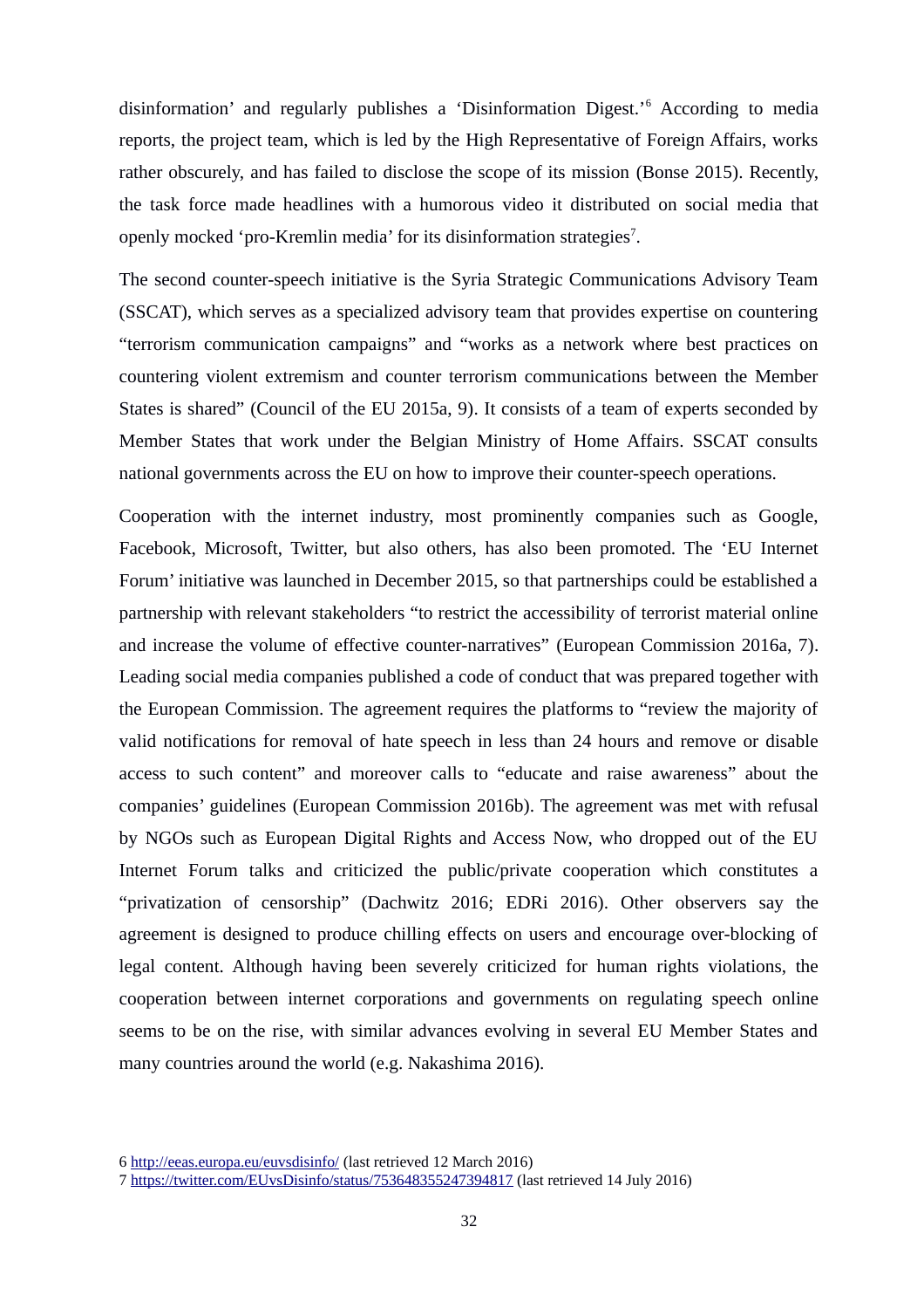disinformation' and regularly publishes a 'Disinformation Digest.'[6] According to media reports, the project team, which is led by the High Representative of Foreign Affairs, works rather obscurely, and has failed to disclose the scope of its mission (Bonse 2015). Recently, the task force made headlines with a humorous video it distributed on social media that openly mocked 'pro-Kremlin media' for its disinformation strategies[7].

The second counter-speech initiative is the Syria Strategic Communications Advisory Team (SSCAT), which serves as a specialized advisory team that provides expertise on countering "terrorism communication campaigns" and "works as a network where best practices on countering violent extremism and counter terrorism communications between the Member States is shared" (Council of the EU 2015a, 9). It consists of a team of experts seconded by Member States that work under the Belgian Ministry of Home Affairs. SSCAT consults national governments across the EU on how to improve their counter-speech operations.

Cooperation with the internet industry, most prominently companies such as Google, Facebook, Microsoft, Twitter, but also others, has also been promoted. The 'EU Internet Forum' initiative was launched in December 2015, so that partnerships could be established a partnership with relevant stakeholders "to restrict the accessibility of terrorist material online and increase the volume of effective counter-narratives" (European Commission 2016a, 7). Leading social media companies published a code of conduct that was prepared together with the European Commission. The agreement requires the platforms to "review the majority of valid notifications for removal of hate speech in less than 24 hours and remove or disable access to such content" and moreover calls to "educate and raise awareness" about the companies' guidelines (European Commission 2016b). The agreement was met with refusal by NGOs such as European Digital Rights and Access Now, who dropped out of the EU Internet Forum talks and criticized the public/private cooperation which constitutes a "privatization of censorship" (Dachwitz 2016; EDRi 2016). Other observers say the agreement is designed to produce chilling effects on users and encourage over-blocking of legal content. Although having been severely criticized for human rights violations, the cooperation between internet corporations and governments on regulating speech online seems to be on the rise, with similar advances evolving in several EU Member States and many countries around the world (e.g. Nakashima 2016).

6 http://eeas.europa.eu/euvsdisinfo/ (last retrieved 12 March 2016)
7 https://twitter.com/EUvsDisinfo/status/753648355247394817 (last retrieved 14 July 2016)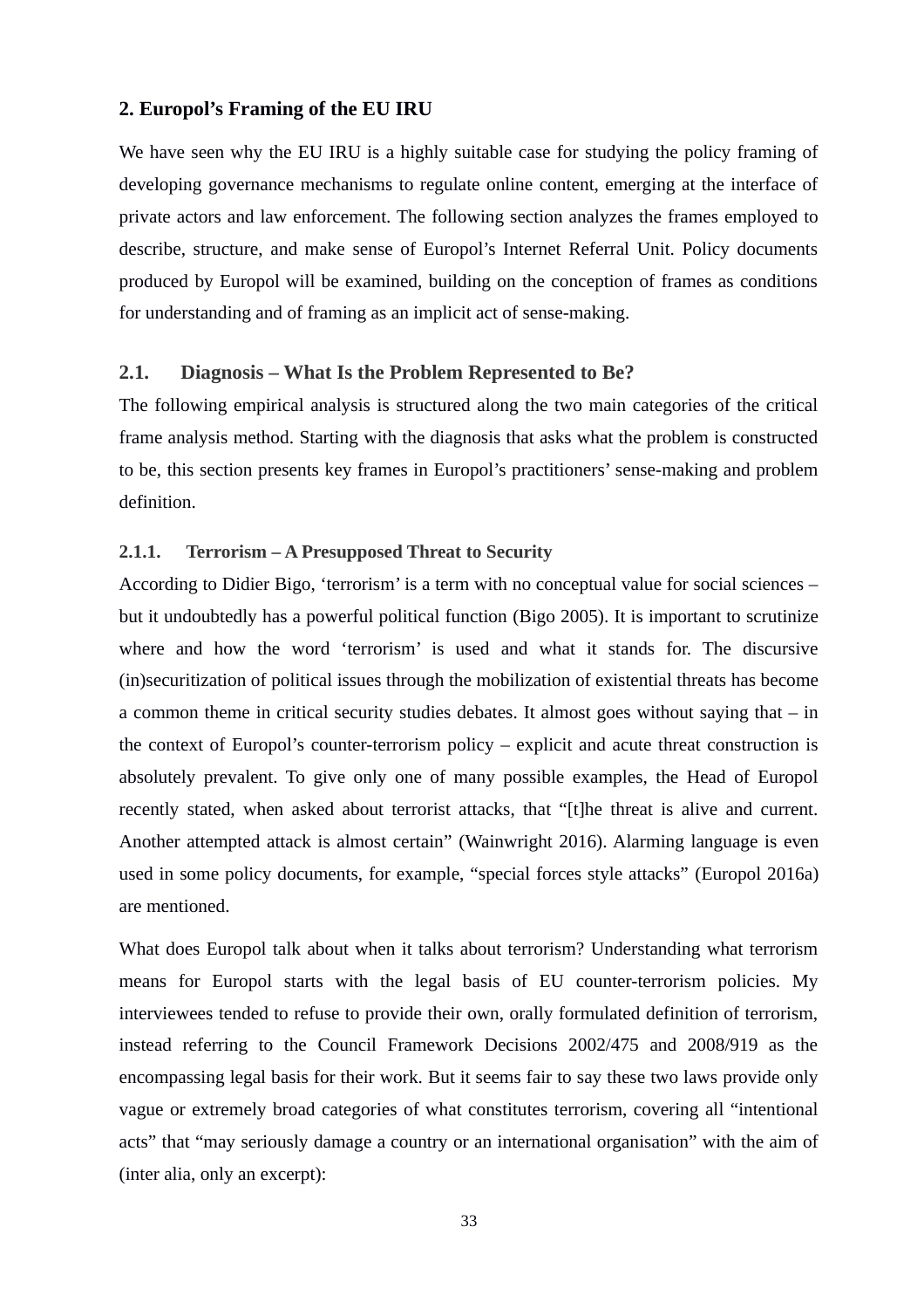## 2. Europol's Framing of the EU IRU

We have seen why the EU IRU is a highly suitable case for studying the policy framing of developing governance mechanisms to regulate online content, emerging at the interface of private actors and law enforcement. The following section analyzes the frames employed to describe, structure, and make sense of Europol's Internet Referral Unit. Policy documents produced by Europol will be examined, building on the conception of frames as conditions for understanding and of framing as an implicit act of sense-making.

### 2.1. Diagnosis – What Is the Problem Represented to Be?

The following empirical analysis is structured along the two main categories of the critical frame analysis method. Starting with the diagnosis that asks what the problem is constructed to be, this section presents key frames in Europol's practitioners' sense-making and problem definition.

#### 2.1.1. Terrorism – A Presupposed Threat to Security

According to Didier Bigo, 'terrorism' is a term with no conceptual value for social sciences – but it undoubtedly has a powerful political function (Bigo 2005). It is important to scrutinize where and how the word 'terrorism' is used and what it stands for. The discursive (in)securitization of political issues through the mobilization of existential threats has become a common theme in critical security studies debates. It almost goes without saying that – in the context of Europol's counter-terrorism policy – explicit and acute threat construction is absolutely prevalent. To give only one of many possible examples, the Head of Europol recently stated, when asked about terrorist attacks, that "[t]he threat is alive and current. Another attempted attack is almost certain" (Wainwright 2016). Alarming language is even used in some policy documents, for example, "special forces style attacks" (Europol 2016a) are mentioned.

What does Europol talk about when it talks about terrorism? Understanding what terrorism means for Europol starts with the legal basis of EU counter-terrorism policies. My interviewees tended to refuse to provide their own, orally formulated definition of terrorism, instead referring to the Council Framework Decisions 2002/475 and 2008/919 as the encompassing legal basis for their work. But it seems fair to say these two laws provide only vague or extremely broad categories of what constitutes terrorism, covering all "intentional acts" that "may seriously damage a country or an international organisation" with the aim of (inter alia, only an excerpt):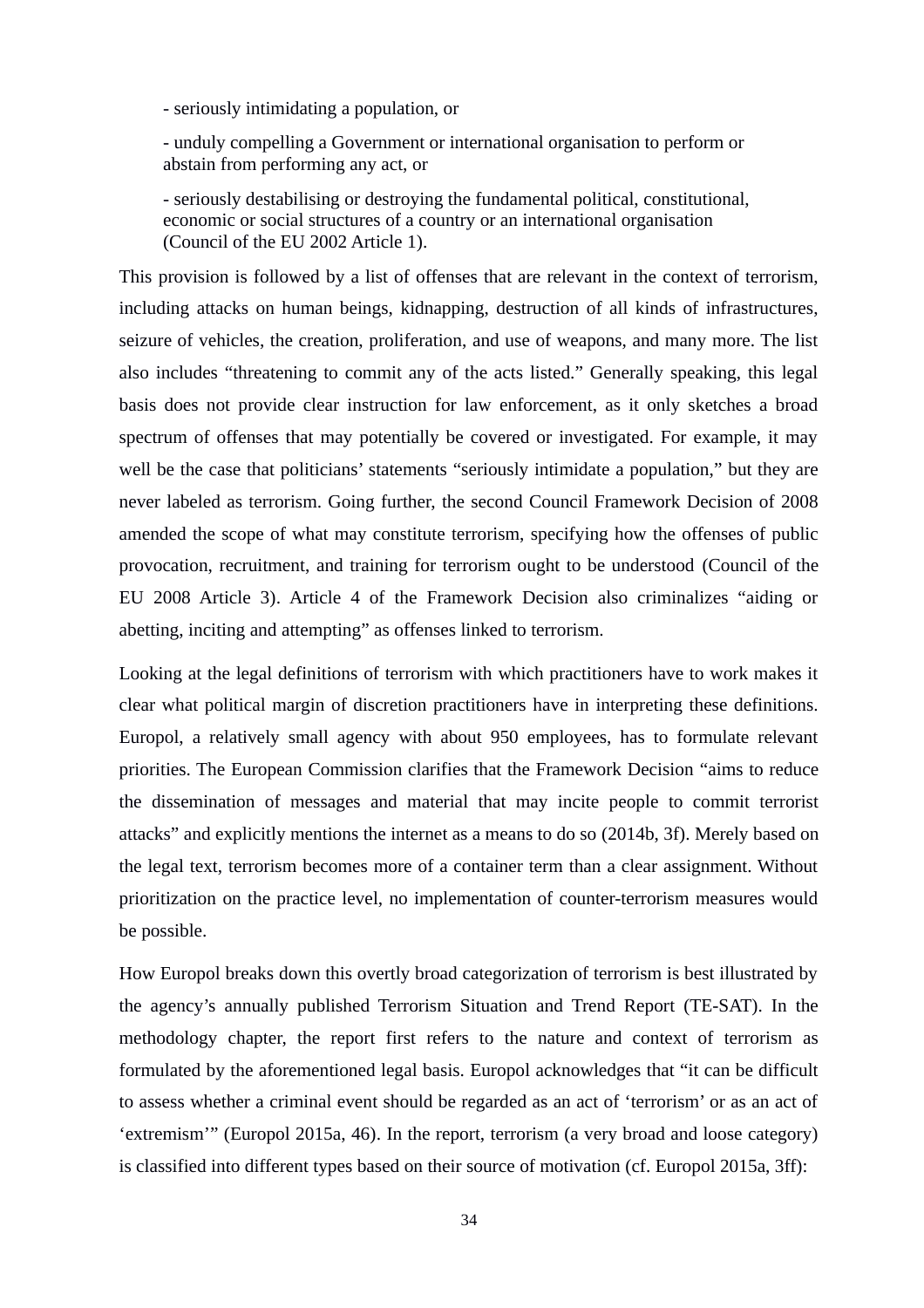> - seriously intimidating a population, or
>
> - unduly compelling a Government or international organisation to perform or abstain from performing any act, or
>
> - seriously destabilising or destroying the fundamental political, constitutional, economic or social structures of a country or an international organisation (Council of the EU 2002 Article 1).

This provision is followed by a list of offenses that are relevant in the context of terrorism, including attacks on human beings, kidnapping, destruction of all kinds of infrastructures, seizure of vehicles, the creation, proliferation, and use of weapons, and many more. The list also includes "threatening to commit any of the acts listed." Generally speaking, this legal basis does not provide clear instruction for law enforcement, as it only sketches a broad spectrum of offenses that may potentially be covered or investigated. For example, it may well be the case that politicians' statements "seriously intimidate a population," but they are never labeled as terrorism. Going further, the second Council Framework Decision of 2008 amended the scope of what may constitute terrorism, specifying how the offenses of public provocation, recruitment, and training for terrorism ought to be understood (Council of the EU 2008 Article 3). Article 4 of the Framework Decision also criminalizes "aiding or abetting, inciting and attempting" as offenses linked to terrorism.

Looking at the legal definitions of terrorism with which practitioners have to work makes it clear what political margin of discretion practitioners have in interpreting these definitions. Europol, a relatively small agency with about 950 employees, has to formulate relevant priorities. The European Commission clarifies that the Framework Decision "aims to reduce the dissemination of messages and material that may incite people to commit terrorist attacks" and explicitly mentions the internet as a means to do so (2014b, 3f). Merely based on the legal text, terrorism becomes more of a container term than a clear assignment. Without prioritization on the practice level, no implementation of counter-terrorism measures would be possible.

How Europol breaks down this overtly broad categorization of terrorism is best illustrated by the agency's annually published Terrorism Situation and Trend Report (TE-SAT). In the methodology chapter, the report first refers to the nature and context of terrorism as formulated by the aforementioned legal basis. Europol acknowledges that "it can be difficult to assess whether a criminal event should be regarded as an act of 'terrorism' or as an act of 'extremism'" (Europol 2015a, 46). In the report, terrorism (a very broad and loose category) is classified into different types based on their source of motivation (cf. Europol 2015a, 3ff):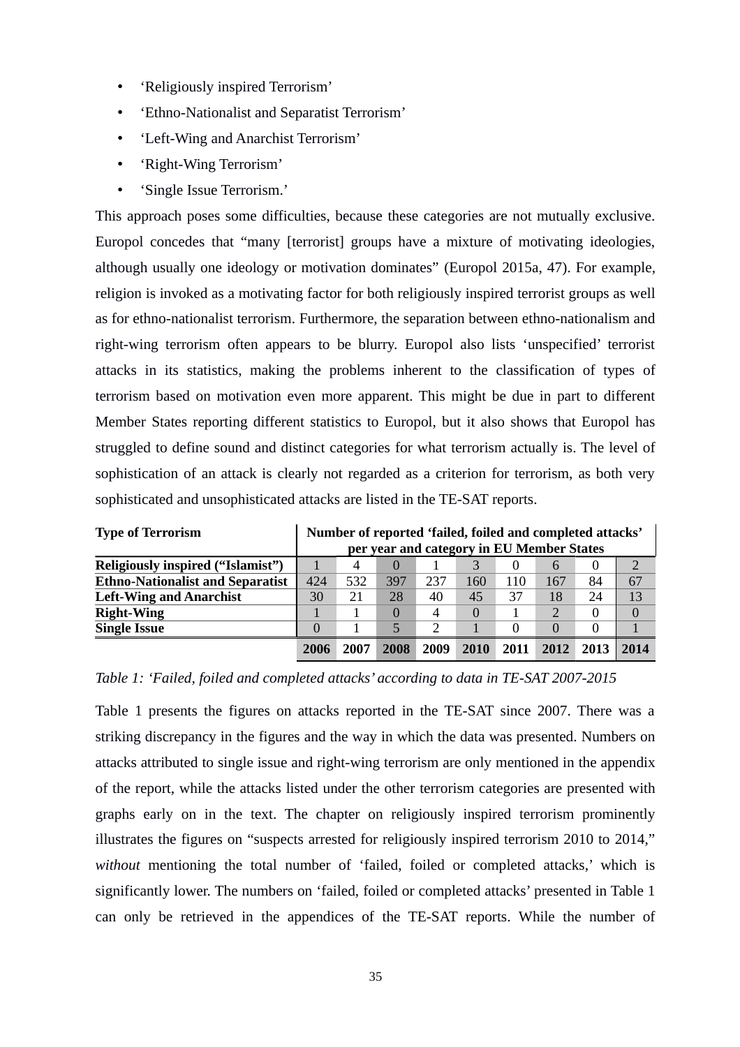- ‘Religiously inspired Terrorism’
- ‘Ethno-Nationalist and Separatist Terrorism’
- ‘Left-Wing and Anarchist Terrorism’
- ‘Right-Wing Terrorism’
- ‘Single Issue Terrorism.’

This approach poses some difficulties, because these categories are not mutually exclusive. Europol concedes that “many [terrorist] groups have a mixture of motivating ideologies, although usually one ideology or motivation dominates” (Europol 2015a, 47). For example, religion is invoked as a motivating factor for both religiously inspired terrorist groups as well as for ethno-nationalist terrorism. Furthermore, the separation between ethno-nationalism and right-wing terrorism often appears to be blurry. Europol also lists ‘unspecified’ terrorist attacks in its statistics, making the problems inherent to the classification of types of terrorism based on motivation even more apparent. This might be due in part to different Member States reporting different statistics to Europol, but it also shows that Europol has struggled to define sound and distinct categories for what terrorism actually is. The level of sophistication of an attack is clearly not regarded as a criterion for terrorism, as both very sophisticated and unsophisticated attacks are listed in the TE-SAT reports.

| **Type of Terrorism** | **Number of reported ‘failed, foiled and completed attacks’ per year and category in EU Member States** | | | | | | | | |
|---|---|---|---|---|---|---|---|---|---|
| **Religiously inspired (“Islamist”)** | 1 | 4 | 0 | 1 | 3 | 0 | 6 | 0 | 2 |
| **Ethno-Nationalist and Separatist** | 424 | 532 | 397 | 237 | 160 | 110 | 167 | 84 | 67 |
| **Left-Wing and Anarchist** | 30 | 21 | 28 | 40 | 45 | 37 | 18 | 24 | 13 |
| **Right-Wing** | 1 | 1 | 0 | 4 | 0 | 1 | 2 | 0 | 0 |
| **Single Issue** | 0 | 1 | 5 | 2 | 1 | 0 | 0 | 0 | 1 |
| | **2006** | **2007** | **2008** | **2009** | **2010** | **2011** | **2012** | **2013** | **2014** |

*Table 1: ‘Failed, foiled and completed attacks’ according to data in TE-SAT 2007-2015*

Table 1 presents the figures on attacks reported in the TE-SAT since 2007. There was a striking discrepancy in the figures and the way in which the data was presented. Numbers on attacks attributed to single issue and right-wing terrorism are only mentioned in the appendix of the report, while the attacks listed under the other terrorism categories are presented with graphs early on in the text. The chapter on religiously inspired terrorism prominently illustrates the figures on “suspects arrested for religiously inspired terrorism 2010 to 2014,” *without* mentioning the total number of ‘failed, foiled or completed attacks,’ which is significantly lower. The numbers on ‘failed, foiled or completed attacks’ presented in Table 1 can only be retrieved in the appendices of the TE-SAT reports. While the number of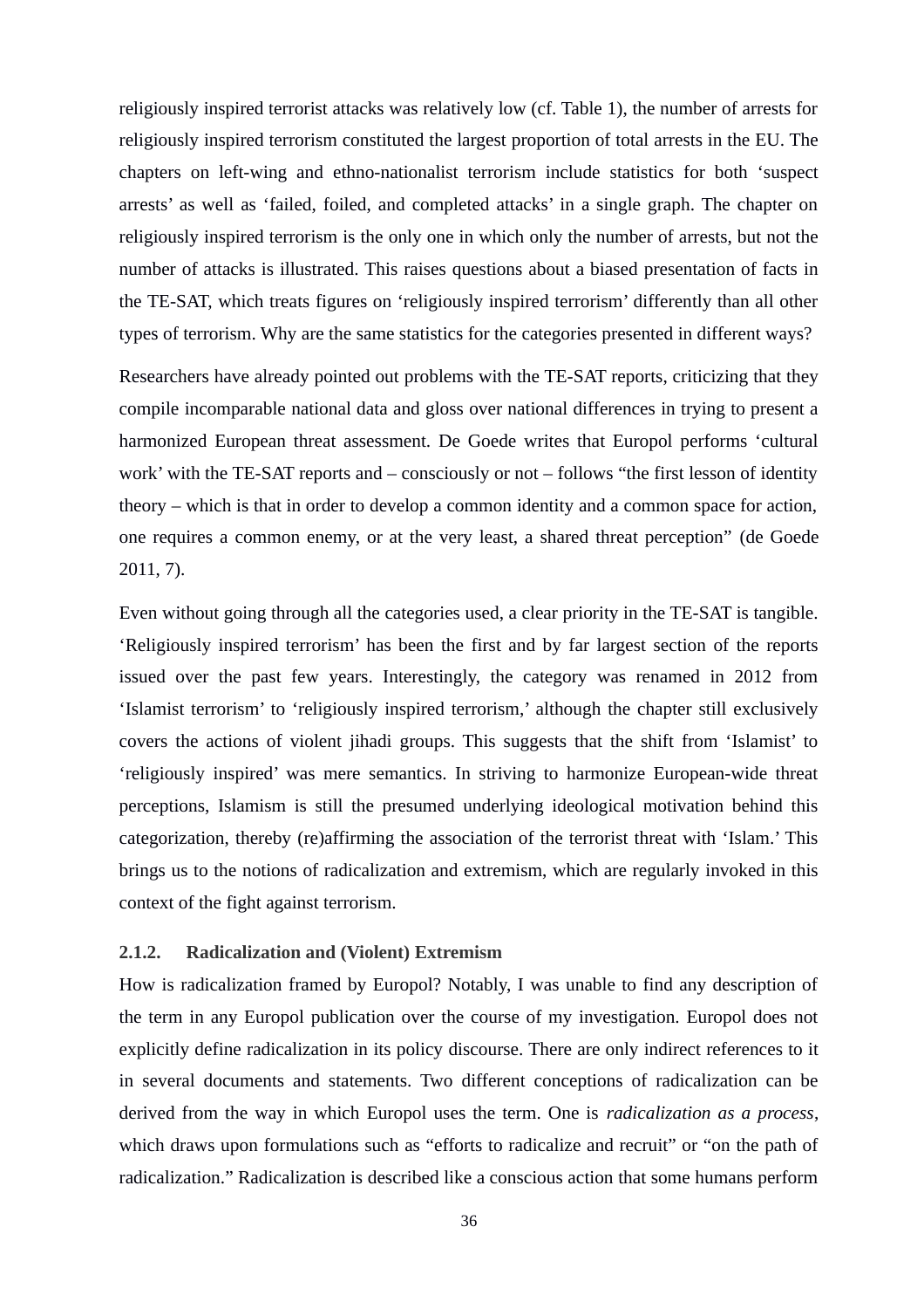religiously inspired terrorist attacks was relatively low (cf. Table 1), the number of arrests for religiously inspired terrorism constituted the largest proportion of total arrests in the EU. The chapters on left-wing and ethno-nationalist terrorism include statistics for both 'suspect arrests' as well as 'failed, foiled, and completed attacks' in a single graph. The chapter on religiously inspired terrorism is the only one in which only the number of arrests, but not the number of attacks is illustrated. This raises questions about a biased presentation of facts in the TE-SAT, which treats figures on 'religiously inspired terrorism' differently than all other types of terrorism. Why are the same statistics for the categories presented in different ways?

Researchers have already pointed out problems with the TE-SAT reports, criticizing that they compile incomparable national data and gloss over national differences in trying to present a harmonized European threat assessment. De Goede writes that Europol performs 'cultural work' with the TE-SAT reports and – consciously or not – follows "the first lesson of identity theory – which is that in order to develop a common identity and a common space for action, one requires a common enemy, or at the very least, a shared threat perception" (de Goede 2011, 7).

Even without going through all the categories used, a clear priority in the TE-SAT is tangible. 'Religiously inspired terrorism' has been the first and by far largest section of the reports issued over the past few years. Interestingly, the category was renamed in 2012 from 'Islamist terrorism' to 'religiously inspired terrorism,' although the chapter still exclusively covers the actions of violent jihadi groups. This suggests that the shift from 'Islamist' to 'religiously inspired' was mere semantics. In striving to harmonize European-wide threat perceptions, Islamism is still the presumed underlying ideological motivation behind this categorization, thereby (re)affirming the association of the terrorist threat with 'Islam.' This brings us to the notions of radicalization and extremism, which are regularly invoked in this context of the fight against terrorism.

#### 2.1.2. Radicalization and (Violent) Extremism

How is radicalization framed by Europol? Notably, I was unable to find any description of the term in any Europol publication over the course of my investigation. Europol does not explicitly define radicalization in its policy discourse. There are only indirect references to it in several documents and statements. Two different conceptions of radicalization can be derived from the way in which Europol uses the term. One is *radicalization as a process*, which draws upon formulations such as "efforts to radicalize and recruit" or "on the path of radicalization." Radicalization is described like a conscious action that some humans perform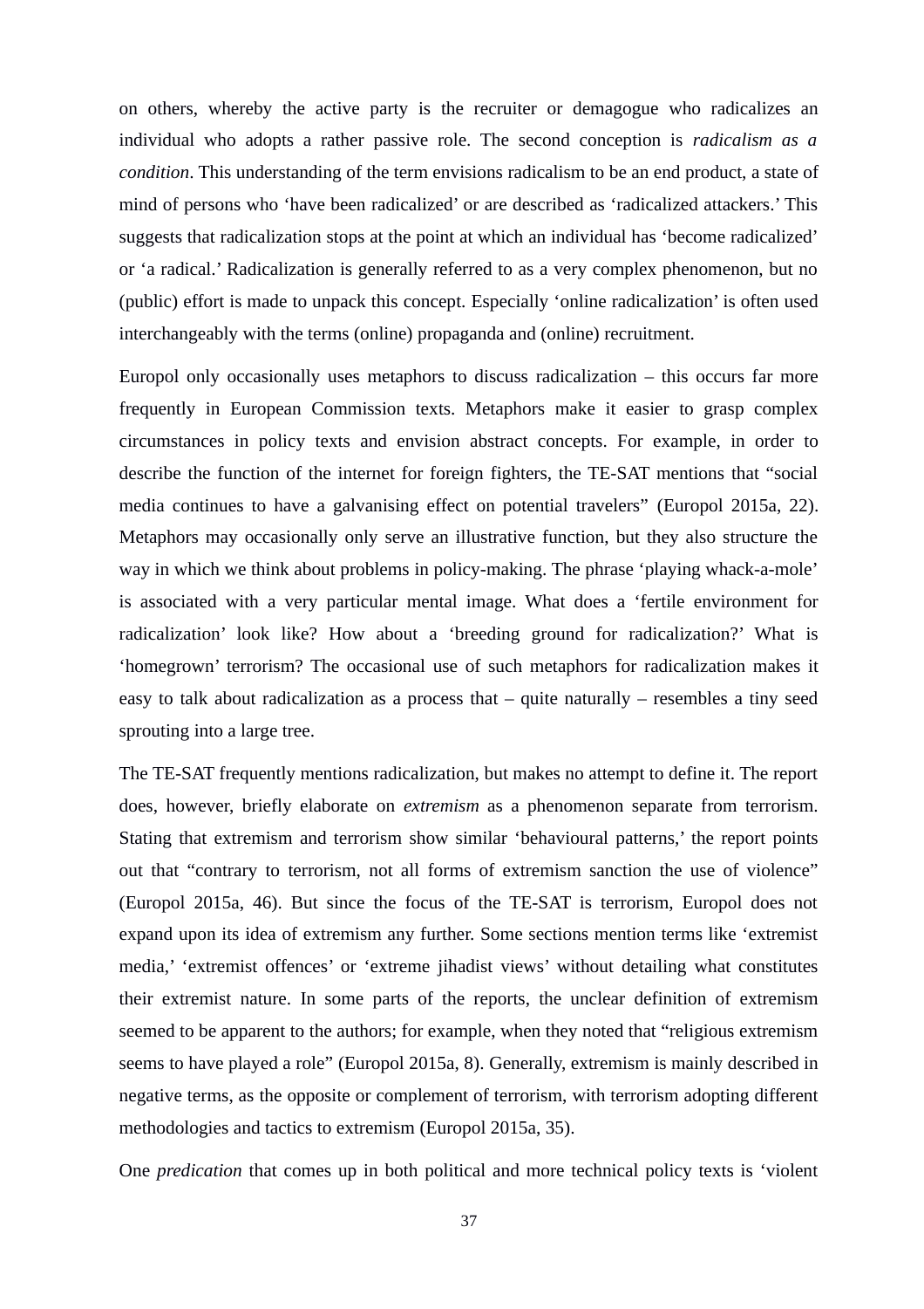on others, whereby the active party is the recruiter or demagogue who radicalizes an individual who adopts a rather passive role. The second conception is *radicalism as a condition*. This understanding of the term envisions radicalism to be an end product, a state of mind of persons who 'have been radicalized' or are described as 'radicalized attackers.' This suggests that radicalization stops at the point at which an individual has 'become radicalized' or 'a radical.' Radicalization is generally referred to as a very complex phenomenon, but no (public) effort is made to unpack this concept. Especially 'online radicalization' is often used interchangeably with the terms (online) propaganda and (online) recruitment.

Europol only occasionally uses metaphors to discuss radicalization – this occurs far more frequently in European Commission texts. Metaphors make it easier to grasp complex circumstances in policy texts and envision abstract concepts. For example, in order to describe the function of the internet for foreign fighters, the TE-SAT mentions that "social media continues to have a galvanising effect on potential travelers" (Europol 2015a, 22). Metaphors may occasionally only serve an illustrative function, but they also structure the way in which we think about problems in policy-making. The phrase 'playing whack-a-mole' is associated with a very particular mental image. What does a 'fertile environment for radicalization' look like? How about a 'breeding ground for radicalization?' What is 'homegrown' terrorism? The occasional use of such metaphors for radicalization makes it easy to talk about radicalization as a process that – quite naturally – resembles a tiny seed sprouting into a large tree.

The TE-SAT frequently mentions radicalization, but makes no attempt to define it. The report does, however, briefly elaborate on *extremism* as a phenomenon separate from terrorism. Stating that extremism and terrorism show similar 'behavioural patterns,' the report points out that "contrary to terrorism, not all forms of extremism sanction the use of violence" (Europol 2015a, 46). But since the focus of the TE-SAT is terrorism, Europol does not expand upon its idea of extremism any further. Some sections mention terms like 'extremist media,' 'extremist offences' or 'extreme jihadist views' without detailing what constitutes their extremist nature. In some parts of the reports, the unclear definition of extremism seemed to be apparent to the authors; for example, when they noted that "religious extremism seems to have played a role" (Europol 2015a, 8). Generally, extremism is mainly described in negative terms, as the opposite or complement of terrorism, with terrorism adopting different methodologies and tactics to extremism (Europol 2015a, 35).

One *predication* that comes up in both political and more technical policy texts is 'violent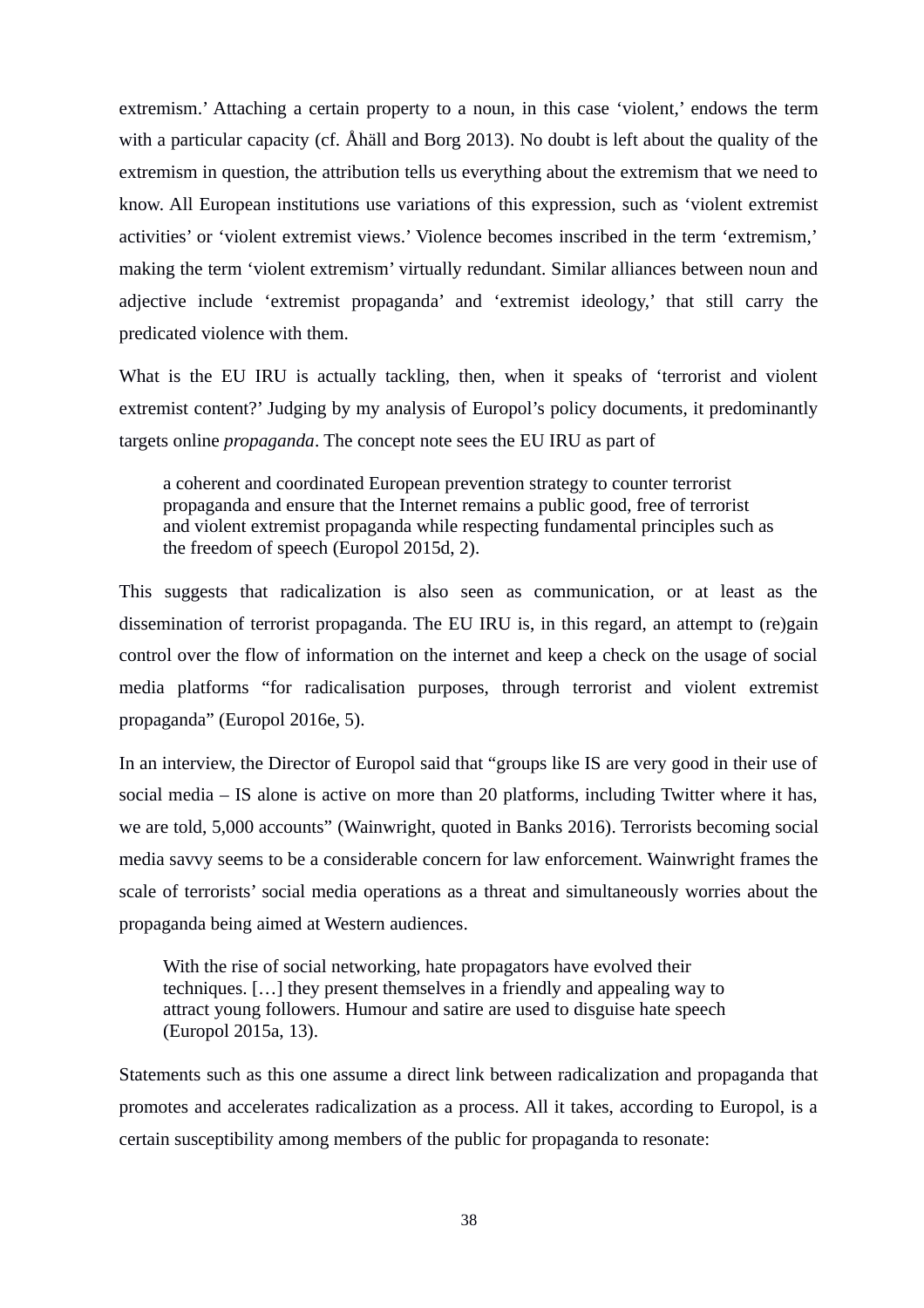extremism.' Attaching a certain property to a noun, in this case 'violent,' endows the term with a particular capacity (cf. Åhäll and Borg 2013). No doubt is left about the quality of the extremism in question, the attribution tells us everything about the extremism that we need to know. All European institutions use variations of this expression, such as 'violent extremist activities' or 'violent extremist views.' Violence becomes inscribed in the term 'extremism,' making the term 'violent extremism' virtually redundant. Similar alliances between noun and adjective include 'extremist propaganda' and 'extremist ideology,' that still carry the predicated violence with them.

What is the EU IRU is actually tackling, then, when it speaks of 'terrorist and violent extremist content?' Judging by my analysis of Europol's policy documents, it predominantly targets online *propaganda*. The concept note sees the EU IRU as part of

> a coherent and coordinated European prevention strategy to counter terrorist propaganda and ensure that the Internet remains a public good, free of terrorist and violent extremist propaganda while respecting fundamental principles such as the freedom of speech (Europol 2015d, 2).

This suggests that radicalization is also seen as communication, or at least as the dissemination of terrorist propaganda. The EU IRU is, in this regard, an attempt to (re)gain control over the flow of information on the internet and keep a check on the usage of social media platforms "for radicalisation purposes, through terrorist and violent extremist propaganda" (Europol 2016e, 5).

In an interview, the Director of Europol said that "groups like IS are very good in their use of social media – IS alone is active on more than 20 platforms, including Twitter where it has, we are told, 5,000 accounts" (Wainwright, quoted in Banks 2016). Terrorists becoming social media savvy seems to be a considerable concern for law enforcement. Wainwright frames the scale of terrorists' social media operations as a threat and simultaneously worries about the propaganda being aimed at Western audiences.

> With the rise of social networking, hate propagators have evolved their techniques. […] they present themselves in a friendly and appealing way to attract young followers. Humour and satire are used to disguise hate speech (Europol 2015a, 13).

Statements such as this one assume a direct link between radicalization and propaganda that promotes and accelerates radicalization as a process. All it takes, according to Europol, is a certain susceptibility among members of the public for propaganda to resonate: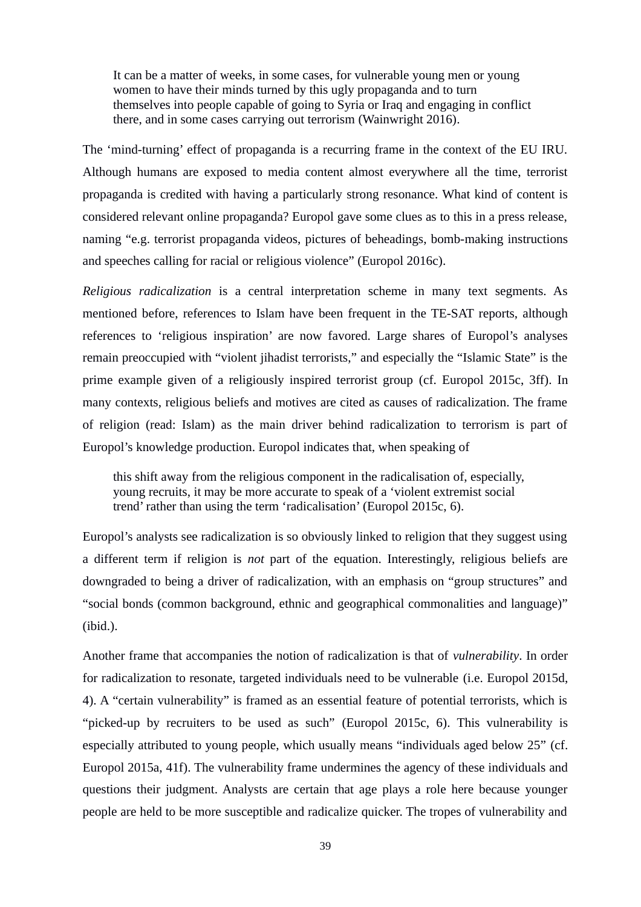> It can be a matter of weeks, in some cases, for vulnerable young men or young women to have their minds turned by this ugly propaganda and to turn themselves into people capable of going to Syria or Iraq and engaging in conflict there, and in some cases carrying out terrorism (Wainwright 2016).

The 'mind-turning' effect of propaganda is a recurring frame in the context of the EU IRU. Although humans are exposed to media content almost everywhere all the time, terrorist propaganda is credited with having a particularly strong resonance. What kind of content is considered relevant online propaganda? Europol gave some clues as to this in a press release, naming "e.g. terrorist propaganda videos, pictures of beheadings, bomb-making instructions and speeches calling for racial or religious violence" (Europol 2016c).

*Religious radicalization* is a central interpretation scheme in many text segments. As mentioned before, references to Islam have been frequent in the TE-SAT reports, although references to 'religious inspiration' are now favored. Large shares of Europol's analyses remain preoccupied with "violent jihadist terrorists," and especially the "Islamic State" is the prime example given of a religiously inspired terrorist group (cf. Europol 2015c, 3ff). In many contexts, religious beliefs and motives are cited as causes of radicalization. The frame of religion (read: Islam) as the main driver behind radicalization to terrorism is part of Europol's knowledge production. Europol indicates that, when speaking of

> this shift away from the religious component in the radicalisation of, especially, young recruits, it may be more accurate to speak of a 'violent extremist social trend' rather than using the term 'radicalisation' (Europol 2015c, 6).

Europol's analysts see radicalization is so obviously linked to religion that they suggest using a different term if religion is *not* part of the equation. Interestingly, religious beliefs are downgraded to being a driver of radicalization, with an emphasis on "group structures" and "social bonds (common background, ethnic and geographical commonalities and language)" (ibid.).

Another frame that accompanies the notion of radicalization is that of *vulnerability*. In order for radicalization to resonate, targeted individuals need to be vulnerable (i.e. Europol 2015d, 4). A "certain vulnerability" is framed as an essential feature of potential terrorists, which is "picked-up by recruiters to be used as such" (Europol 2015c, 6). This vulnerability is especially attributed to young people, which usually means "individuals aged below 25" (cf. Europol 2015a, 41f). The vulnerability frame undermines the agency of these individuals and questions their judgment. Analysts are certain that age plays a role here because younger people are held to be more susceptible and radicalize quicker. The tropes of vulnerability and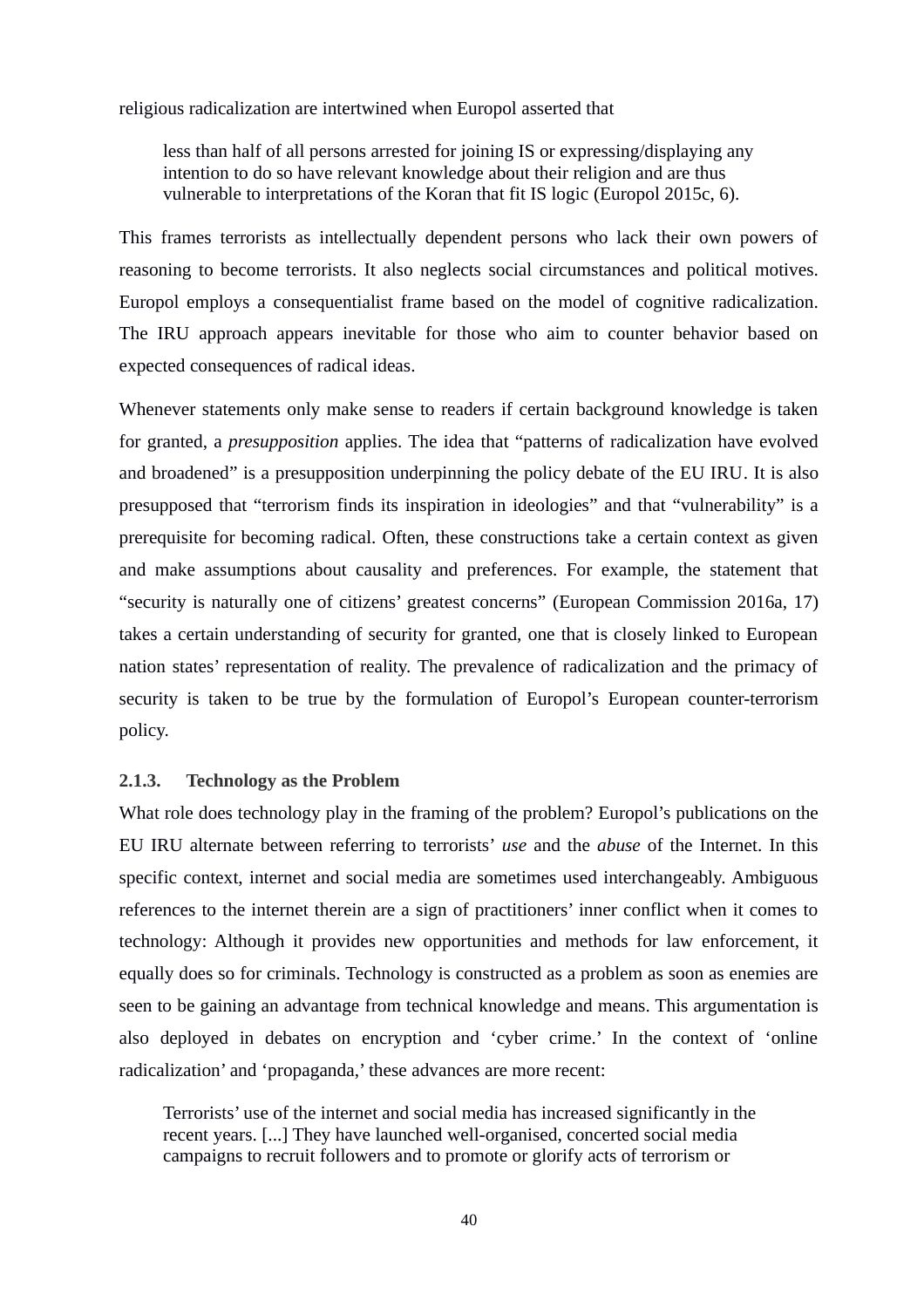religious radicalization are intertwined when Europol asserted that

> less than half of all persons arrested for joining IS or expressing/displaying any intention to do so have relevant knowledge about their religion and are thus vulnerable to interpretations of the Koran that fit IS logic (Europol 2015c, 6).

This frames terrorists as intellectually dependent persons who lack their own powers of reasoning to become terrorists. It also neglects social circumstances and political motives. Europol employs a consequentialist frame based on the model of cognitive radicalization. The IRU approach appears inevitable for those who aim to counter behavior based on expected consequences of radical ideas.

Whenever statements only make sense to readers if certain background knowledge is taken for granted, a *presupposition* applies. The idea that "patterns of radicalization have evolved and broadened" is a presupposition underpinning the policy debate of the EU IRU. It is also presupposed that "terrorism finds its inspiration in ideologies" and that "vulnerability" is a prerequisite for becoming radical. Often, these constructions take a certain context as given and make assumptions about causality and preferences. For example, the statement that "security is naturally one of citizens' greatest concerns" (European Commission 2016a, 17) takes a certain understanding of security for granted, one that is closely linked to European nation states' representation of reality. The prevalence of radicalization and the primacy of security is taken to be true by the formulation of Europol's European counter-terrorism policy.

### 2.1.3. Technology as the Problem

What role does technology play in the framing of the problem? Europol's publications on the EU IRU alternate between referring to terrorists' *use* and the *abuse* of the Internet. In this specific context, internet and social media are sometimes used interchangeably. Ambiguous references to the internet therein are a sign of practitioners' inner conflict when it comes to technology: Although it provides new opportunities and methods for law enforcement, it equally does so for criminals. Technology is constructed as a problem as soon as enemies are seen to be gaining an advantage from technical knowledge and means. This argumentation is also deployed in debates on encryption and 'cyber crime.' In the context of 'online radicalization' and 'propaganda,' these advances are more recent:

> Terrorists' use of the internet and social media has increased significantly in the recent years. [...] They have launched well-organised, concerted social media campaigns to recruit followers and to promote or glorify acts of terrorism or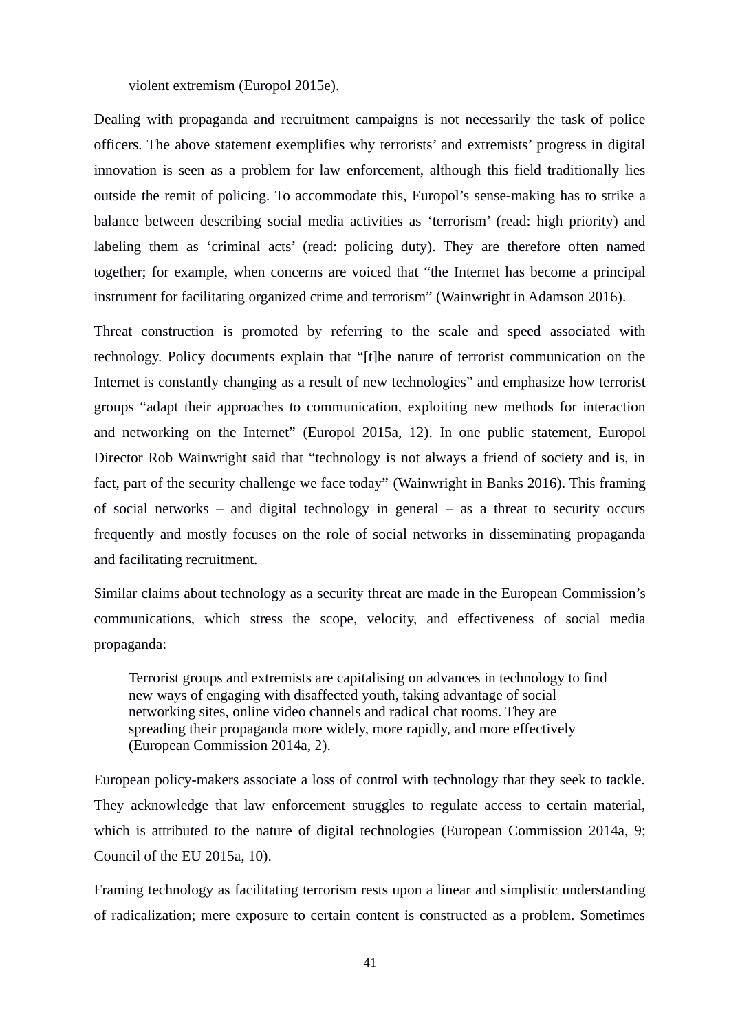violent extremism (Europol 2015e).

Dealing with propaganda and recruitment campaigns is not necessarily the task of police officers. The above statement exemplifies why terrorists' and extremists' progress in digital innovation is seen as a problem for law enforcement, although this field traditionally lies outside the remit of policing. To accommodate this, Europol's sense-making has to strike a balance between describing social media activities as 'terrorism' (read: high priority) and labeling them as 'criminal acts' (read: policing duty). They are therefore often named together; for example, when concerns are voiced that "the Internet has become a principal instrument for facilitating organized crime and terrorism" (Wainwright in Adamson 2016).

Threat construction is promoted by referring to the scale and speed associated with technology. Policy documents explain that "[t]he nature of terrorist communication on the Internet is constantly changing as a result of new technologies" and emphasize how terrorist groups "adapt their approaches to communication, exploiting new methods for interaction and networking on the Internet" (Europol 2015a, 12). In one public statement, Europol Director Rob Wainwright said that "technology is not always a friend of society and is, in fact, part of the security challenge we face today" (Wainwright in Banks 2016). This framing of social networks – and digital technology in general – as a threat to security occurs frequently and mostly focuses on the role of social networks in disseminating propaganda and facilitating recruitment.

Similar claims about technology as a security threat are made in the European Commission's communications, which stress the scope, velocity, and effectiveness of social media propaganda:

> Terrorist groups and extremists are capitalising on advances in technology to find new ways of engaging with disaffected youth, taking advantage of social networking sites, online video channels and radical chat rooms. They are spreading their propaganda more widely, more rapidly, and more effectively (European Commission 2014a, 2).

European policy-makers associate a loss of control with technology that they seek to tackle. They acknowledge that law enforcement struggles to regulate access to certain material, which is attributed to the nature of digital technologies (European Commission 2014a, 9; Council of the EU 2015a, 10).

Framing technology as facilitating terrorism rests upon a linear and simplistic understanding of radicalization; mere exposure to certain content is constructed as a problem. Sometimes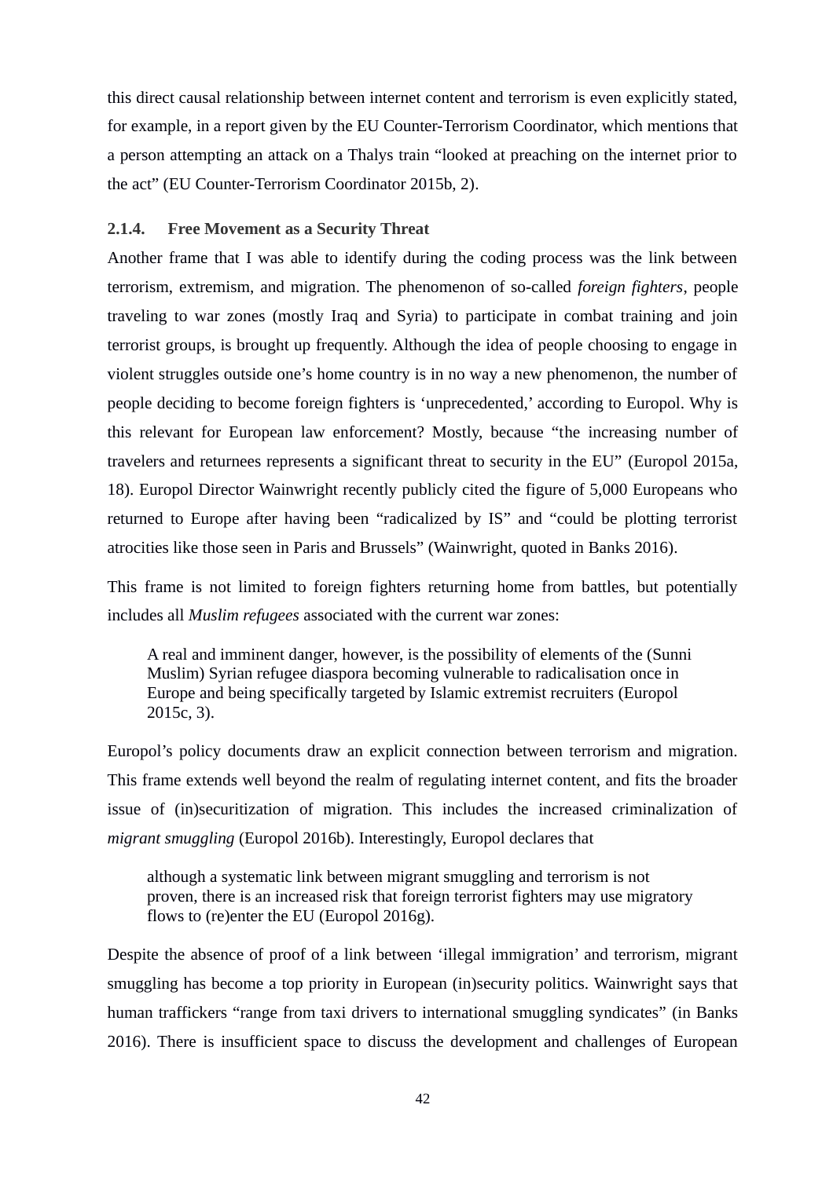this direct causal relationship between internet content and terrorism is even explicitly stated, for example, in a report given by the EU Counter-Terrorism Coordinator, which mentions that a person attempting an attack on a Thalys train "looked at preaching on the internet prior to the act" (EU Counter-Terrorism Coordinator 2015b, 2).

### 2.1.4. Free Movement as a Security Threat

Another frame that I was able to identify during the coding process was the link between terrorism, extremism, and migration. The phenomenon of so-called *foreign fighters*, people traveling to war zones (mostly Iraq and Syria) to participate in combat training and join terrorist groups, is brought up frequently. Although the idea of people choosing to engage in violent struggles outside one's home country is in no way a new phenomenon, the number of people deciding to become foreign fighters is 'unprecedented,' according to Europol. Why is this relevant for European law enforcement? Mostly, because "the increasing number of travelers and returnees represents a significant threat to security in the EU" (Europol 2015a, 18). Europol Director Wainwright recently publicly cited the figure of 5,000 Europeans who returned to Europe after having been "radicalized by IS" and "could be plotting terrorist atrocities like those seen in Paris and Brussels" (Wainwright, quoted in Banks 2016).

This frame is not limited to foreign fighters returning home from battles, but potentially includes all *Muslim refugees* associated with the current war zones:

> A real and imminent danger, however, is the possibility of elements of the (Sunni Muslim) Syrian refugee diaspora becoming vulnerable to radicalisation once in Europe and being specifically targeted by Islamic extremist recruiters (Europol 2015c, 3).

Europol's policy documents draw an explicit connection between terrorism and migration. This frame extends well beyond the realm of regulating internet content, and fits the broader issue of (in)securitization of migration. This includes the increased criminalization of *migrant smuggling* (Europol 2016b). Interestingly, Europol declares that

> although a systematic link between migrant smuggling and terrorism is not proven, there is an increased risk that foreign terrorist fighters may use migratory flows to (re)enter the EU (Europol 2016g).

Despite the absence of proof of a link between 'illegal immigration' and terrorism, migrant smuggling has become a top priority in European (in)security politics. Wainwright says that human traffickers "range from taxi drivers to international smuggling syndicates" (in Banks 2016). There is insufficient space to discuss the development and challenges of European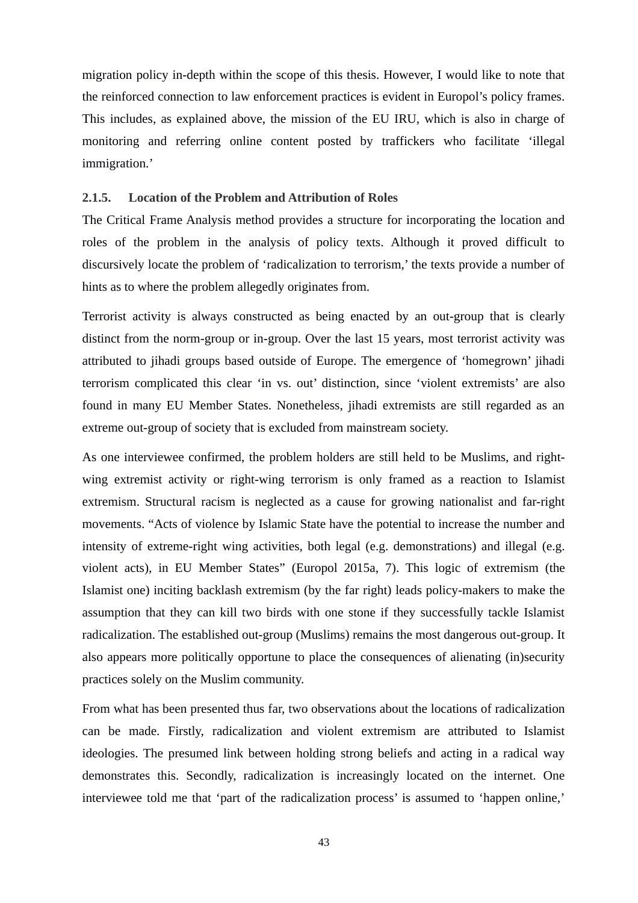migration policy in-depth within the scope of this thesis. However, I would like to note that the reinforced connection to law enforcement practices is evident in Europol's policy frames. This includes, as explained above, the mission of the EU IRU, which is also in charge of monitoring and referring online content posted by traffickers who facilitate 'illegal immigration.'

### 2.1.5. Location of the Problem and Attribution of Roles

The Critical Frame Analysis method provides a structure for incorporating the location and roles of the problem in the analysis of policy texts. Although it proved difficult to discursively locate the problem of 'radicalization to terrorism,' the texts provide a number of hints as to where the problem allegedly originates from.

Terrorist activity is always constructed as being enacted by an out-group that is clearly distinct from the norm-group or in-group. Over the last 15 years, most terrorist activity was attributed to jihadi groups based outside of Europe. The emergence of 'homegrown' jihadi terrorism complicated this clear 'in vs. out' distinction, since 'violent extremists' are also found in many EU Member States. Nonetheless, jihadi extremists are still regarded as an extreme out-group of society that is excluded from mainstream society.

As one interviewee confirmed, the problem holders are still held to be Muslims, and right-wing extremist activity or right-wing terrorism is only framed as a reaction to Islamist extremism. Structural racism is neglected as a cause for growing nationalist and far-right movements. "Acts of violence by Islamic State have the potential to increase the number and intensity of extreme-right wing activities, both legal (e.g. demonstrations) and illegal (e.g. violent acts), in EU Member States" (Europol 2015a, 7). This logic of extremism (the Islamist one) inciting backlash extremism (by the far right) leads policy-makers to make the assumption that they can kill two birds with one stone if they successfully tackle Islamist radicalization. The established out-group (Muslims) remains the most dangerous out-group. It also appears more politically opportune to place the consequences of alienating (in)security practices solely on the Muslim community.

From what has been presented thus far, two observations about the locations of radicalization can be made. Firstly, radicalization and violent extremism are attributed to Islamist ideologies. The presumed link between holding strong beliefs and acting in a radical way demonstrates this. Secondly, radicalization is increasingly located on the internet. One interviewee told me that 'part of the radicalization process' is assumed to 'happen online,'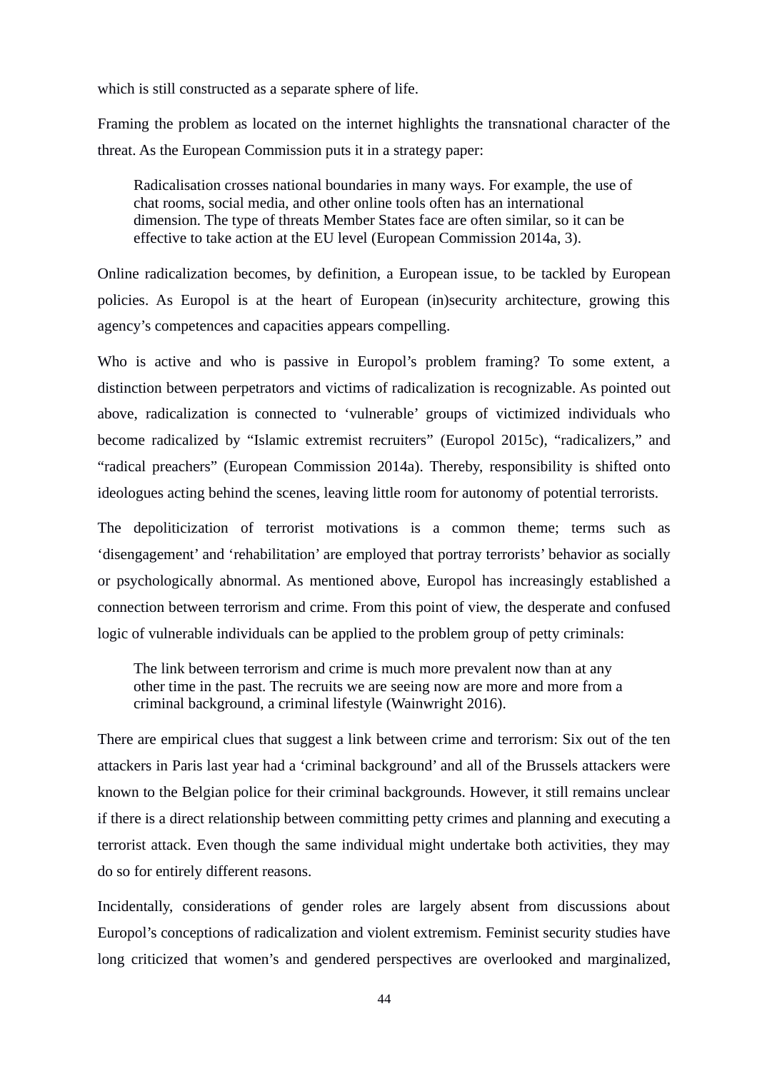which is still constructed as a separate sphere of life.

Framing the problem as located on the internet highlights the transnational character of the threat. As the European Commission puts it in a strategy paper:

> Radicalisation crosses national boundaries in many ways. For example, the use of chat rooms, social media, and other online tools often has an international dimension. The type of threats Member States face are often similar, so it can be effective to take action at the EU level (European Commission 2014a, 3).

Online radicalization becomes, by definition, a European issue, to be tackled by European policies. As Europol is at the heart of European (in)security architecture, growing this agency's competences and capacities appears compelling.

Who is active and who is passive in Europol's problem framing? To some extent, a distinction between perpetrators and victims of radicalization is recognizable. As pointed out above, radicalization is connected to 'vulnerable' groups of victimized individuals who become radicalized by "Islamic extremist recruiters" (Europol 2015c), "radicalizers," and "radical preachers" (European Commission 2014a). Thereby, responsibility is shifted onto ideologues acting behind the scenes, leaving little room for autonomy of potential terrorists.

The depoliticization of terrorist motivations is a common theme; terms such as 'disengagement' and 'rehabilitation' are employed that portray terrorists' behavior as socially or psychologically abnormal. As mentioned above, Europol has increasingly established a connection between terrorism and crime. From this point of view, the desperate and confused logic of vulnerable individuals can be applied to the problem group of petty criminals:

> The link between terrorism and crime is much more prevalent now than at any other time in the past. The recruits we are seeing now are more and more from a criminal background, a criminal lifestyle (Wainwright 2016).

There are empirical clues that suggest a link between crime and terrorism: Six out of the ten attackers in Paris last year had a 'criminal background' and all of the Brussels attackers were known to the Belgian police for their criminal backgrounds. However, it still remains unclear if there is a direct relationship between committing petty crimes and planning and executing a terrorist attack. Even though the same individual might undertake both activities, they may do so for entirely different reasons.

Incidentally, considerations of gender roles are largely absent from discussions about Europol's conceptions of radicalization and violent extremism. Feminist security studies have long criticized that women's and gendered perspectives are overlooked and marginalized,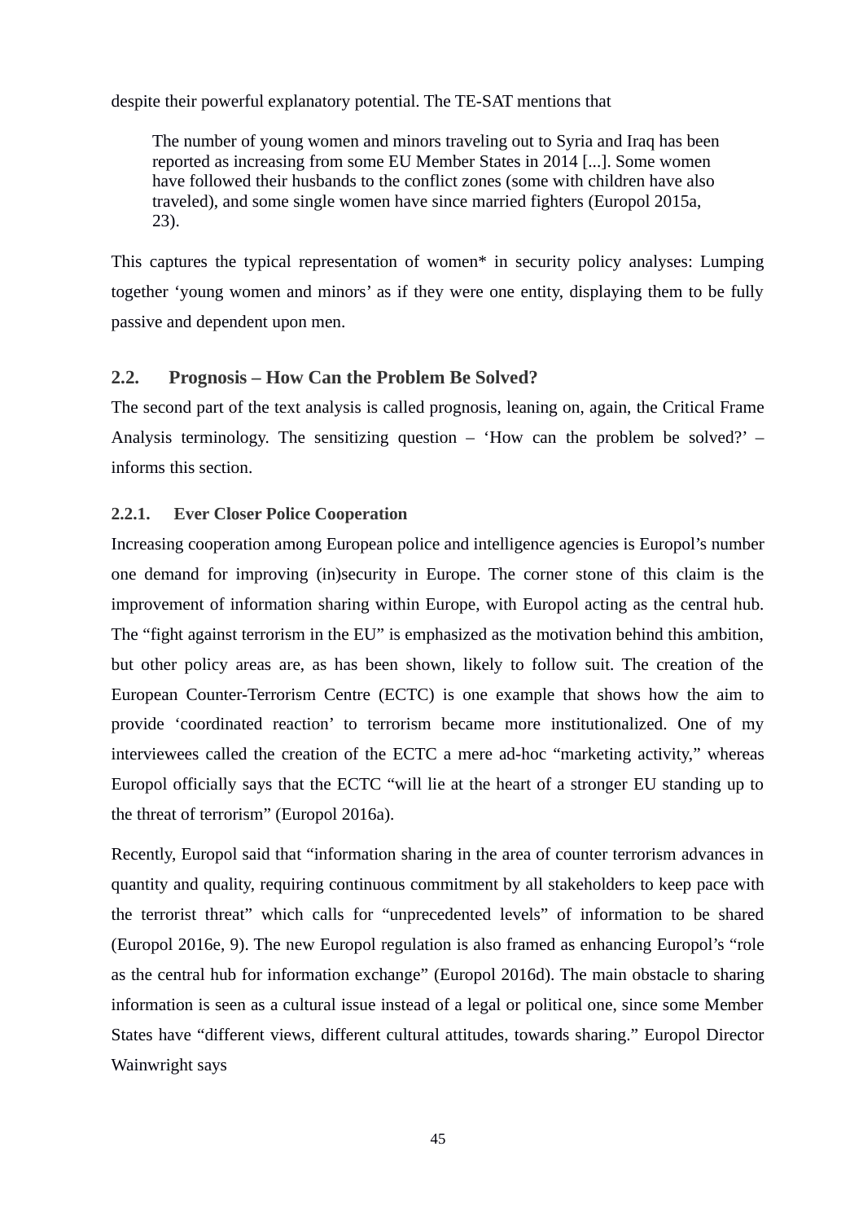despite their powerful explanatory potential. The TE-SAT mentions that

> The number of young women and minors traveling out to Syria and Iraq has been reported as increasing from some EU Member States in 2014 [...]. Some women have followed their husbands to the conflict zones (some with children have also traveled), and some single women have since married fighters (Europol 2015a, 23).

This captures the typical representation of women* in security policy analyses: Lumping together 'young women and minors' as if they were one entity, displaying them to be fully passive and dependent upon men.

## 2.2. Prognosis – How Can the Problem Be Solved?

The second part of the text analysis is called prognosis, leaning on, again, the Critical Frame Analysis terminology. The sensitizing question – 'How can the problem be solved?' – informs this section.

### 2.2.1. Ever Closer Police Cooperation

Increasing cooperation among European police and intelligence agencies is Europol's number one demand for improving (in)security in Europe. The corner stone of this claim is the improvement of information sharing within Europe, with Europol acting as the central hub. The "fight against terrorism in the EU" is emphasized as the motivation behind this ambition, but other policy areas are, as has been shown, likely to follow suit. The creation of the European Counter-Terrorism Centre (ECTC) is one example that shows how the aim to provide 'coordinated reaction' to terrorism became more institutionalized. One of my interviewees called the creation of the ECTC a mere ad-hoc "marketing activity," whereas Europol officially says that the ECTC "will lie at the heart of a stronger EU standing up to the threat of terrorism" (Europol 2016a).

Recently, Europol said that "information sharing in the area of counter terrorism advances in quantity and quality, requiring continuous commitment by all stakeholders to keep pace with the terrorist threat" which calls for "unprecedented levels" of information to be shared (Europol 2016e, 9). The new Europol regulation is also framed as enhancing Europol's "role as the central hub for information exchange" (Europol 2016d). The main obstacle to sharing information is seen as a cultural issue instead of a legal or political one, since some Member States have "different views, different cultural attitudes, towards sharing." Europol Director Wainwright says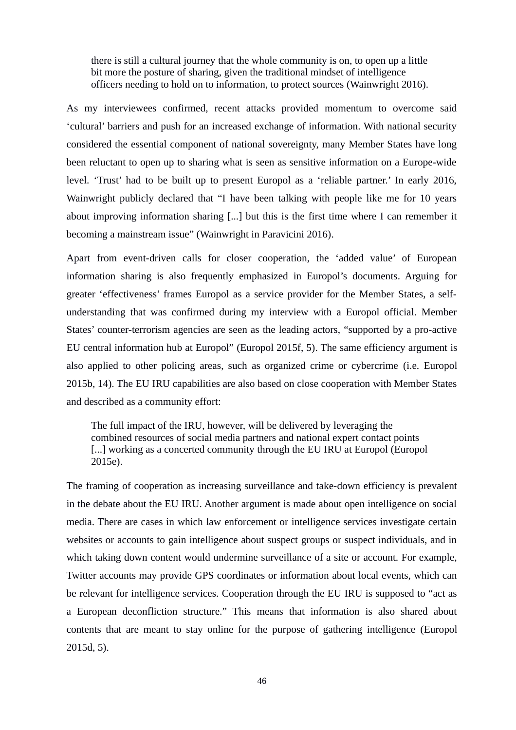> there is still a cultural journey that the whole community is on, to open up a little bit more the posture of sharing, given the traditional mindset of intelligence officers needing to hold on to information, to protect sources (Wainwright 2016).

As my interviewees confirmed, recent attacks provided momentum to overcome said 'cultural' barriers and push for an increased exchange of information. With national security considered the essential component of national sovereignty, many Member States have long been reluctant to open up to sharing what is seen as sensitive information on a Europe-wide level. 'Trust' had to be built up to present Europol as a 'reliable partner.' In early 2016, Wainwright publicly declared that "I have been talking with people like me for 10 years about improving information sharing [...] but this is the first time where I can remember it becoming a mainstream issue" (Wainwright in Paravicini 2016).

Apart from event-driven calls for closer cooperation, the 'added value' of European information sharing is also frequently emphasized in Europol's documents. Arguing for greater 'effectiveness' frames Europol as a service provider for the Member States, a self-understanding that was confirmed during my interview with a Europol official. Member States' counter-terrorism agencies are seen as the leading actors, "supported by a pro-active EU central information hub at Europol" (Europol 2015f, 5). The same efficiency argument is also applied to other policing areas, such as organized crime or cybercrime (i.e. Europol 2015b, 14). The EU IRU capabilities are also based on close cooperation with Member States and described as a community effort:

> The full impact of the IRU, however, will be delivered by leveraging the combined resources of social media partners and national expert contact points [...] working as a concerted community through the EU IRU at Europol (Europol 2015e).

The framing of cooperation as increasing surveillance and take-down efficiency is prevalent in the debate about the EU IRU. Another argument is made about open intelligence on social media. There are cases in which law enforcement or intelligence services investigate certain websites or accounts to gain intelligence about suspect groups or suspect individuals, and in which taking down content would undermine surveillance of a site or account. For example, Twitter accounts may provide GPS coordinates or information about local events, which can be relevant for intelligence services. Cooperation through the EU IRU is supposed to "act as a European deconfliction structure." This means that information is also shared about contents that are meant to stay online for the purpose of gathering intelligence (Europol 2015d, 5).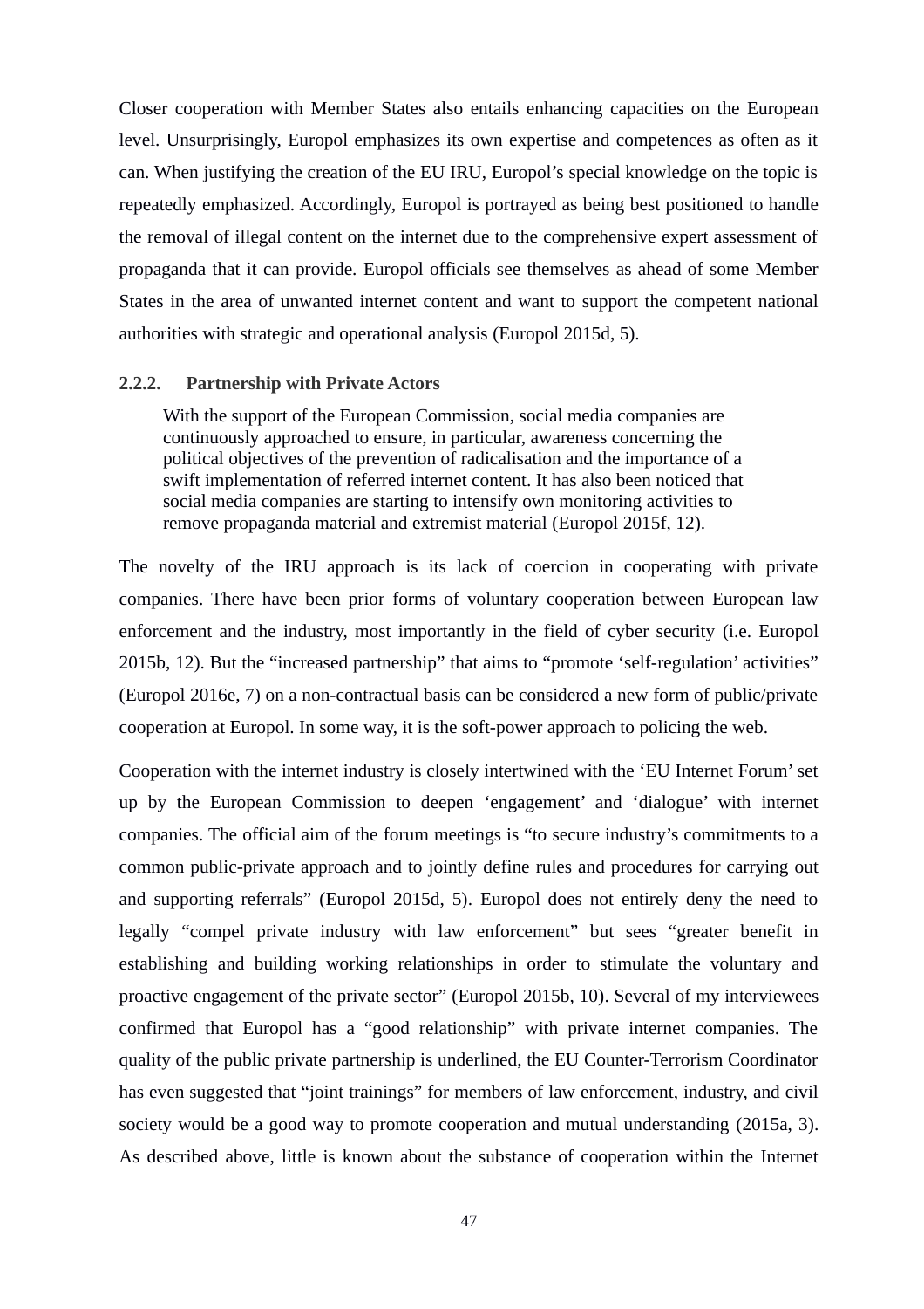Closer cooperation with Member States also entails enhancing capacities on the European level. Unsurprisingly, Europol emphasizes its own expertise and competences as often as it can. When justifying the creation of the EU IRU, Europol's special knowledge on the topic is repeatedly emphasized. Accordingly, Europol is portrayed as being best positioned to handle the removal of illegal content on the internet due to the comprehensive expert assessment of propaganda that it can provide. Europol officials see themselves as ahead of some Member States in the area of unwanted internet content and want to support the competent national authorities with strategic and operational analysis (Europol 2015d, 5).

### 2.2.2. Partnership with Private Actors

> With the support of the European Commission, social media companies are continuously approached to ensure, in particular, awareness concerning the political objectives of the prevention of radicalisation and the importance of a swift implementation of referred internet content. It has also been noticed that social media companies are starting to intensify own monitoring activities to remove propaganda material and extremist material (Europol 2015f, 12).

The novelty of the IRU approach is its lack of coercion in cooperating with private companies. There have been prior forms of voluntary cooperation between European law enforcement and the industry, most importantly in the field of cyber security (i.e. Europol 2015b, 12). But the "increased partnership" that aims to "promote 'self-regulation' activities" (Europol 2016e, 7) on a non-contractual basis can be considered a new form of public/private cooperation at Europol. In some way, it is the soft-power approach to policing the web.

Cooperation with the internet industry is closely intertwined with the 'EU Internet Forum' set up by the European Commission to deepen 'engagement' and 'dialogue' with internet companies. The official aim of the forum meetings is "to secure industry's commitments to a common public-private approach and to jointly define rules and procedures for carrying out and supporting referrals" (Europol 2015d, 5). Europol does not entirely deny the need to legally "compel private industry with law enforcement" but sees "greater benefit in establishing and building working relationships in order to stimulate the voluntary and proactive engagement of the private sector" (Europol 2015b, 10). Several of my interviewees confirmed that Europol has a "good relationship" with private internet companies. The quality of the public private partnership is underlined, the EU Counter-Terrorism Coordinator has even suggested that "joint trainings" for members of law enforcement, industry, and civil society would be a good way to promote cooperation and mutual understanding (2015a, 3). As described above, little is known about the substance of cooperation within the Internet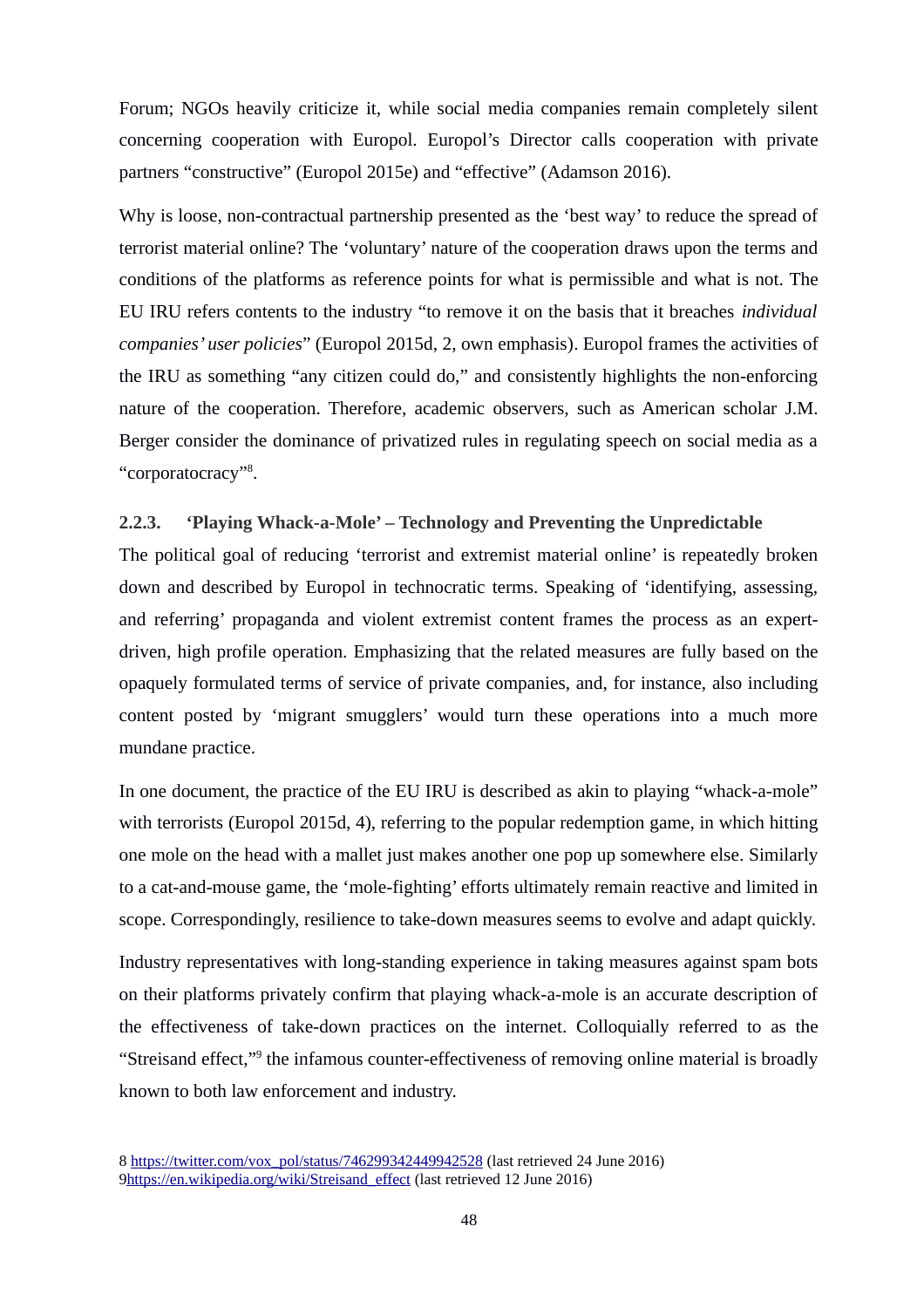Forum; NGOs heavily criticize it, while social media companies remain completely silent concerning cooperation with Europol. Europol's Director calls cooperation with private partners "constructive" (Europol 2015e) and "effective" (Adamson 2016).

Why is loose, non-contractual partnership presented as the 'best way' to reduce the spread of terrorist material online? The 'voluntary' nature of the cooperation draws upon the terms and conditions of the platforms as reference points for what is permissible and what is not. The EU IRU refers contents to the industry "to remove it on the basis that it breaches *individual companies' user policies*" (Europol 2015d, 2, own emphasis). Europol frames the activities of the IRU as something "any citizen could do," and consistently highlights the non-enforcing nature of the cooperation. Therefore, academic observers, such as American scholar J.M. Berger consider the dominance of privatized rules in regulating speech on social media as a "corporatocracy"[8].

### 2.2.3. 'Playing Whack-a-Mole' – Technology and Preventing the Unpredictable

The political goal of reducing 'terrorist and extremist material online' is repeatedly broken down and described by Europol in technocratic terms. Speaking of 'identifying, assessing, and referring' propaganda and violent extremist content frames the process as an expert-driven, high profile operation. Emphasizing that the related measures are fully based on the opaquely formulated terms of service of private companies, and, for instance, also including content posted by 'migrant smugglers' would turn these operations into a much more mundane practice.

In one document, the practice of the EU IRU is described as akin to playing "whack-a-mole" with terrorists (Europol 2015d, 4), referring to the popular redemption game, in which hitting one mole on the head with a mallet just makes another one pop up somewhere else. Similarly to a cat-and-mouse game, the 'mole-fighting' efforts ultimately remain reactive and limited in scope. Correspondingly, resilience to take-down measures seems to evolve and adapt quickly.

Industry representatives with long-standing experience in taking measures against spam bots on their platforms privately confirm that playing whack-a-mole is an accurate description of the effectiveness of take-down practices on the internet. Colloquially referred to as the "Streisand effect,"[9] the infamous counter-effectiveness of removing online material is broadly known to both law enforcement and industry.

8 https://twitter.com/vox_pol/status/746299342449942528 (last retrieved 24 June 2016)
9 https://en.wikipedia.org/wiki/Streisand_effect (last retrieved 12 June 2016)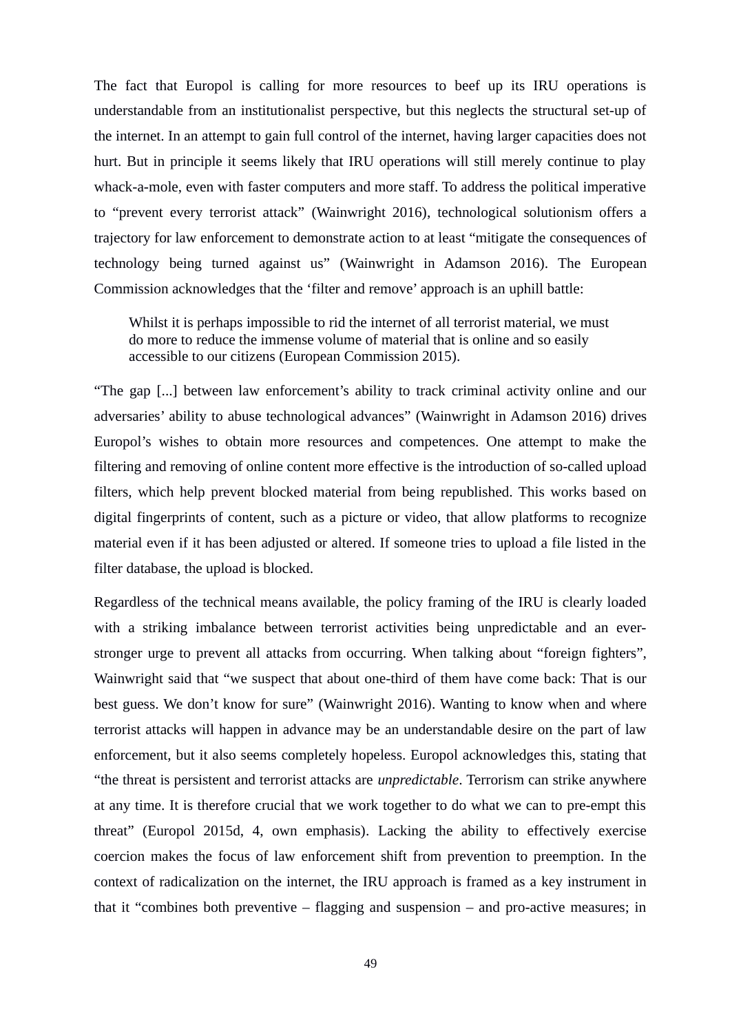The fact that Europol is calling for more resources to beef up its IRU operations is understandable from an institutionalist perspective, but this neglects the structural set-up of the internet. In an attempt to gain full control of the internet, having larger capacities does not hurt. But in principle it seems likely that IRU operations will still merely continue to play whack-a-mole, even with faster computers and more staff. To address the political imperative to "prevent every terrorist attack" (Wainwright 2016), technological solutionism offers a trajectory for law enforcement to demonstrate action to at least "mitigate the consequences of technology being turned against us" (Wainwright in Adamson 2016). The European Commission acknowledges that the 'filter and remove' approach is an uphill battle:

> Whilst it is perhaps impossible to rid the internet of all terrorist material, we must do more to reduce the immense volume of material that is online and so easily accessible to our citizens (European Commission 2015).

"The gap [...] between law enforcement's ability to track criminal activity online and our adversaries' ability to abuse technological advances" (Wainwright in Adamson 2016) drives Europol's wishes to obtain more resources and competences. One attempt to make the filtering and removing of online content more effective is the introduction of so-called upload filters, which help prevent blocked material from being republished. This works based on digital fingerprints of content, such as a picture or video, that allow platforms to recognize material even if it has been adjusted or altered. If someone tries to upload a file listed in the filter database, the upload is blocked.

Regardless of the technical means available, the policy framing of the IRU is clearly loaded with a striking imbalance between terrorist activities being unpredictable and an ever-stronger urge to prevent all attacks from occurring. When talking about "foreign fighters", Wainwright said that "we suspect that about one-third of them have come back: That is our best guess. We don't know for sure" (Wainwright 2016). Wanting to know when and where terrorist attacks will happen in advance may be an understandable desire on the part of law enforcement, but it also seems completely hopeless. Europol acknowledges this, stating that "the threat is persistent and terrorist attacks are *unpredictable*. Terrorism can strike anywhere at any time. It is therefore crucial that we work together to do what we can to pre-empt this threat" (Europol 2015d, 4, own emphasis). Lacking the ability to effectively exercise coercion makes the focus of law enforcement shift from prevention to preemption. In the context of radicalization on the internet, the IRU approach is framed as a key instrument in that it "combines both preventive – flagging and suspension – and pro-active measures; in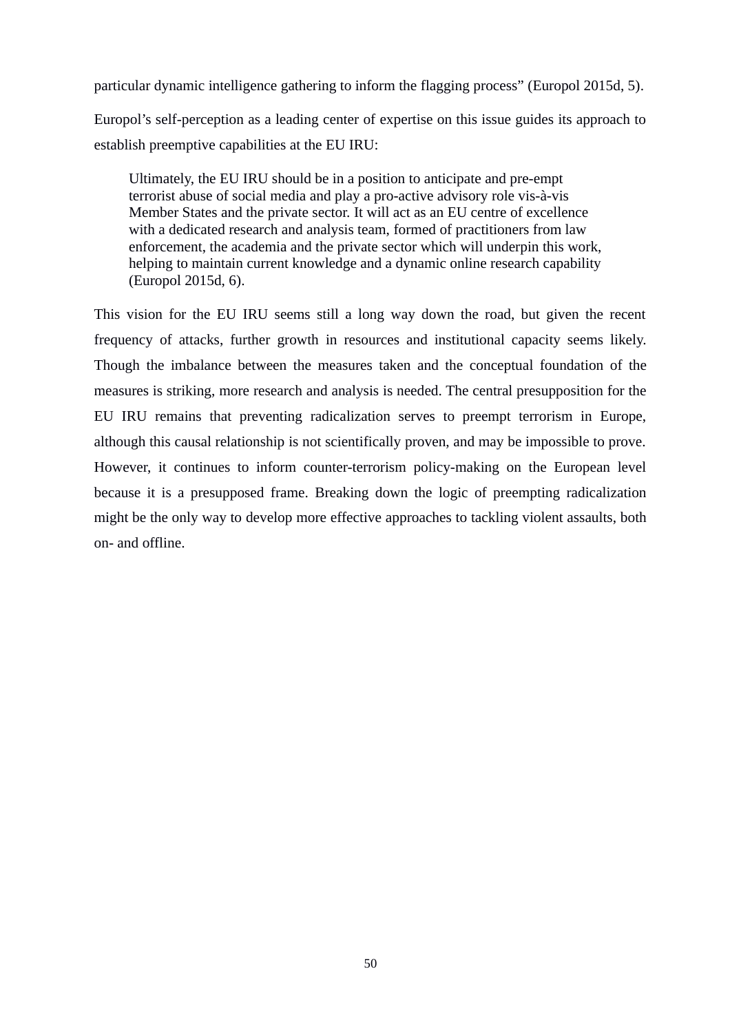particular dynamic intelligence gathering to inform the flagging process” (Europol 2015d, 5).

Europol’s self-perception as a leading center of expertise on this issue guides its approach to establish preemptive capabilities at the EU IRU:

> Ultimately, the EU IRU should be in a position to anticipate and pre-empt terrorist abuse of social media and play a pro-active advisory role vis-à-vis Member States and the private sector. It will act as an EU centre of excellence with a dedicated research and analysis team, formed of practitioners from law enforcement, the academia and the private sector which will underpin this work, helping to maintain current knowledge and a dynamic online research capability (Europol 2015d, 6).

This vision for the EU IRU seems still a long way down the road, but given the recent frequency of attacks, further growth in resources and institutional capacity seems likely. Though the imbalance between the measures taken and the conceptual foundation of the measures is striking, more research and analysis is needed. The central presupposition for the EU IRU remains that preventing radicalization serves to preempt terrorism in Europe, although this causal relationship is not scientifically proven, and may be impossible to prove. However, it continues to inform counter-terrorism policy-making on the European level because it is a presupposed frame. Breaking down the logic of preempting radicalization might be the only way to develop more effective approaches to tackling violent assaults, both on- and offline.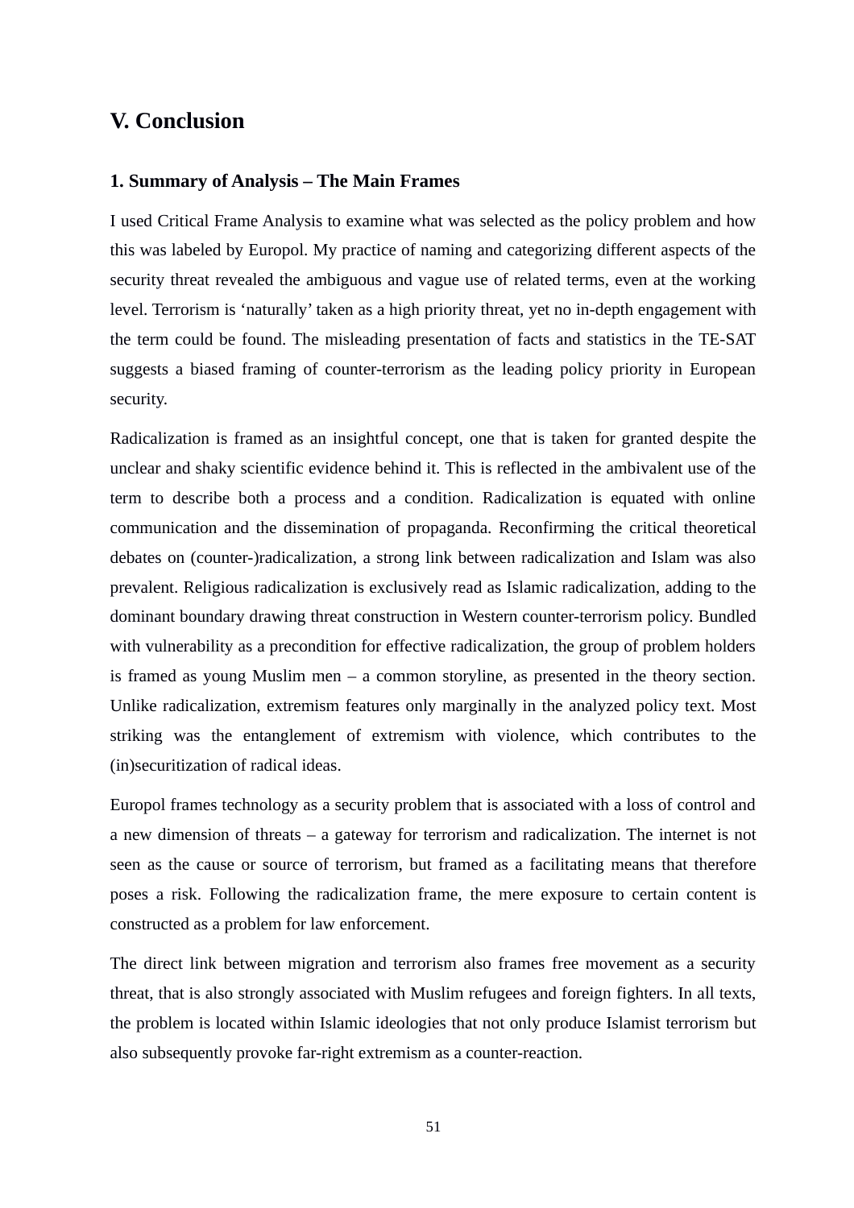# V. Conclusion

## 1. Summary of Analysis – The Main Frames

I used Critical Frame Analysis to examine what was selected as the policy problem and how this was labeled by Europol. My practice of naming and categorizing different aspects of the security threat revealed the ambiguous and vague use of related terms, even at the working level. Terrorism is 'naturally' taken as a high priority threat, yet no in-depth engagement with the term could be found. The misleading presentation of facts and statistics in the TE-SAT suggests a biased framing of counter-terrorism as the leading policy priority in European security.

Radicalization is framed as an insightful concept, one that is taken for granted despite the unclear and shaky scientific evidence behind it. This is reflected in the ambivalent use of the term to describe both a process and a condition. Radicalization is equated with online communication and the dissemination of propaganda. Reconfirming the critical theoretical debates on (counter-)radicalization, a strong link between radicalization and Islam was also prevalent. Religious radicalization is exclusively read as Islamic radicalization, adding to the dominant boundary drawing threat construction in Western counter-terrorism policy. Bundled with vulnerability as a precondition for effective radicalization, the group of problem holders is framed as young Muslim men – a common storyline, as presented in the theory section. Unlike radicalization, extremism features only marginally in the analyzed policy text. Most striking was the entanglement of extremism with violence, which contributes to the (in)securitization of radical ideas.

Europol frames technology as a security problem that is associated with a loss of control and a new dimension of threats – a gateway for terrorism and radicalization. The internet is not seen as the cause or source of terrorism, but framed as a facilitating means that therefore poses a risk. Following the radicalization frame, the mere exposure to certain content is constructed as a problem for law enforcement.

The direct link between migration and terrorism also frames free movement as a security threat, that is also strongly associated with Muslim refugees and foreign fighters. In all texts, the problem is located within Islamic ideologies that not only produce Islamist terrorism but also subsequently provoke far-right extremism as a counter-reaction.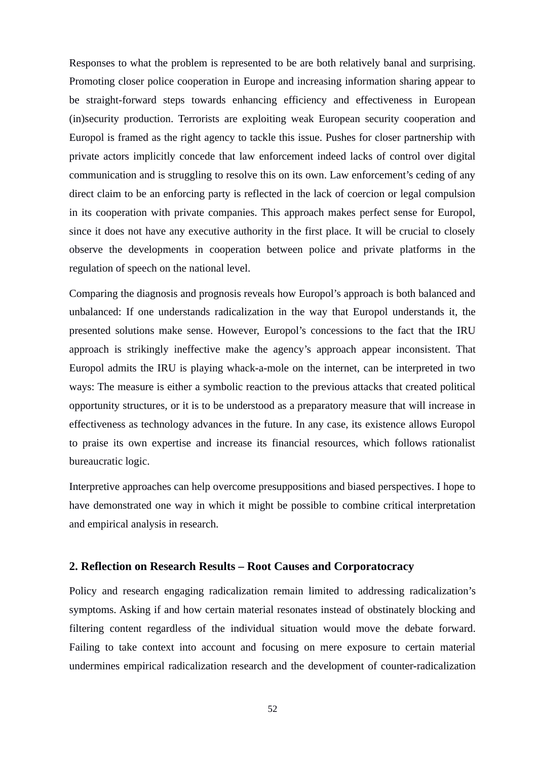Responses to what the problem is represented to be are both relatively banal and surprising. Promoting closer police cooperation in Europe and increasing information sharing appear to be straight-forward steps towards enhancing efficiency and effectiveness in European (in)security production. Terrorists are exploiting weak European security cooperation and Europol is framed as the right agency to tackle this issue. Pushes for closer partnership with private actors implicitly concede that law enforcement indeed lacks of control over digital communication and is struggling to resolve this on its own. Law enforcement's ceding of any direct claim to be an enforcing party is reflected in the lack of coercion or legal compulsion in its cooperation with private companies. This approach makes perfect sense for Europol, since it does not have any executive authority in the first place. It will be crucial to closely observe the developments in cooperation between police and private platforms in the regulation of speech on the national level.

Comparing the diagnosis and prognosis reveals how Europol's approach is both balanced and unbalanced: If one understands radicalization in the way that Europol understands it, the presented solutions make sense. However, Europol's concessions to the fact that the IRU approach is strikingly ineffective make the agency's approach appear inconsistent. That Europol admits the IRU is playing whack-a-mole on the internet, can be interpreted in two ways: The measure is either a symbolic reaction to the previous attacks that created political opportunity structures, or it is to be understood as a preparatory measure that will increase in effectiveness as technology advances in the future. In any case, its existence allows Europol to praise its own expertise and increase its financial resources, which follows rationalist bureaucratic logic.

Interpretive approaches can help overcome presuppositions and biased perspectives. I hope to have demonstrated one way in which it might be possible to combine critical interpretation and empirical analysis in research.

## 2. Reflection on Research Results – Root Causes and Corporatocracy

Policy and research engaging radicalization remain limited to addressing radicalization's symptoms. Asking if and how certain material resonates instead of obstinately blocking and filtering content regardless of the individual situation would move the debate forward. Failing to take context into account and focusing on mere exposure to certain material undermines empirical radicalization research and the development of counter-radicalization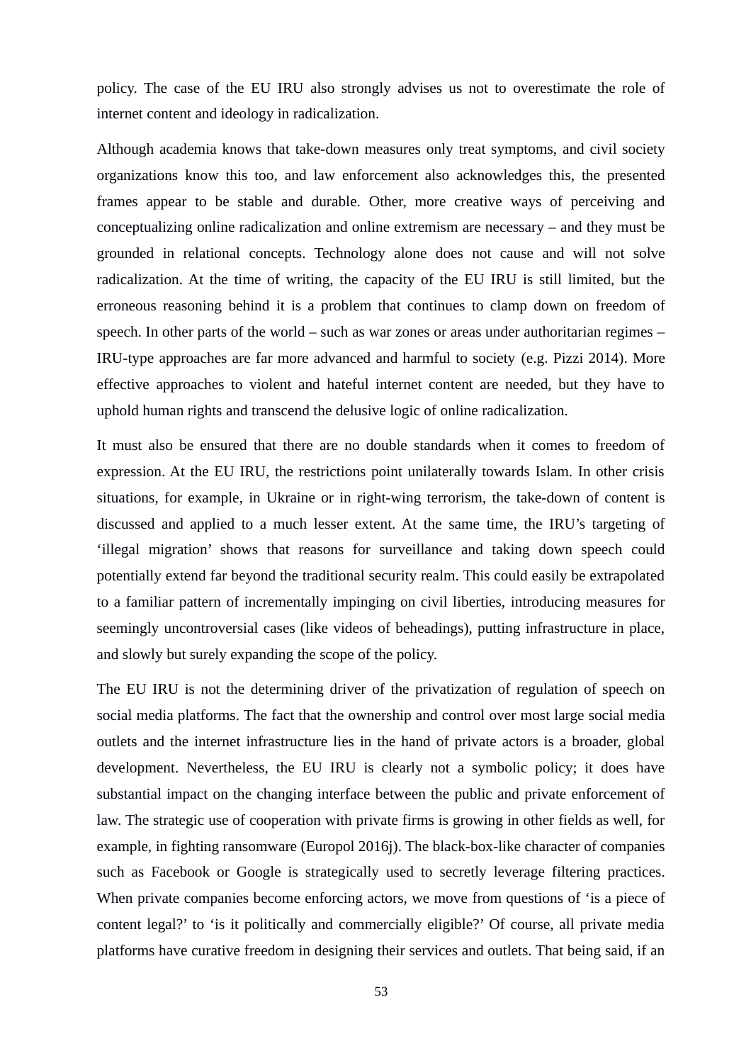policy. The case of the EU IRU also strongly advises us not to overestimate the role of internet content and ideology in radicalization.

Although academia knows that take-down measures only treat symptoms, and civil society organizations know this too, and law enforcement also acknowledges this, the presented frames appear to be stable and durable. Other, more creative ways of perceiving and conceptualizing online radicalization and online extremism are necessary – and they must be grounded in relational concepts. Technology alone does not cause and will not solve radicalization. At the time of writing, the capacity of the EU IRU is still limited, but the erroneous reasoning behind it is a problem that continues to clamp down on freedom of speech. In other parts of the world – such as war zones or areas under authoritarian regimes – IRU-type approaches are far more advanced and harmful to society (e.g. Pizzi 2014). More effective approaches to violent and hateful internet content are needed, but they have to uphold human rights and transcend the delusive logic of online radicalization.

It must also be ensured that there are no double standards when it comes to freedom of expression. At the EU IRU, the restrictions point unilaterally towards Islam. In other crisis situations, for example, in Ukraine or in right-wing terrorism, the take-down of content is discussed and applied to a much lesser extent. At the same time, the IRU's targeting of 'illegal migration' shows that reasons for surveillance and taking down speech could potentially extend far beyond the traditional security realm. This could easily be extrapolated to a familiar pattern of incrementally impinging on civil liberties, introducing measures for seemingly uncontroversial cases (like videos of beheadings), putting infrastructure in place, and slowly but surely expanding the scope of the policy.

The EU IRU is not the determining driver of the privatization of regulation of speech on social media platforms. The fact that the ownership and control over most large social media outlets and the internet infrastructure lies in the hand of private actors is a broader, global development. Nevertheless, the EU IRU is clearly not a symbolic policy; it does have substantial impact on the changing interface between the public and private enforcement of law. The strategic use of cooperation with private firms is growing in other fields as well, for example, in fighting ransomware (Europol 2016j). The black-box-like character of companies such as Facebook or Google is strategically used to secretly leverage filtering practices. When private companies become enforcing actors, we move from questions of 'is a piece of content legal?' to 'is it politically and commercially eligible?' Of course, all private media platforms have curative freedom in designing their services and outlets. That being said, if an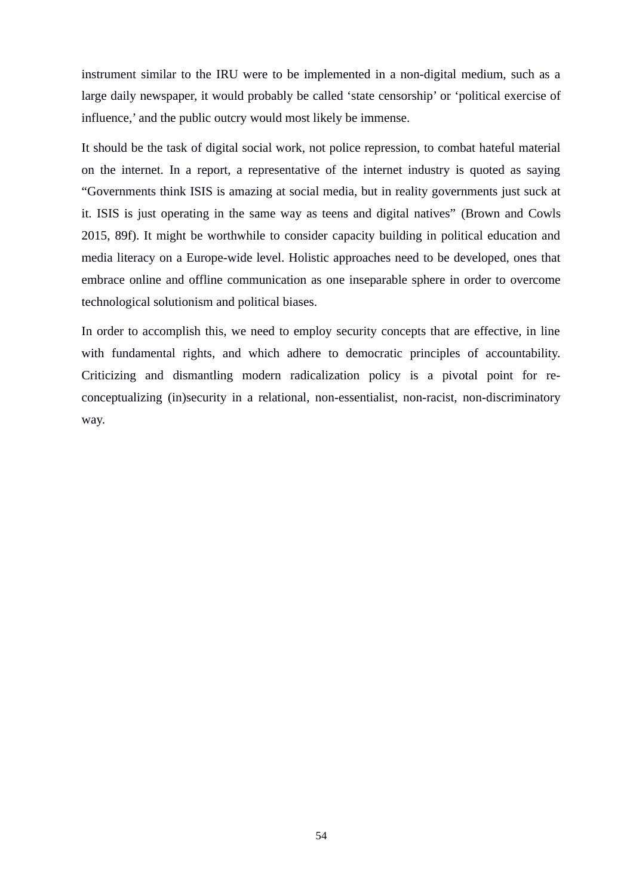instrument similar to the IRU were to be implemented in a non-digital medium, such as a large daily newspaper, it would probably be called ‘state censorship’ or ‘political exercise of influence,’ and the public outcry would most likely be immense.

It should be the task of digital social work, not police repression, to combat hateful material on the internet. In a report, a representative of the internet industry is quoted as saying “Governments think ISIS is amazing at social media, but in reality governments just suck at it. ISIS is just operating in the same way as teens and digital natives” (Brown and Cowls 2015, 89f). It might be worthwhile to consider capacity building in political education and media literacy on a Europe-wide level. Holistic approaches need to be developed, ones that embrace online and offline communication as one inseparable sphere in order to overcome technological solutionism and political biases.

In order to accomplish this, we need to employ security concepts that are effective, in line with fundamental rights, and which adhere to democratic principles of accountability. Criticizing and dismantling modern radicalization policy is a pivotal point for re-conceptualizing (in)security in a relational, non-essentialist, non-racist, non-discriminatory way.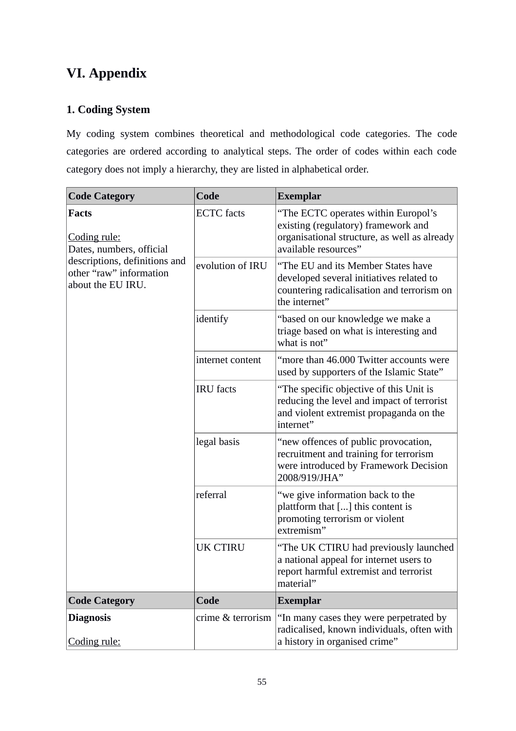# VI. Appendix

## 1. Coding System

My coding system combines theoretical and methodological code categories. The code categories are ordered according to analytical steps. The order of codes within each code category does not imply a hierarchy, they are listed in alphabetical order.

| Code Category | Code | Exemplar |
|---|---|---|
| **Facts**<br><br>Coding rule:<br>Dates, numbers, official descriptions, definitions and other "raw" information about the EU IRU. | ECTC facts | "The ECTC operates within Europol's existing (regulatory) framework and organisational structure, as well as already available resources" |
| | evolution of IRU | "The EU and its Member States have developed several initiatives related to countering radicalisation and terrorism on the internet" |
| | identify | "based on our knowledge we make a triage based on what is interesting and what is not" |
| | internet content | "more than 46.000 Twitter accounts were used by supporters of the Islamic State" |
| | IRU facts | "The specific objective of this Unit is reducing the level and impact of terrorist and violent extremist propaganda on the internet" |
| | legal basis | "new offences of public provocation, recruitment and training for terrorism were introduced by Framework Decision 2008/919/JHA" |
| | referral | "we give information back to the plattform that [...] this content is promoting terrorism or violent extremism" |
| | UK CTIRU | "The UK CTIRU had previously launched a national appeal for internet users to report harmful extremist and terrorist material" |
| **Code Category** | **Code** | **Exemplar** |
| **Diagnosis**<br><br>Coding rule: | crime & terrorism | "In many cases they were perpetrated by radicalised, known individuals, often with a history in organised crime" |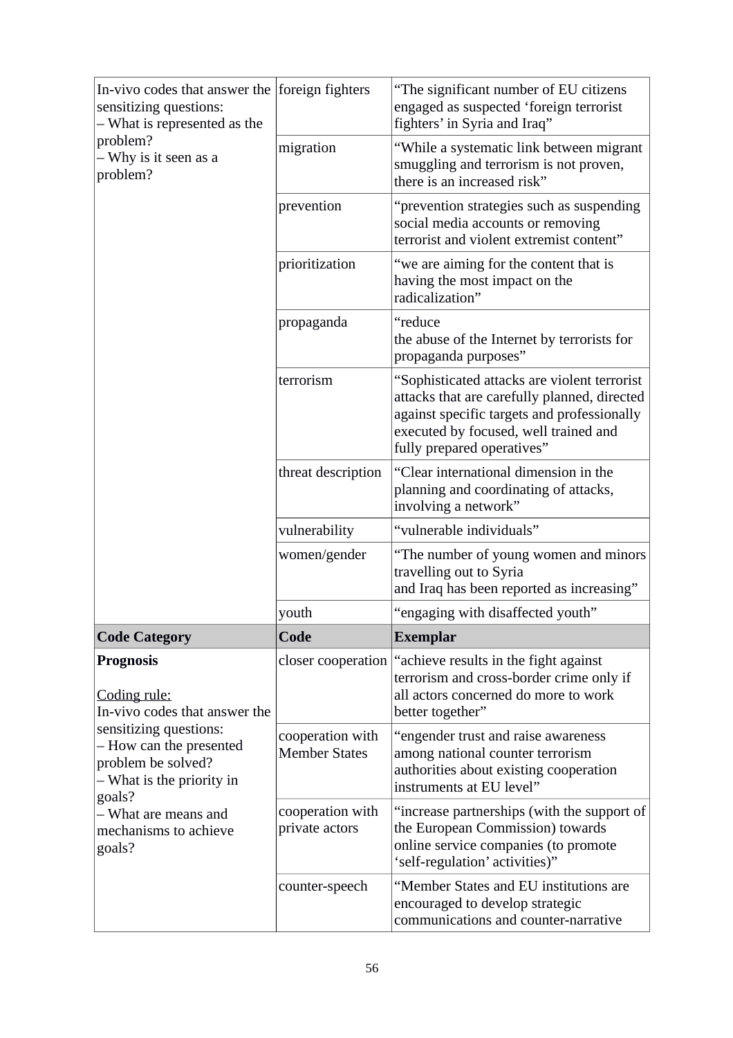| | | |
|---|---|---|
| In-vivo codes that answer the sensitizing questions:<br>– What is represented as the problem?<br>– Why is it seen as a problem? | foreign fighters | “The significant number of EU citizens engaged as suspected ‘foreign terrorist fighters’ in Syria and Iraq” |
| | migration | “While a systematic link between migrant smuggling and terrorism is not proven, there is an increased risk” |
| | prevention | “prevention strategies such as suspending social media accounts or removing terrorist and violent extremist content” |
| | prioritization | “we are aiming for the content that is having the most impact on the radicalization” |
| | propaganda | “reduce the abuse of the Internet by terrorists for propaganda purposes” |
| | terrorism | “Sophisticated attacks are violent terrorist attacks that are carefully planned, directed against specific targets and professionally executed by focused, well trained and fully prepared operatives” |
| | threat description | “Clear international dimension in the planning and coordinating of attacks, involving a network” |
| | vulnerability | “vulnerable individuals” |
| | women/gender | “The number of young women and minors travelling out to Syria and Iraq has been reported as increasing” |
| | youth | “engaging with disaffected youth” |
| **Code Category** | **Code** | **Exemplar** |
| **Prognosis**<br><br>Coding rule:<br>In-vivo codes that answer the sensitizing questions:<br>– How can the presented problem be solved?<br>– What is the priority in goals?<br>– What are means and mechanisms to achieve goals? | closer cooperation | “achieve results in the fight against terrorism and cross-border crime only if all actors concerned do more to work better together” |
| | cooperation with Member States | “engender trust and raise awareness among national counter terrorism authorities about existing cooperation instruments at EU level” |
| | cooperation with private actors | “increase partnerships (with the support of the European Commission) towards online service companies (to promote ‘self-regulation’ activities)” |
| | counter-speech | “Member States and EU institutions are encouraged to develop strategic communications and counter-narrative |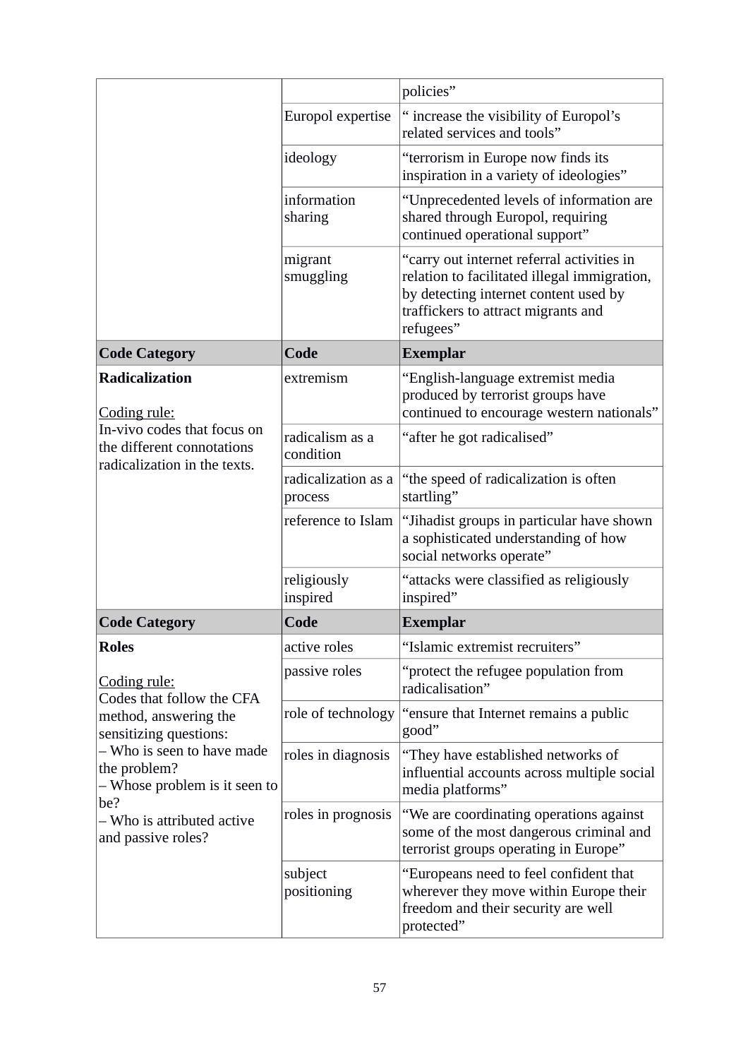| | | |
|---|---|---|
| | | policies” |
| | Europol expertise | “ increase the visibility of Europol’s related services and tools” |
| | ideology | “terrorism in Europe now finds its inspiration in a variety of ideologies” |
| | information sharing | “Unprecedented levels of information are shared through Europol, requiring continued operational support” |
| | migrant smuggling | “carry out internet referral activities in relation to facilitated illegal immigration, by detecting internet content used by traffickers to attract migrants and refugees” |
| **Code Category** | **Code** | **Exemplar** |
| **Radicalization**<br><br>Coding rule:<br>In-vivo codes that focus on the different connotations radicalization in the texts. | extremism | “English-language extremist media produced by terrorist groups have continued to encourage western nationals” |
| | radicalism as a condition | “after he got radicalised” |
| | radicalization as a process | “the speed of radicalization is often startling” |
| | reference to Islam | “Jihadist groups in particular have shown a sophisticated understanding of how social networks operate” |
| | religiously inspired | “attacks were classified as religiously inspired” |
| **Code Category** | **Code** | **Exemplar** |
| **Roles**<br><br>Coding rule:<br>Codes that follow the CFA method, answering the sensitizing questions:<br>– Who is seen to have made the problem?<br>– Whose problem is it seen to be?<br>– Who is attributed active and passive roles? | active roles | “Islamic extremist recruiters” |
| | passive roles | “protect the refugee population from radicalisation” |
| | role of technology | “ensure that Internet remains a public good” |
| | roles in diagnosis | “They have established networks of influential accounts across multiple social media platforms” |
| | roles in prognosis | “We are coordinating operations against some of the most dangerous criminal and terrorist groups operating in Europe” |
| | subject positioning | “Europeans need to feel confident that wherever they move within Europe their freedom and their security are well protected” |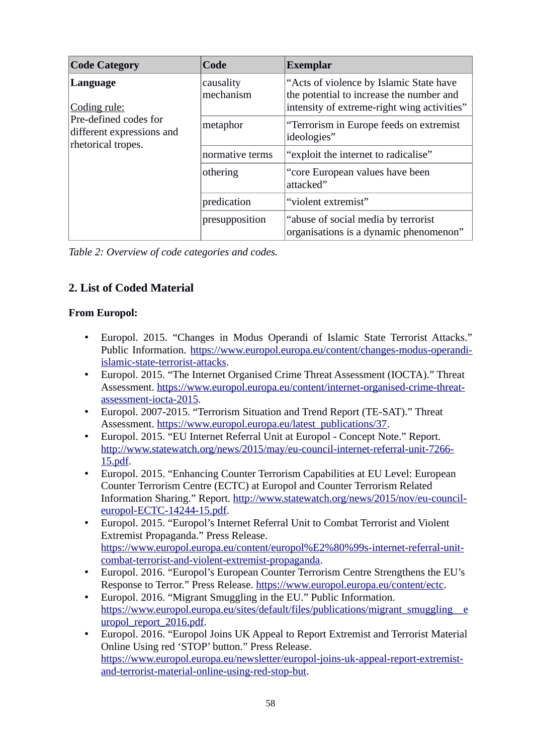| Code Category | Code | Exemplar |
|---|---|---|
| **Language**<br><br>Coding rule:<br>Pre-defined codes for different expressions and rhetorical tropes. | causality mechanism | "Acts of violence by Islamic State have the potential to increase the number and intensity of extreme-right wing activities" |
| | metaphor | "Terrorism in Europe feeds on extremist ideologies" |
| | normative terms | "exploit the internet to radicalise" |
| | othering | "core European values have been attacked" |
| | predication | "violent extremist" |
| | presupposition | "abuse of social media by terrorist organisations is a dynamic phenomenon" |

*Table 2: Overview of code categories and codes.*

## 2. List of Coded Material

**From Europol:**

- Europol. 2015. "Changes in Modus Operandi of Islamic State Terrorist Attacks." Public Information. https://www.europol.europa.eu/content/changes-modus-operandi-islamic-state-terrorist-attacks.
- Europol. 2015. "The Internet Organised Crime Threat Assessment (IOCTA)." Threat Assessment. https://www.europol.europa.eu/content/internet-organised-crime-threat-assessment-iocta-2015.
- Europol. 2007-2015. "Terrorism Situation and Trend Report (TE-SAT)." Threat Assessment. https://www.europol.europa.eu/latest_publications/37.
- Europol. 2015. "EU Internet Referral Unit at Europol - Concept Note." Report. http://www.statewatch.org/news/2015/may/eu-council-internet-referral-unit-7266-15.pdf.
- Europol. 2015. "Enhancing Counter Terrorism Capabilities at EU Level: European Counter Terrorism Centre (ECTC) at Europol and Counter Terrorism Related Information Sharing." Report. http://www.statewatch.org/news/2015/nov/eu-council-europol-ECTC-14244-15.pdf.
- Europol. 2015. "Europol's Internet Referral Unit to Combat Terrorist and Violent Extremist Propaganda." Press Release. https://www.europol.europa.eu/content/europol%E2%80%99s-internet-referral-unit-combat-terrorist-and-violent-extremist-propaganda.
- Europol. 2016. "Europol's European Counter Terrorism Centre Strengthens the EU's Response to Terror." Press Release. https://www.europol.europa.eu/content/ectc.
- Europol. 2016. "Migrant Smuggling in the EU." Public Information. https://www.europol.europa.eu/sites/default/files/publications/migrant_smuggling__europol_report_2016.pdf.
- Europol. 2016. "Europol Joins UK Appeal to Report Extremist and Terrorist Material Online Using red 'STOP' button." Press Release. https://www.europol.europa.eu/newsletter/europol-joins-uk-appeal-report-extremist-and-terrorist-material-online-using-red-stop-but.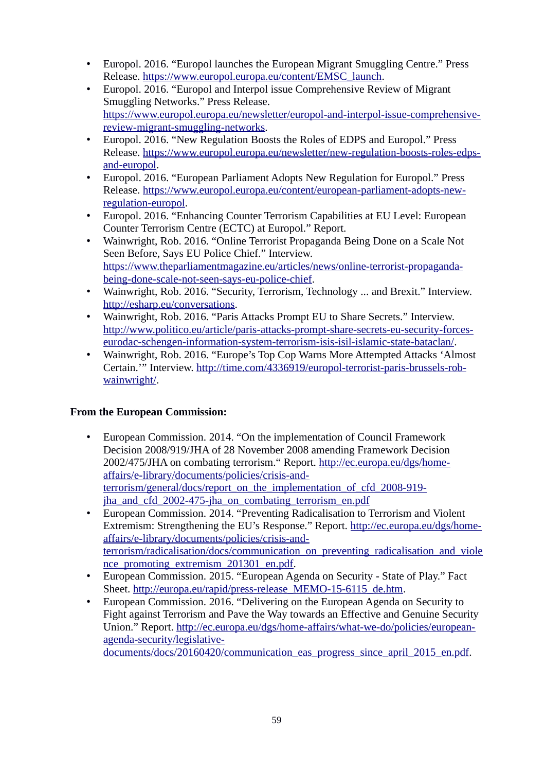- Europol. 2016. “Europol launches the European Migrant Smuggling Centre.” Press Release. https://www.europol.europa.eu/content/EMSC_launch.
- Europol. 2016. “Europol and Interpol issue Comprehensive Review of Migrant Smuggling Networks.” Press Release. https://www.europol.europa.eu/newsletter/europol-and-interpol-issue-comprehensive-review-migrant-smuggling-networks.
- Europol. 2016. “New Regulation Boosts the Roles of EDPS and Europol.” Press Release. https://www.europol.europa.eu/newsletter/new-regulation-boosts-roles-edps-and-europol.
- Europol. 2016. “European Parliament Adopts New Regulation for Europol.” Press Release. https://www.europol.europa.eu/content/european-parliament-adopts-new-regulation-europol.
- Europol. 2016. “Enhancing Counter Terrorism Capabilities at EU Level: European Counter Terrorism Centre (ECTC) at Europol.” Report.
- Wainwright, Rob. 2016. “Online Terrorist Propaganda Being Done on a Scale Not Seen Before, Says EU Police Chief.” Interview. https://www.theparliamentmagazine.eu/articles/news/online-terrorist-propaganda-being-done-scale-not-seen-says-eu-police-chief.
- Wainwright, Rob. 2016. “Security, Terrorism, Technology ... and Brexit.” Interview. http://esharp.eu/conversations.
- Wainwright, Rob. 2016. “Paris Attacks Prompt EU to Share Secrets.” Interview. http://www.politico.eu/article/paris-attacks-prompt-share-secrets-eu-security-forces-eurodac-schengen-information-system-terrorism-isis-isil-islamic-state-bataclan/.
- Wainwright, Rob. 2016. “Europe’s Top Cop Warns More Attempted Attacks ‘Almost Certain.’” Interview. http://time.com/4336919/europol-terrorist-paris-brussels-rob-wainwright/.

**From the European Commission:**

- European Commission. 2014. “On the implementation of Council Framework Decision 2008/919/JHA of 28 November 2008 amending Framework Decision 2002/475/JHA on combating terrorism.“ Report. http://ec.europa.eu/dgs/home-affairs/e-library/documents/policies/crisis-and-terrorism/general/docs/report_on_the_implementation_of_cfd_2008-919-jha_and_cfd_2002-475-jha_on_combating_terrorism_en.pdf
- European Commission. 2014. “Preventing Radicalisation to Terrorism and Violent Extremism: Strengthening the EU’s Response.” Report. http://ec.europa.eu/dgs/home-affairs/e-library/documents/policies/crisis-and-terrorism/radicalisation/docs/communication_on_preventing_radicalisation_and_violence_promoting_extremism_201301_en.pdf.
- European Commission. 2015. “European Agenda on Security - State of Play.” Fact Sheet. http://europa.eu/rapid/press-release_MEMO-15-6115_de.htm.
- European Commission. 2016. “Delivering on the European Agenda on Security to Fight against Terrorism and Pave the Way towards an Effective and Genuine Security Union.” Report. http://ec.europa.eu/dgs/home-affairs/what-we-do/policies/european-agenda-security/legislative-documents/docs/20160420/communication_eas_progress_since_april_2015_en.pdf.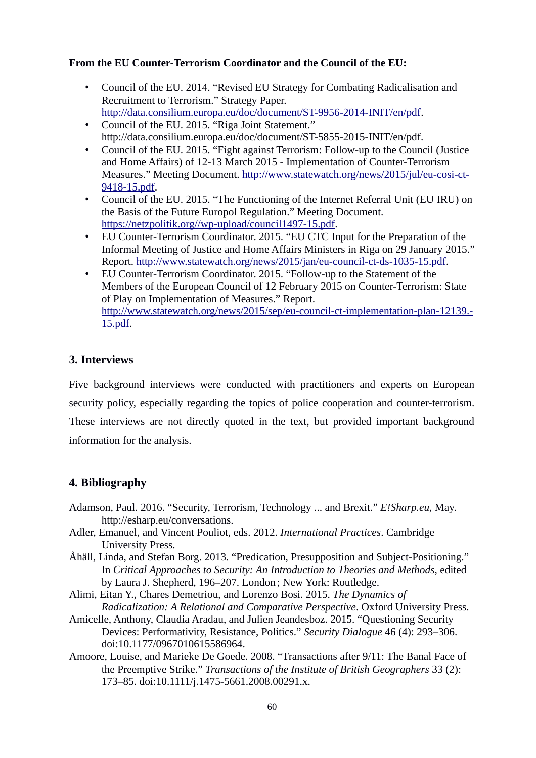**From the EU Counter-Terrorism Coordinator and the Council of the EU:**

- Council of the EU. 2014. "Revised EU Strategy for Combating Radicalisation and Recruitment to Terrorism." Strategy Paper. http://data.consilium.europa.eu/doc/document/ST-9956-2014-INIT/en/pdf.
- Council of the EU. 2015. "Riga Joint Statement." http://data.consilium.europa.eu/doc/document/ST-5855-2015-INIT/en/pdf.
- Council of the EU. 2015. "Fight against Terrorism: Follow-up to the Council (Justice and Home Affairs) of 12-13 March 2015 - Implementation of Counter-Terrorism Measures." Meeting Document. http://www.statewatch.org/news/2015/jul/eu-cosi-ct-9418-15.pdf.
- Council of the EU. 2015. "The Functioning of the Internet Referral Unit (EU IRU) on the Basis of the Future Europol Regulation." Meeting Document. https://netzpolitik.org//wp-upload/council1497-15.pdf.
- EU Counter-Terrorism Coordinator. 2015. "EU CTC Input for the Preparation of the Informal Meeting of Justice and Home Affairs Ministers in Riga on 29 January 2015." Report. http://www.statewatch.org/news/2015/jan/eu-council-ct-ds-1035-15.pdf.
- EU Counter-Terrorism Coordinator. 2015. "Follow-up to the Statement of the Members of the European Council of 12 February 2015 on Counter-Terrorism: State of Play on Implementation of Measures." Report. http://www.statewatch.org/news/2015/sep/eu-council-ct-implementation-plan-12139.-15.pdf.

## 3. Interviews

Five background interviews were conducted with practitioners and experts on European security policy, especially regarding the topics of police cooperation and counter-terrorism. These interviews are not directly quoted in the text, but provided important background information for the analysis.

## 4. Bibliography

Adamson, Paul. 2016. "Security, Terrorism, Technology ... and Brexit." *E!Sharp.eu*, May. http://esharp.eu/conversations.

Adler, Emanuel, and Vincent Pouliot, eds. 2012. *International Practices*. Cambridge University Press.

Åhäll, Linda, and Stefan Borg. 2013. "Predication, Presupposition and Subject-Positioning." In *Critical Approaches to Security: An Introduction to Theories and Methods*, edited by Laura J. Shepherd, 196–207. London ; New York: Routledge.

Alimi, Eitan Y., Chares Demetriou, and Lorenzo Bosi. 2015. *The Dynamics of Radicalization: A Relational and Comparative Perspective*. Oxford University Press.

Amicelle, Anthony, Claudia Aradau, and Julien Jeandesboz. 2015. "Questioning Security Devices: Performativity, Resistance, Politics." *Security Dialogue* 46 (4): 293–306. doi:10.1177/0967010615586964.

Amoore, Louise, and Marieke De Goede. 2008. "Transactions after 9/11: The Banal Face of the Preemptive Strike." *Transactions of the Institute of British Geographers* 33 (2): 173–85. doi:10.1111/j.1475-5661.2008.00291.x.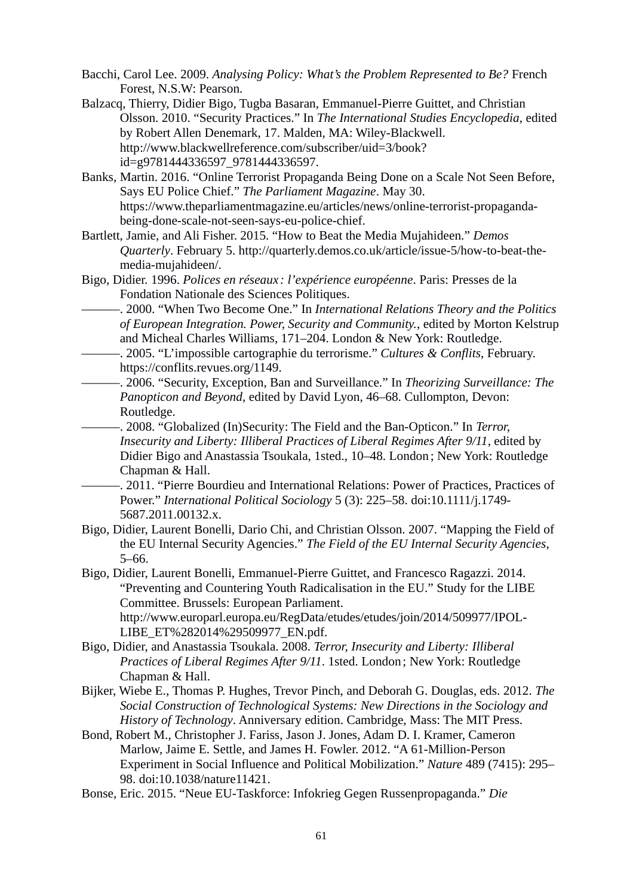Bacchi, Carol Lee. 2009. *Analysing Policy: What's the Problem Represented to Be?* French Forest, N.S.W: Pearson.

Balzacq, Thierry, Didier Bigo, Tugba Basaran, Emmanuel-Pierre Guittet, and Christian Olsson. 2010. "Security Practices." In *The International Studies Encyclopedia*, edited by Robert Allen Denemark, 17. Malden, MA: Wiley-Blackwell. http://www.blackwellreference.com/subscriber/uid=3/book?id=g9781444336597_9781444336597.

Banks, Martin. 2016. "Online Terrorist Propaganda Being Done on a Scale Not Seen Before, Says EU Police Chief." *The Parliament Magazine*. May 30. https://www.theparliamentmagazine.eu/articles/news/online-terrorist-propaganda-being-done-scale-not-seen-says-eu-police-chief.

Bartlett, Jamie, and Ali Fisher. 2015. "How to Beat the Media Mujahideen." *Demos Quarterly*. February 5. http://quarterly.demos.co.uk/article/issue-5/how-to-beat-the-media-mujahideen/.

Bigo, Didier. 1996. *Polices en réseaux : l'expérience européenne*. Paris: Presses de la Fondation Nationale des Sciences Politiques.

———. 2000. "When Two Become One." In *International Relations Theory and the Politics of European Integration. Power, Security and Community.*, edited by Morton Kelstrup and Micheal Charles Williams, 171–204. London & New York: Routledge.

———. 2005. "L'impossible cartographie du terrorisme." *Cultures & Conflits*, February. https://conflits.revues.org/1149.

———. 2006. "Security, Exception, Ban and Surveillance." In *Theorizing Surveillance: The Panopticon and Beyond*, edited by David Lyon, 46–68. Cullompton, Devon: Routledge.

———. 2008. "Globalized (In)Security: The Field and the Ban-Opticon." In *Terror, Insecurity and Liberty: Illiberal Practices of Liberal Regimes After 9/11*, edited by Didier Bigo and Anastassia Tsoukala, 1sted., 10–48. London ; New York: Routledge Chapman & Hall.

———. 2011. "Pierre Bourdieu and International Relations: Power of Practices, Practices of Power." *International Political Sociology* 5 (3): 225–58. doi:10.1111/j.1749-5687.2011.00132.x.

Bigo, Didier, Laurent Bonelli, Dario Chi, and Christian Olsson. 2007. "Mapping the Field of the EU Internal Security Agencies." *The Field of the EU Internal Security Agencies*, 5–66.

Bigo, Didier, Laurent Bonelli, Emmanuel-Pierre Guittet, and Francesco Ragazzi. 2014. "Preventing and Countering Youth Radicalisation in the EU." Study for the LIBE Committee. Brussels: European Parliament. http://www.europarl.europa.eu/RegData/etudes/etudes/join/2014/509977/IPOL-LIBE_ET%282014%29509977_EN.pdf.

Bigo, Didier, and Anastassia Tsoukala. 2008. *Terror, Insecurity and Liberty: Illiberal Practices of Liberal Regimes After 9/11*. 1sted. London ; New York: Routledge Chapman & Hall.

Bijker, Wiebe E., Thomas P. Hughes, Trevor Pinch, and Deborah G. Douglas, eds. 2012. *The Social Construction of Technological Systems: New Directions in the Sociology and History of Technology*. Anniversary edition. Cambridge, Mass: The MIT Press.

Bond, Robert M., Christopher J. Fariss, Jason J. Jones, Adam D. I. Kramer, Cameron Marlow, Jaime E. Settle, and James H. Fowler. 2012. "A 61-Million-Person Experiment in Social Influence and Political Mobilization." *Nature* 489 (7415): 295–98. doi:10.1038/nature11421.

Bonse, Eric. 2015. "Neue EU-Taskforce: Infokrieg Gegen Russenpropaganda." *Die*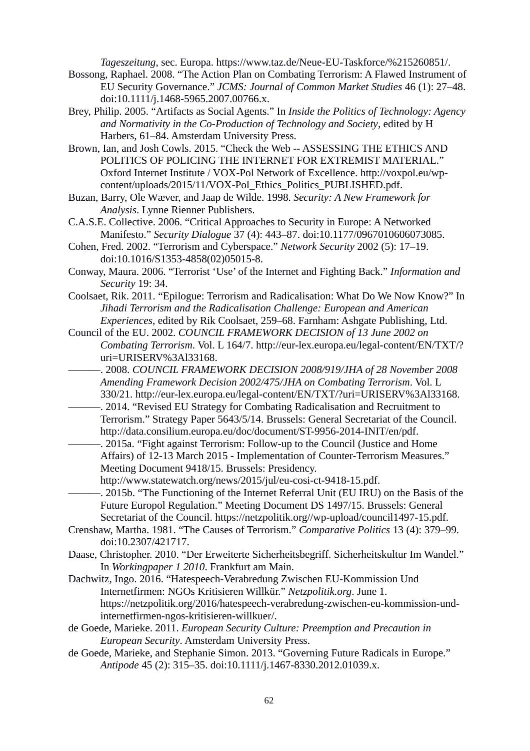*Tageszeitung*, sec. Europa. https://www.taz.de/Neue-EU-Taskforce/%215260851/.

Bossong, Raphael. 2008. “The Action Plan on Combating Terrorism: A Flawed Instrument of EU Security Governance.” *JCMS: Journal of Common Market Studies* 46 (1): 27–48. doi:10.1111/j.1468-5965.2007.00766.x.

Brey, Philip. 2005. “Artifacts as Social Agents.” In *Inside the Politics of Technology: Agency and Normativity in the Co-Production of Technology and Society*, edited by H Harbers, 61–84. Amsterdam University Press.

Brown, Ian, and Josh Cowls. 2015. “Check the Web -- ASSESSING THE ETHICS AND POLITICS OF POLICING THE INTERNET FOR EXTREMIST MATERIAL.” Oxford Internet Institute / VOX-Pol Network of Excellence. http://voxpol.eu/wp-content/uploads/2015/11/VOX-Pol_Ethics_Politics_PUBLISHED.pdf.

Buzan, Barry, Ole Wæver, and Jaap de Wilde. 1998. *Security: A New Framework for Analysis*. Lynne Rienner Publishers.

C.A.S.E. Collective. 2006. “Critical Approaches to Security in Europe: A Networked Manifesto.” *Security Dialogue* 37 (4): 443–87. doi:10.1177/0967010606073085.

Cohen, Fred. 2002. “Terrorism and Cyberspace.” *Network Security* 2002 (5): 17–19. doi:10.1016/S1353-4858(02)05015-8.

Conway, Maura. 2006. “Terrorist ‘Use’ of the Internet and Fighting Back.” *Information and Security* 19: 34.

Coolsaet, Rik. 2011. “Epilogue: Terrorism and Radicalisation: What Do We Now Know?” In *Jihadi Terrorism and the Radicalisation Challenge: European and American Experiences*, edited by Rik Coolsaet, 259–68. Farnham: Ashgate Publishing, Ltd.

Council of the EU. 2002. *COUNCIL FRAMEWORK DECISION of 13 June 2002 on Combating Terrorism*. Vol. L 164/7. http://eur-lex.europa.eu/legal-content/EN/TXT/?uri=URISERV%3Al33168.

———. 2008. *COUNCIL FRAMEWORK DECISION 2008/919/JHA of 28 November 2008 Amending Framework Decision 2002/475/JHA on Combating Terrorism*. Vol. L 330/21. http://eur-lex.europa.eu/legal-content/EN/TXT/?uri=URISERV%3Al33168.

———. 2014. “Revised EU Strategy for Combating Radicalisation and Recruitment to Terrorism.” Strategy Paper 5643/5/14. Brussels: General Secretariat of the Council. http://data.consilium.europa.eu/doc/document/ST-9956-2014-INIT/en/pdf.

———. 2015a. “Fight against Terrorism: Follow-up to the Council (Justice and Home Affairs) of 12-13 March 2015 - Implementation of Counter-Terrorism Measures.” Meeting Document 9418/15. Brussels: Presidency. http://www.statewatch.org/news/2015/jul/eu-cosi-ct-9418-15.pdf.

———. 2015b. “The Functioning of the Internet Referral Unit (EU IRU) on the Basis of the Future Europol Regulation.” Meeting Document DS 1497/15. Brussels: General Secretariat of the Council. https://netzpolitik.org//wp-upload/council1497-15.pdf.

Crenshaw, Martha. 1981. “The Causes of Terrorism.” *Comparative Politics* 13 (4): 379–99. doi:10.2307/421717.

Daase, Christopher. 2010. “Der Erweiterte Sicherheitsbegriff. Sicherheitskultur Im Wandel.” In *Workingpaper 1 2010*. Frankfurt am Main.

Dachwitz, Ingo. 2016. “Hatespeech-Verabredung Zwischen EU-Kommission Und Internetfirmen: NGOs Kritisieren Willkür.” *Netzpolitik.org*. June 1. https://netzpolitik.org/2016/hatespeech-verabredung-zwischen-eu-kommission-und-internetfirmen-ngos-kritisieren-willkuer/.

de Goede, Marieke. 2011. *European Security Culture: Preemption and Precaution in European Security*. Amsterdam University Press.

de Goede, Marieke, and Stephanie Simon. 2013. “Governing Future Radicals in Europe.” *Antipode* 45 (2): 315–35. doi:10.1111/j.1467-8330.2012.01039.x.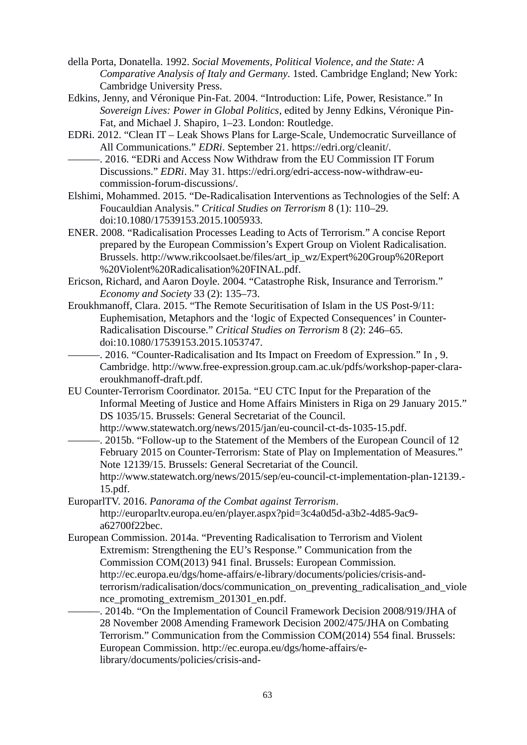della Porta, Donatella. 1992. *Social Movements, Political Violence, and the State: A Comparative Analysis of Italy and Germany*. 1sted. Cambridge England; New York: Cambridge University Press.

Edkins, Jenny, and Véronique Pin-Fat. 2004. "Introduction: Life, Power, Resistance." In *Sovereign Lives: Power in Global Politics*, edited by Jenny Edkins, Véronique Pin-Fat, and Michael J. Shapiro, 1–23. London: Routledge.

EDRi. 2012. "Clean IT – Leak Shows Plans for Large-Scale, Undemocratic Surveillance of All Communications." *EDRi*. September 21. https://edri.org/cleanit/.

———. 2016. "EDRi and Access Now Withdraw from the EU Commission IT Forum Discussions." *EDRi*. May 31. https://edri.org/edri-access-now-withdraw-eu-commission-forum-discussions/.

Elshimi, Mohammed. 2015. "De-Radicalisation Interventions as Technologies of the Self: A Foucauldian Analysis." *Critical Studies on Terrorism* 8 (1): 110–29. doi:10.1080/17539153.2015.1005933.

ENER. 2008. "Radicalisation Processes Leading to Acts of Terrorism." A concise Report prepared by the European Commission's Expert Group on Violent Radicalisation. Brussels. http://www.rikcoolsaet.be/files/art_ip_wz/Expert%20Group%20Report%20Violent%20Radicalisation%20FINAL.pdf.

Ericson, Richard, and Aaron Doyle. 2004. "Catastrophe Risk, Insurance and Terrorism." *Economy and Society* 33 (2): 135–73.

Eroukhmanoff, Clara. 2015. "The Remote Securitisation of Islam in the US Post-9/11: Euphemisation, Metaphors and the 'logic of Expected Consequences' in Counter-Radicalisation Discourse." *Critical Studies on Terrorism* 8 (2): 246–65. doi:10.1080/17539153.2015.1053747.

———. 2016. "Counter-Radicalisation and Its Impact on Freedom of Expression." In , 9. Cambridge. http://www.free-expression.group.cam.ac.uk/pdfs/workshop-paper-clara-eroukhmanoff-draft.pdf.

EU Counter-Terrorism Coordinator. 2015a. "EU CTC Input for the Preparation of the Informal Meeting of Justice and Home Affairs Ministers in Riga on 29 January 2015." DS 1035/15. Brussels: General Secretariat of the Council. http://www.statewatch.org/news/2015/jan/eu-council-ct-ds-1035-15.pdf.

———. 2015b. "Follow-up to the Statement of the Members of the European Council of 12 February 2015 on Counter-Terrorism: State of Play on Implementation of Measures." Note 12139/15. Brussels: General Secretariat of the Council. http://www.statewatch.org/news/2015/sep/eu-council-ct-implementation-plan-12139.-15.pdf.

EuroparlTV. 2016. *Panorama of the Combat against Terrorism*. http://europarltv.europa.eu/en/player.aspx?pid=3c4a0d5d-a3b2-4d85-9ac9-a62700f22bec.

European Commission. 2014a. "Preventing Radicalisation to Terrorism and Violent Extremism: Strengthening the EU's Response." Communication from the Commission COM(2013) 941 final. Brussels: European Commission. http://ec.europa.eu/dgs/home-affairs/e-library/documents/policies/crisis-and-terrorism/radicalisation/docs/communication_on_preventing_radicalisation_and_violence_promoting_extremism_201301_en.pdf.

———. 2014b. "On the Implementation of Council Framework Decision 2008/919/JHA of 28 November 2008 Amending Framework Decision 2002/475/JHA on Combating Terrorism." Communication from the Commission COM(2014) 554 final. Brussels: European Commission. http://ec.europa.eu/dgs/home-affairs/e-library/documents/policies/crisis-and-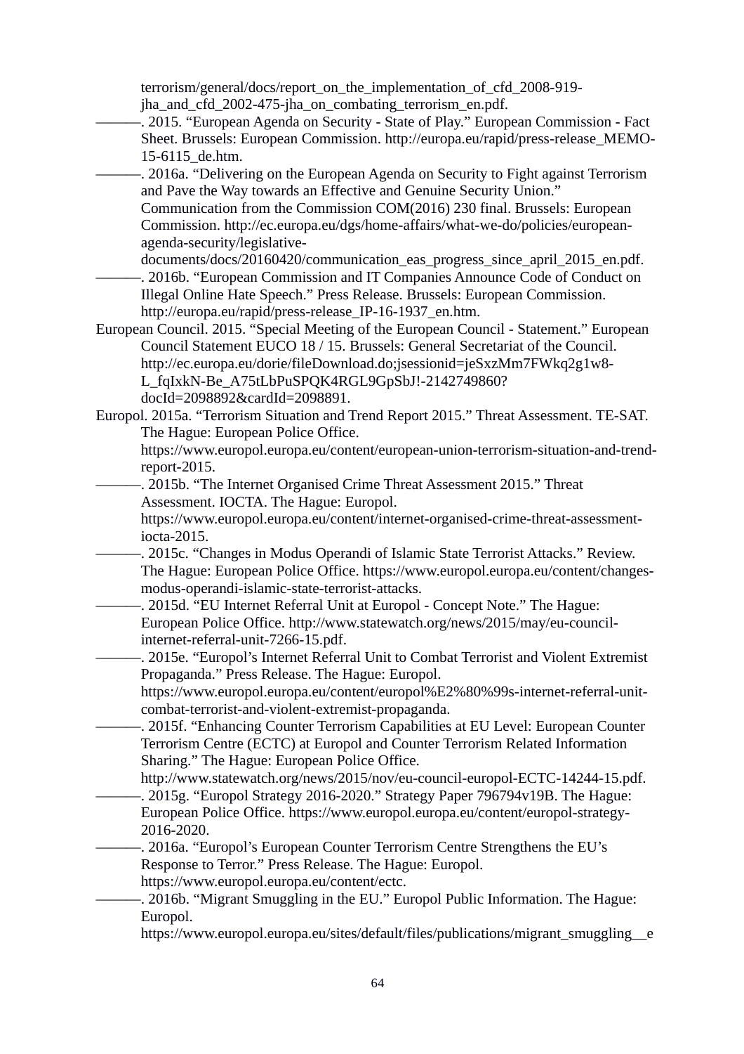terrorism/general/docs/report_on_the_implementation_of_cfd_2008-919-jha_and_cfd_2002-475-jha_on_combating_terrorism_en.pdf.

———. 2015. "European Agenda on Security - State of Play." European Commission - Fact Sheet. Brussels: European Commission. http://europa.eu/rapid/press-release_MEMO-15-6115_de.htm.

———. 2016a. "Delivering on the European Agenda on Security to Fight against Terrorism and Pave the Way towards an Effective and Genuine Security Union." Communication from the Commission COM(2016) 230 final. Brussels: European Commission. http://ec.europa.eu/dgs/home-affairs/what-we-do/policies/european-agenda-security/legislative-documents/docs/20160420/communication_eas_progress_since_april_2015_en.pdf.

———. 2016b. "European Commission and IT Companies Announce Code of Conduct on Illegal Online Hate Speech." Press Release. Brussels: European Commission. http://europa.eu/rapid/press-release_IP-16-1937_en.htm.

European Council. 2015. "Special Meeting of the European Council - Statement." European Council Statement EUCO 18 / 15. Brussels: General Secretariat of the Council. http://ec.europa.eu/dorie/fileDownload.do;jsessionid=jeSxzMm7FWkq2g1w8-L_fqIxkN-Be_A75tLbPuSPQK4RGL9GpSbJ!-2142749860?docId=2098892&cardId=2098891.

Europol. 2015a. "Terrorism Situation and Trend Report 2015." Threat Assessment. TE-SAT. The Hague: European Police Office. https://www.europol.europa.eu/content/european-union-terrorism-situation-and-trend-report-2015.

———. 2015b. "The Internet Organised Crime Threat Assessment 2015." Threat Assessment. IOCTA. The Hague: Europol. https://www.europol.europa.eu/content/internet-organised-crime-threat-assessment-iocta-2015.

———. 2015c. "Changes in Modus Operandi of Islamic State Terrorist Attacks." Review. The Hague: European Police Office. https://www.europol.europa.eu/content/changes-modus-operandi-islamic-state-terrorist-attacks.

———. 2015d. "EU Internet Referral Unit at Europol - Concept Note." The Hague: European Police Office. http://www.statewatch.org/news/2015/may/eu-council-internet-referral-unit-7266-15.pdf.

———. 2015e. "Europol's Internet Referral Unit to Combat Terrorist and Violent Extremist Propaganda." Press Release. The Hague: Europol. https://www.europol.europa.eu/content/europol%E2%80%99s-internet-referral-unit-combat-terrorist-and-violent-extremist-propaganda.

———. 2015f. "Enhancing Counter Terrorism Capabilities at EU Level: European Counter Terrorism Centre (ECTC) at Europol and Counter Terrorism Related Information Sharing." The Hague: European Police Office. http://www.statewatch.org/news/2015/nov/eu-council-europol-ECTC-14244-15.pdf.

———. 2015g. "Europol Strategy 2016-2020." Strategy Paper 796794v19B. The Hague: European Police Office. https://www.europol.europa.eu/content/europol-strategy-2016-2020.

———. 2016a. "Europol's European Counter Terrorism Centre Strengthens the EU's Response to Terror." Press Release. The Hague: Europol. https://www.europol.europa.eu/content/ectc.

———. 2016b. "Migrant Smuggling in the EU." Europol Public Information. The Hague: Europol. https://www.europol.europa.eu/sites/default/files/publications/migrant_smuggling__e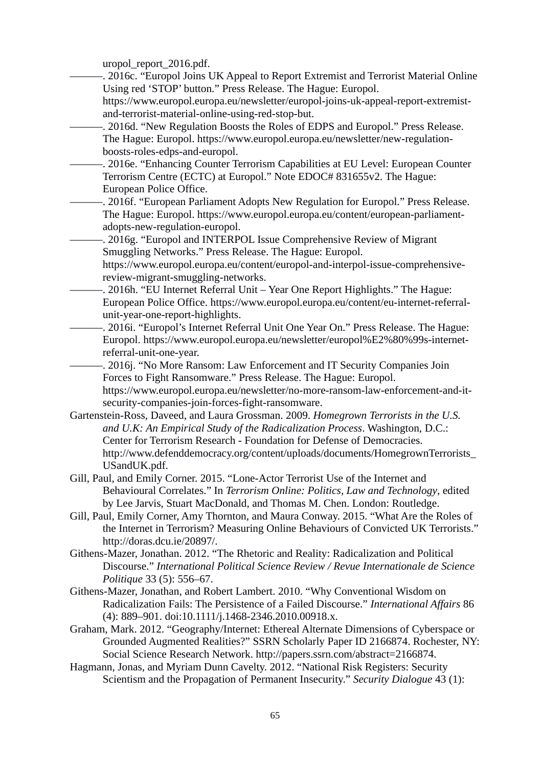uropol_report_2016.pdf.

———. 2016c. “Europol Joins UK Appeal to Report Extremist and Terrorist Material Online Using red ‘STOP’ button.” Press Release. The Hague: Europol. https://www.europol.europa.eu/newsletter/europol-joins-uk-appeal-report-extremist-and-terrorist-material-online-using-red-stop-but.

———. 2016d. “New Regulation Boosts the Roles of EDPS and Europol.” Press Release. The Hague: Europol. https://www.europol.europa.eu/newsletter/new-regulation-boosts-roles-edps-and-europol.

———. 2016e. “Enhancing Counter Terrorism Capabilities at EU Level: European Counter Terrorism Centre (ECTC) at Europol.” Note EDOC# 831655v2. The Hague: European Police Office.

———. 2016f. “European Parliament Adopts New Regulation for Europol.” Press Release. The Hague: Europol. https://www.europol.europa.eu/content/european-parliament-adopts-new-regulation-europol.

———. 2016g. “Europol and INTERPOL Issue Comprehensive Review of Migrant Smuggling Networks.” Press Release. The Hague: Europol. https://www.europol.europa.eu/content/europol-and-interpol-issue-comprehensive-review-migrant-smuggling-networks.

———. 2016h. “EU Internet Referral Unit – Year One Report Highlights.” The Hague: European Police Office. https://www.europol.europa.eu/content/eu-internet-referral-unit-year-one-report-highlights.

———. 2016i. “Europol’s Internet Referral Unit One Year On.” Press Release. The Hague: Europol. https://www.europol.europa.eu/newsletter/europol%E2%80%99s-internet-referral-unit-one-year.

———. 2016j. “No More Ransom: Law Enforcement and IT Security Companies Join Forces to Fight Ransomware.” Press Release. The Hague: Europol. https://www.europol.europa.eu/newsletter/no-more-ransom-law-enforcement-and-it-security-companies-join-forces-fight-ransomware.

Gartenstein-Ross, Daveed, and Laura Grossman. 2009. *Homegrown Terrorists in the U.S. and U.K: An Empirical Study of the Radicalization Process*. Washington, D.C.: Center for Terrorism Research - Foundation for Defense of Democracies. http://www.defenddemocracy.org/content/uploads/documents/HomegrownTerrorists_USandUK.pdf.

Gill, Paul, and Emily Corner. 2015. “Lone-Actor Terrorist Use of the Internet and Behavioural Correlates.” In *Terrorism Online: Politics, Law and Technology*, edited by Lee Jarvis, Stuart MacDonald, and Thomas M. Chen. London: Routledge.

Gill, Paul, Emily Corner, Amy Thornton, and Maura Conway. 2015. “What Are the Roles of the Internet in Terrorism? Measuring Online Behaviours of Convicted UK Terrorists.” http://doras.dcu.ie/20897/.

Githens-Mazer, Jonathan. 2012. “The Rhetoric and Reality: Radicalization and Political Discourse.” *International Political Science Review / Revue Internationale de Science Politique* 33 (5): 556–67.

Githens-Mazer, Jonathan, and Robert Lambert. 2010. “Why Conventional Wisdom on Radicalization Fails: The Persistence of a Failed Discourse.” *International Affairs* 86 (4): 889–901. doi:10.1111/j.1468-2346.2010.00918.x.

Graham, Mark. 2012. “Geography/Internet: Ethereal Alternate Dimensions of Cyberspace or Grounded Augmented Realities?” SSRN Scholarly Paper ID 2166874. Rochester, NY: Social Science Research Network. http://papers.ssrn.com/abstract=2166874.

Hagmann, Jonas, and Myriam Dunn Cavelty. 2012. “National Risk Registers: Security Scientism and the Propagation of Permanent Insecurity.” *Security Dialogue* 43 (1):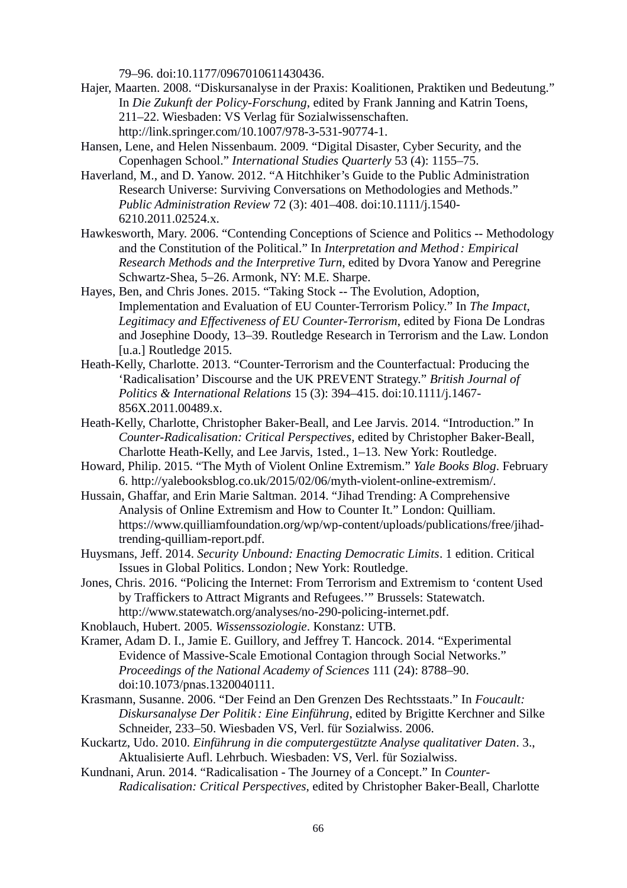79–96. doi:10.1177/0967010611430436.

Hajer, Maarten. 2008. “Diskursanalyse in der Praxis: Koalitionen, Praktiken und Bedeutung.” In *Die Zukunft der Policy-Forschung*, edited by Frank Janning and Katrin Toens, 211–22. Wiesbaden: VS Verlag für Sozialwissenschaften. http://link.springer.com/10.1007/978-3-531-90774-1.

Hansen, Lene, and Helen Nissenbaum. 2009. “Digital Disaster, Cyber Security, and the Copenhagen School.” *International Studies Quarterly* 53 (4): 1155–75.

Haverland, M., and D. Yanow. 2012. “A Hitchhiker’s Guide to the Public Administration Research Universe: Surviving Conversations on Methodologies and Methods.” *Public Administration Review* 72 (3): 401–408. doi:10.1111/j.1540-6210.2011.02524.x.

Hawkesworth, Mary. 2006. “Contending Conceptions of Science and Politics -- Methodology and the Constitution of the Political.” In *Interpretation and Method : Empirical Research Methods and the Interpretive Turn*, edited by Dvora Yanow and Peregrine Schwartz-Shea, 5–26. Armonk, NY: M.E. Sharpe.

Hayes, Ben, and Chris Jones. 2015. “Taking Stock -- The Evolution, Adoption, Implementation and Evaluation of EU Counter-Terrorism Policy.” In *The Impact, Legitimacy and Effectiveness of EU Counter-Terrorism*, edited by Fiona De Londras and Josephine Doody, 13–39. Routledge Research in Terrorism and the Law. London [u.a.] Routledge 2015.

Heath-Kelly, Charlotte. 2013. “Counter-Terrorism and the Counterfactual: Producing the ‘Radicalisation’ Discourse and the UK PREVENT Strategy.” *British Journal of Politics & International Relations* 15 (3): 394–415. doi:10.1111/j.1467-856X.2011.00489.x.

Heath-Kelly, Charlotte, Christopher Baker-Beall, and Lee Jarvis. 2014. “Introduction.” In *Counter-Radicalisation: Critical Perspectives*, edited by Christopher Baker-Beall, Charlotte Heath-Kelly, and Lee Jarvis, 1sted., 1–13. New York: Routledge.

Howard, Philip. 2015. “The Myth of Violent Online Extremism.” *Yale Books Blog*. February 6. http://yalebooksblog.co.uk/2015/02/06/myth-violent-online-extremism/.

Hussain, Ghaffar, and Erin Marie Saltman. 2014. “Jihad Trending: A Comprehensive Analysis of Online Extremism and How to Counter It.” London: Quilliam. https://www.quilliamfoundation.org/wp/wp-content/uploads/publications/free/jihad-trending-quilliam-report.pdf.

Huysmans, Jeff. 2014. *Security Unbound: Enacting Democratic Limits*. 1 edition. Critical Issues in Global Politics. London ; New York: Routledge.

Jones, Chris. 2016. “Policing the Internet: From Terrorism and Extremism to ‘content Used by Traffickers to Attract Migrants and Refugees.’” Brussels: Statewatch. http://www.statewatch.org/analyses/no-290-policing-internet.pdf.

Knoblauch, Hubert. 2005. *Wissenssoziologie*. Konstanz: UTB.

Kramer, Adam D. I., Jamie E. Guillory, and Jeffrey T. Hancock. 2014. “Experimental Evidence of Massive-Scale Emotional Contagion through Social Networks.” *Proceedings of the National Academy of Sciences* 111 (24): 8788–90. doi:10.1073/pnas.1320040111.

Krasmann, Susanne. 2006. “Der Feind an Den Grenzen Des Rechtsstaats.” In *Foucault: Diskursanalyse Der Politik : Eine Einführung*, edited by Brigitte Kerchner and Silke Schneider, 233–50. Wiesbaden VS, Verl. für Sozialwiss. 2006.

Kuckartz, Udo. 2010. *Einführung in die computergestützte Analyse qualitativer Daten*. 3., Aktualisierte Aufl. Lehrbuch. Wiesbaden: VS, Verl. für Sozialwiss.

Kundnani, Arun. 2014. “Radicalisation - The Journey of a Concept.” In *Counter-Radicalisation: Critical Perspectives*, edited by Christopher Baker-Beall, Charlotte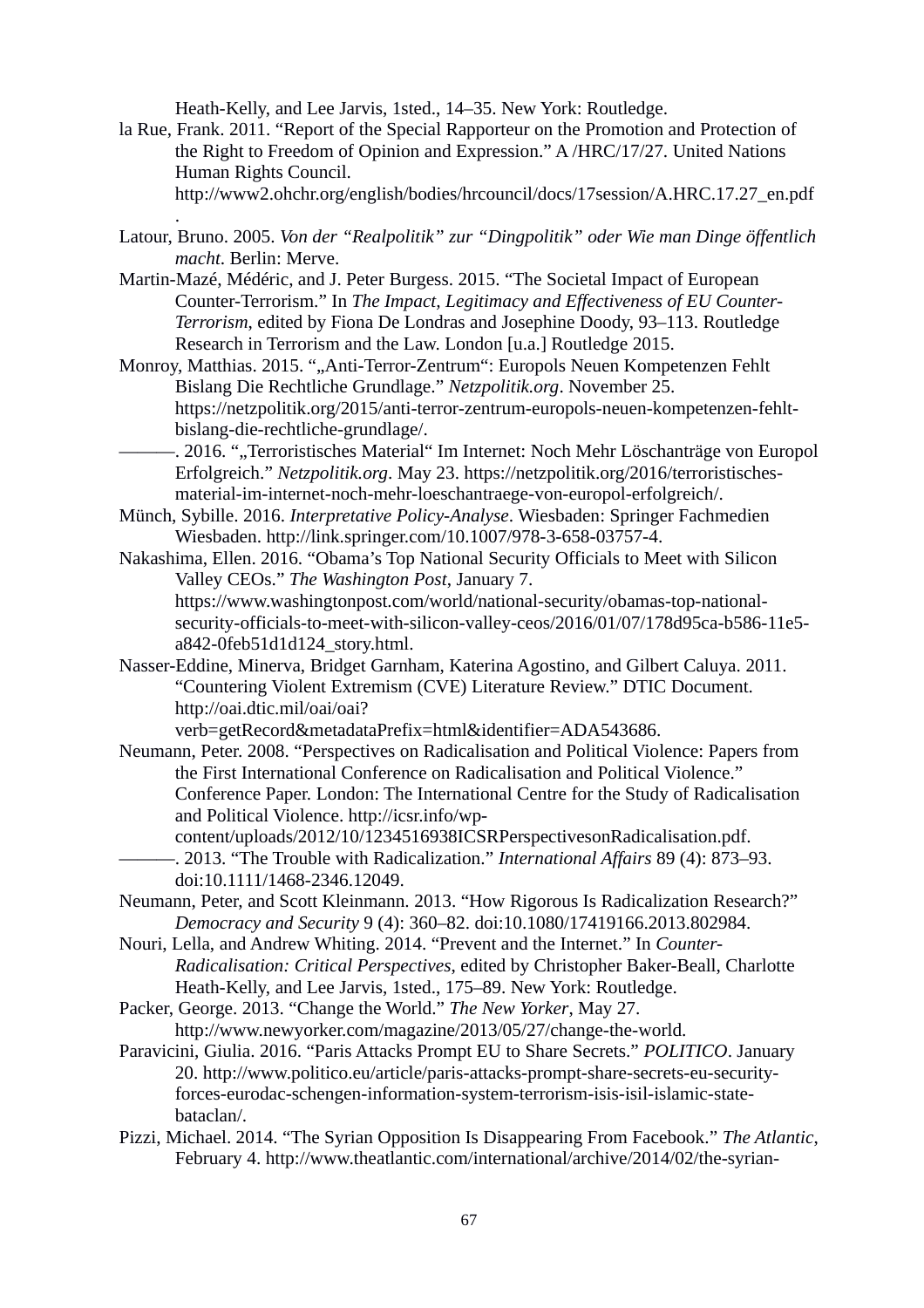Heath-Kelly, and Lee Jarvis, 1sted., 14–35. New York: Routledge.

la Rue, Frank. 2011. “Report of the Special Rapporteur on the Promotion and Protection of the Right to Freedom of Opinion and Expression.” A /HRC/17/27. United Nations Human Rights Council. http://www2.ohchr.org/english/bodies/hrcouncil/docs/17session/A.HRC.17.27_en.pdf.

Latour, Bruno. 2005. *Von der “Realpolitik” zur “Dingpolitik” oder Wie man Dinge öffentlich macht*. Berlin: Merve.

Martin-Mazé, Médéric, and J. Peter Burgess. 2015. “The Societal Impact of European Counter-Terrorism.” In *The Impact, Legitimacy and Effectiveness of EU Counter-Terrorism*, edited by Fiona De Londras and Josephine Doody, 93–113. Routledge Research in Terrorism and the Law. London [u.a.] Routledge 2015.

Monroy, Matthias. 2015. “„Anti-Terror-Zentrum“: Europols Neuen Kompetenzen Fehlt Bislang Die Rechtliche Grundlage.” *Netzpolitik.org*. November 25. https://netzpolitik.org/2015/anti-terror-zentrum-europols-neuen-kompetenzen-fehlt-bislang-die-rechtliche-grundlage/.

———. 2016. “„Terroristisches Material“ Im Internet: Noch Mehr Löschanträge von Europol Erfolgreich.” *Netzpolitik.org*. May 23. https://netzpolitik.org/2016/terroristisches-material-im-internet-noch-mehr-loeschantraege-von-europol-erfolgreich/.

Münch, Sybille. 2016. *Interpretative Policy-Analyse*. Wiesbaden: Springer Fachmedien Wiesbaden. http://link.springer.com/10.1007/978-3-658-03757-4.

Nakashima, Ellen. 2016. “Obama’s Top National Security Officials to Meet with Silicon Valley CEOs.” *The Washington Post*, January 7. https://www.washingtonpost.com/world/national-security/obamas-top-national-security-officials-to-meet-with-silicon-valley-ceos/2016/01/07/178d95ca-b586-11e5-a842-0feb51d1d124_story.html.

Nasser-Eddine, Minerva, Bridget Garnham, Katerina Agostino, and Gilbert Caluya. 2011. “Countering Violent Extremism (CVE) Literature Review.” DTIC Document. http://oai.dtic.mil/oai/oai?verb=getRecord&metadataPrefix=html&identifier=ADA543686.

Neumann, Peter. 2008. “Perspectives on Radicalisation and Political Violence: Papers from the First International Conference on Radicalisation and Political Violence.” Conference Paper. London: The International Centre for the Study of Radicalisation and Political Violence. http://icsr.info/wp-content/uploads/2012/10/1234516938ICSRPerspectivesonRadicalisation.pdf.

———. 2013. “The Trouble with Radicalization.” *International Affairs* 89 (4): 873–93. doi:10.1111/1468-2346.12049.

Neumann, Peter, and Scott Kleinmann. 2013. “How Rigorous Is Radicalization Research?” *Democracy and Security* 9 (4): 360–82. doi:10.1080/17419166.2013.802984.

Nouri, Lella, and Andrew Whiting. 2014. “Prevent and the Internet.” In *Counter-Radicalisation: Critical Perspectives*, edited by Christopher Baker-Beall, Charlotte Heath-Kelly, and Lee Jarvis, 1sted., 175–89. New York: Routledge.

Packer, George. 2013. “Change the World.” *The New Yorker*, May 27. http://www.newyorker.com/magazine/2013/05/27/change-the-world.

Paravicini, Giulia. 2016. “Paris Attacks Prompt EU to Share Secrets.” *POLITICO*. January 20. http://www.politico.eu/article/paris-attacks-prompt-share-secrets-eu-security-forces-eurodac-schengen-information-system-terrorism-isis-isil-islamic-state-bataclan/.

Pizzi, Michael. 2014. “The Syrian Opposition Is Disappearing From Facebook.” *The Atlantic*, February 4. http://www.theatlantic.com/international/archive/2014/02/the-syrian-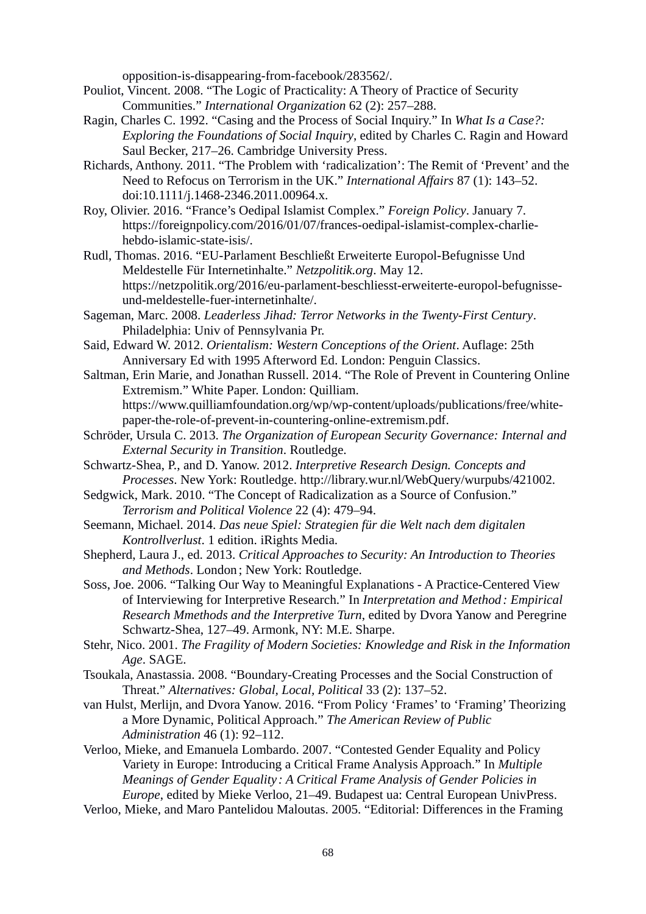opposition-is-disappearing-from-facebook/283562/.

Pouliot, Vincent. 2008. "The Logic of Practicality: A Theory of Practice of Security Communities." *International Organization* 62 (2): 257–288.

Ragin, Charles C. 1992. "Casing and the Process of Social Inquiry." In *What Is a Case?: Exploring the Foundations of Social Inquiry*, edited by Charles C. Ragin and Howard Saul Becker, 217–26. Cambridge University Press.

Richards, Anthony. 2011. "The Problem with 'radicalization': The Remit of 'Prevent' and the Need to Refocus on Terrorism in the UK." *International Affairs* 87 (1): 143–52. doi:10.1111/j.1468-2346.2011.00964.x.

Roy, Olivier. 2016. "France's Oedipal Islamist Complex." *Foreign Policy*. January 7. https://foreignpolicy.com/2016/01/07/frances-oedipal-islamist-complex-charlie-hebdo-islamic-state-isis/.

Rudl, Thomas. 2016. "EU-Parlament Beschließt Erweiterte Europol-Befugnisse Und Meldestelle Für Internetinhalte." *Netzpolitik.org*. May 12. https://netzpolitik.org/2016/eu-parlament-beschliesst-erweiterte-europol-befugnisse-und-meldestelle-fuer-internetinhalte/.

Sageman, Marc. 2008. *Leaderless Jihad: Terror Networks in the Twenty-First Century*. Philadelphia: Univ of Pennsylvania Pr.

Said, Edward W. 2012. *Orientalism: Western Conceptions of the Orient*. Auflage: 25th Anniversary Ed with 1995 Afterword Ed. London: Penguin Classics.

Saltman, Erin Marie, and Jonathan Russell. 2014. "The Role of Prevent in Countering Online Extremism." White Paper. London: Quilliam. https://www.quilliamfoundation.org/wp/wp-content/uploads/publications/free/white-paper-the-role-of-prevent-in-countering-online-extremism.pdf.

Schröder, Ursula C. 2013. *The Organization of European Security Governance: Internal and External Security in Transition*. Routledge.

Schwartz-Shea, P., and D. Yanow. 2012. *Interpretive Research Design. Concepts and Processes*. New York: Routledge. http://library.wur.nl/WebQuery/wurpubs/421002.

Sedgwick, Mark. 2010. "The Concept of Radicalization as a Source of Confusion." *Terrorism and Political Violence* 22 (4): 479–94.

Seemann, Michael. 2014. *Das neue Spiel: Strategien für die Welt nach dem digitalen Kontrollverlust*. 1 edition. iRights Media.

Shepherd, Laura J., ed. 2013. *Critical Approaches to Security: An Introduction to Theories and Methods*. London ; New York: Routledge.

Soss, Joe. 2006. "Talking Our Way to Meaningful Explanations - A Practice-Centered View of Interviewing for Interpretive Research." In *Interpretation and Method : Empirical Research Mmethods and the Interpretive Turn*, edited by Dvora Yanow and Peregrine Schwartz-Shea, 127–49. Armonk, NY: M.E. Sharpe.

Stehr, Nico. 2001. *The Fragility of Modern Societies: Knowledge and Risk in the Information Age*. SAGE.

Tsoukala, Anastassia. 2008. "Boundary-Creating Processes and the Social Construction of Threat." *Alternatives: Global, Local, Political* 33 (2): 137–52.

van Hulst, Merlijn, and Dvora Yanow. 2016. "From Policy 'Frames' to 'Framing' Theorizing a More Dynamic, Political Approach." *The American Review of Public Administration* 46 (1): 92–112.

Verloo, Mieke, and Emanuela Lombardo. 2007. "Contested Gender Equality and Policy Variety in Europe: Introducing a Critical Frame Analysis Approach." In *Multiple Meanings of Gender Equality : A Critical Frame Analysis of Gender Policies in Europe*, edited by Mieke Verloo, 21–49. Budapest ua: Central European UnivPress.

Verloo, Mieke, and Maro Pantelidou Maloutas. 2005. "Editorial: Differences in the Framing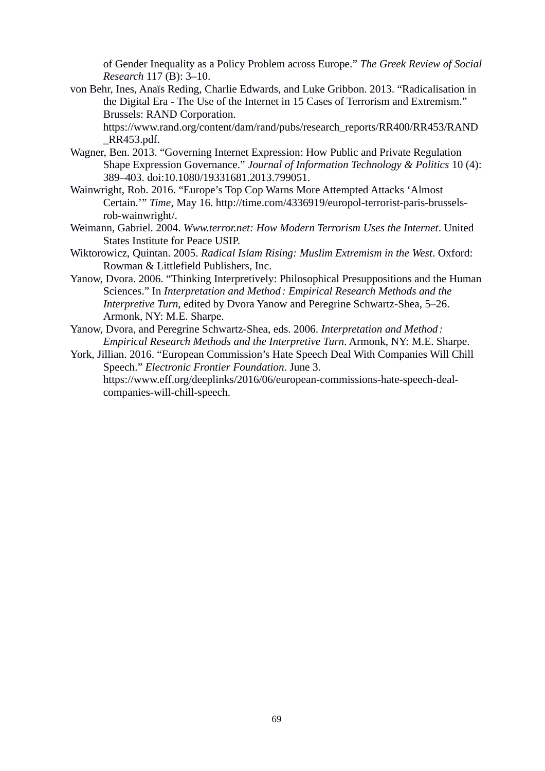of Gender Inequality as a Policy Problem across Europe." *The Greek Review of Social Research* 117 (B): 3–10.

von Behr, Ines, Anaïs Reding, Charlie Edwards, and Luke Gribbon. 2013. "Radicalisation in the Digital Era - The Use of the Internet in 15 Cases of Terrorism and Extremism." Brussels: RAND Corporation. https://www.rand.org/content/dam/rand/pubs/research_reports/RR400/RR453/RAND_RR453.pdf.

Wagner, Ben. 2013. "Governing Internet Expression: How Public and Private Regulation Shape Expression Governance." *Journal of Information Technology & Politics* 10 (4): 389–403. doi:10.1080/19331681.2013.799051.

Wainwright, Rob. 2016. "Europe's Top Cop Warns More Attempted Attacks 'Almost Certain.'" *Time*, May 16. http://time.com/4336919/europol-terrorist-paris-brussels-rob-wainwright/.

Weimann, Gabriel. 2004. *Www.terror.net: How Modern Terrorism Uses the Internet*. United States Institute for Peace USIP.

Wiktorowicz, Quintan. 2005. *Radical Islam Rising: Muslim Extremism in the West*. Oxford: Rowman & Littlefield Publishers, Inc.

Yanow, Dvora. 2006. "Thinking Interpretively: Philosophical Presuppositions and the Human Sciences." In *Interpretation and Method : Empirical Research Methods and the Interpretive Turn*, edited by Dvora Yanow and Peregrine Schwartz-Shea, 5–26. Armonk, NY: M.E. Sharpe.

Yanow, Dvora, and Peregrine Schwartz-Shea, eds. 2006. *Interpretation and Method : Empirical Research Methods and the Interpretive Turn*. Armonk, NY: M.E. Sharpe.

York, Jillian. 2016. "European Commission's Hate Speech Deal With Companies Will Chill Speech." *Electronic Frontier Foundation*. June 3. https://www.eff.org/deeplinks/2016/06/european-commissions-hate-speech-deal-companies-will-chill-speech.